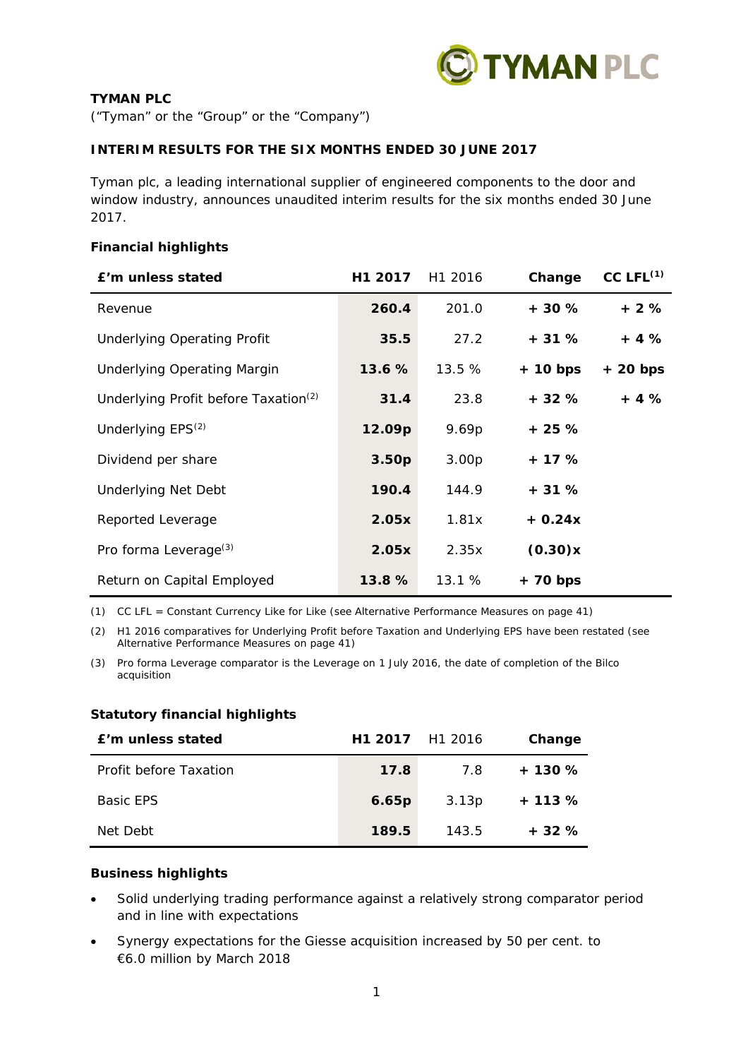**TYMAN PLC**

("Tyman" or the "Group" or the "Company")

**INTERIM RESULTS FOR THE SIX MONTHS ENDED 30 JUNE 2017**

Tyman plc, a leading international supplier of engineered components to the door and window industry, announces unaudited interim results for the six months ended 30 June 2017.

**Financial highlights**

| £'m unless stated | H1 2017 | H1 2016 | Change | CC LFL[(1)] |
|---|---|---|---|---|
| Revenue | **260.4** | 201.0 | **+ 30 %** | **+ 2 %** |
| Underlying Operating Profit | **35.5** | 27.2 | **+ 31 %** | **+ 4 %** |
| Underlying Operating Margin | **13.6 %** | 13.5 % | **+ 10 bps** | **+ 20 bps** |
| Underlying Profit before Taxation[(2)] | **31.4** | 23.8 | **+ 32 %** | **+ 4 %** |
| Underlying EPS[(2)] | **12.09p** | 9.69p | **+ 25 %** | |
| Dividend per share | **3.50p** | 3.00p | **+ 17 %** | |
| Underlying Net Debt | **190.4** | 144.9 | **+ 31 %** | |
| Reported Leverage | **2.05x** | 1.81x | **+ 0.24x** | |
| Pro forma Leverage[(3)] | **2.05x** | 2.35x | **(0.30)x** | |
| Return on Capital Employed | **13.8 %** | 13.1 % | **+ 70 bps** | |

(1) CC LFL = Constant Currency Like for Like (see Alternative Performance Measures on page 41)

(2) H1 2016 comparatives for Underlying Profit before Taxation and Underlying EPS have been restated (see Alternative Performance Measures on page 41)

(3) Pro forma Leverage comparator is the Leverage on 1 July 2016, the date of completion of the Bilco acquisition

**Statutory financial highlights**

| £'m unless stated | H1 2017 | H1 2016 | Change |
|---|---|---|---|
| Profit before Taxation | **17.8** | 7.8 | **+ 130 %** |
| Basic EPS | **6.65p** | 3.13p | **+ 113 %** |
| Net Debt | **189.5** | 143.5 | **+ 32 %** |

**Business highlights**

- Solid underlying trading performance against a relatively strong comparator period and in line with expectations
- Synergy expectations for the Giesse acquisition increased by 50 per cent. to €6.0 million by March 2018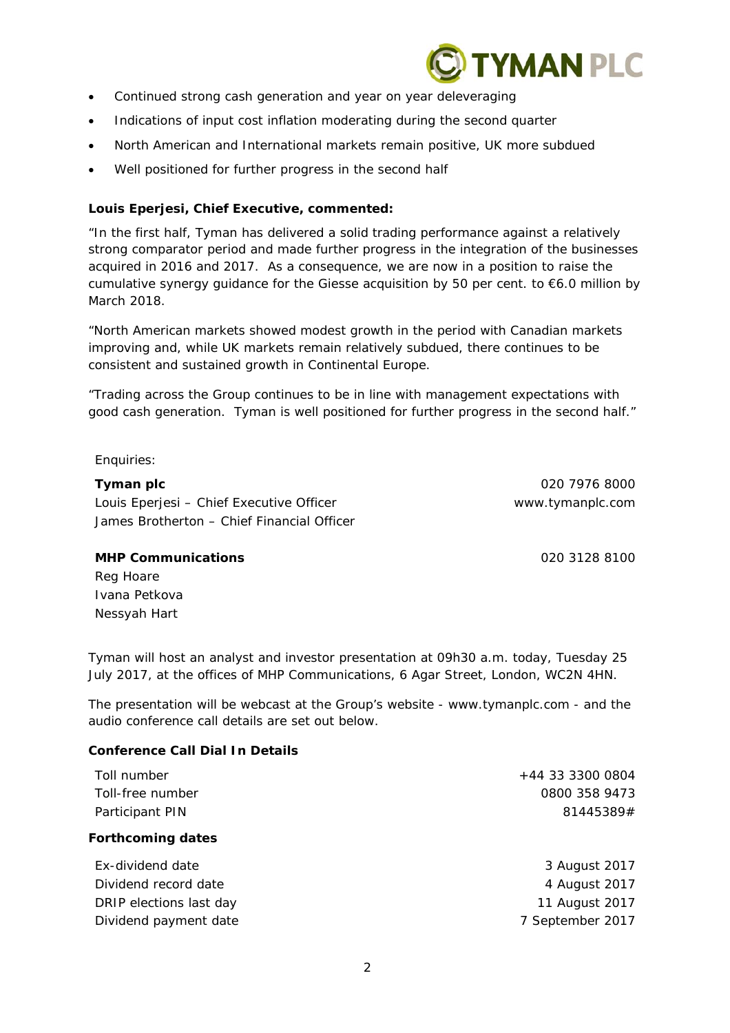- Continued strong cash generation and year on year deleveraging
- Indications of input cost inflation moderating during the second quarter
- North American and International markets remain positive, UK more subdued
- Well positioned for further progress in the second half

**Louis Eperjesi, Chief Executive, commented:**

"In the first half, Tyman has delivered a solid trading performance against a relatively strong comparator period and made further progress in the integration of the businesses acquired in 2016 and 2017. As a consequence, we are now in a position to raise the cumulative synergy guidance for the Giesse acquisition by 50 per cent. to €6.0 million by March 2018.

"North American markets showed modest growth in the period with Canadian markets improving and, while UK markets remain relatively subdued, there continues to be consistent and sustained growth in Continental Europe.

"Trading across the Group continues to be in line with management expectations with good cash generation. Tyman is well positioned for further progress in the second half."

Enquiries:

| | |
|---|---|
| **Tyman plc** | 020 7976 8000 |
| Louis Eperjesi – Chief Executive Officer | www.tymanplc.com |
| James Brotherton – Chief Financial Officer | |
| | |
| **MHP Communications** | 020 3128 8100 |
| Reg Hoare | |
| Ivana Petkova | |
| Nessyah Hart | |

Tyman will host an analyst and investor presentation at 09h30 a.m. today, Tuesday 25 July 2017, at the offices of MHP Communications, 6 Agar Street, London, WC2N 4HN.

The presentation will be webcast at the Group's website - www.tymanplc.com - and the audio conference call details are set out below.

**Conference Call Dial In Details**

| | |
|---|---|
| Toll number | +44 33 3300 0804 |
| Toll-free number | 0800 358 9473 |
| Participant PIN | 81445389# |

**Forthcoming dates**

| | |
|---|---|
| Ex-dividend date | 3 August 2017 |
| Dividend record date | 4 August 2017 |
| DRIP elections last day | 11 August 2017 |
| Dividend payment date | 7 September 2017 |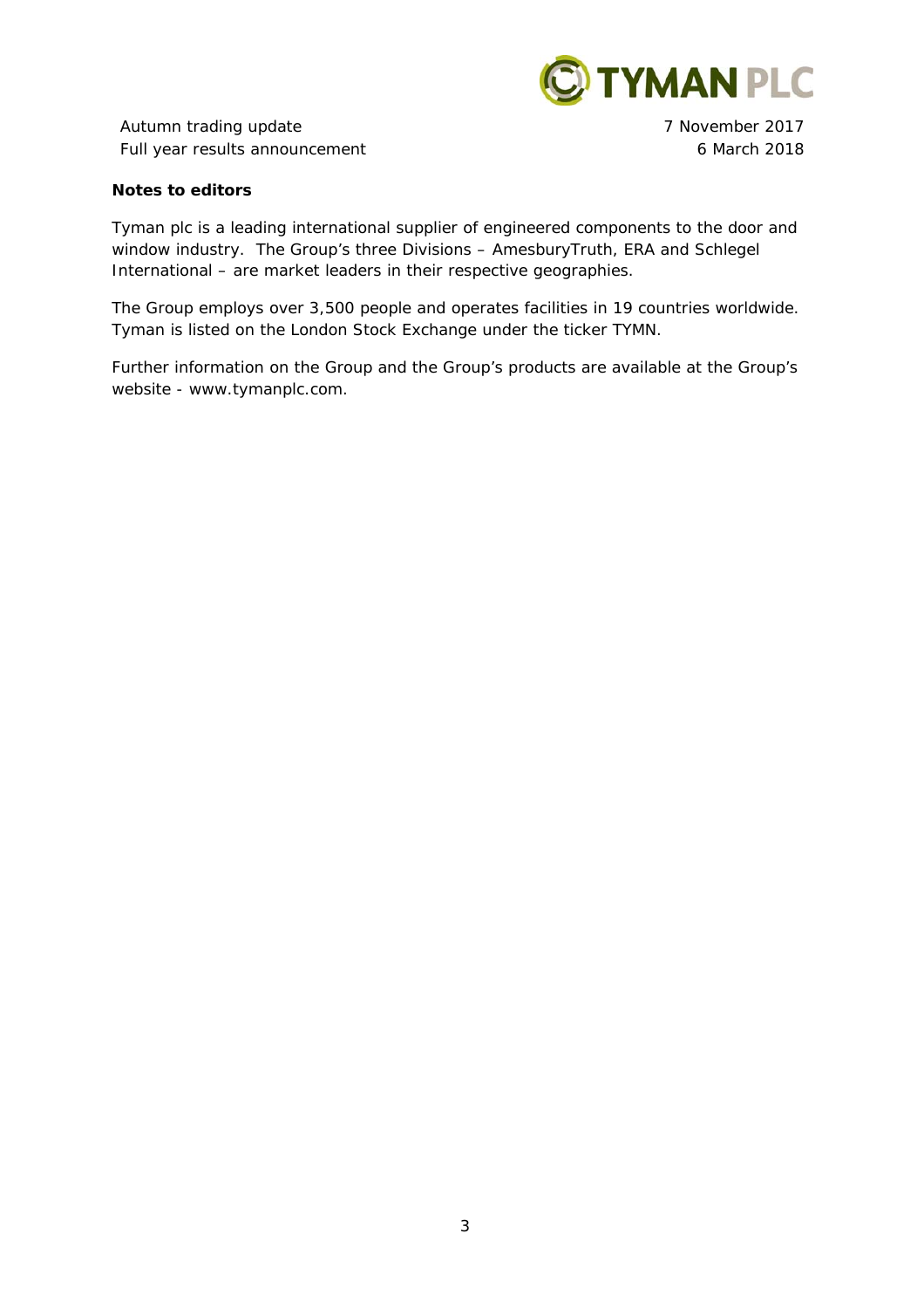| Autumn trading update | 7 November 2017 |
| --- | --- |
| Full year results announcement | 6 March 2018 |

**Notes to editors**

Tyman plc is a leading international supplier of engineered components to the door and window industry. The Group's three Divisions – AmesburyTruth, ERA and Schlegel International – are market leaders in their respective geographies.

The Group employs over 3,500 people and operates facilities in 19 countries worldwide. Tyman is listed on the London Stock Exchange under the ticker TYMN.

Further information on the Group and the Group's products are available at the Group's website - www.tymanplc.com.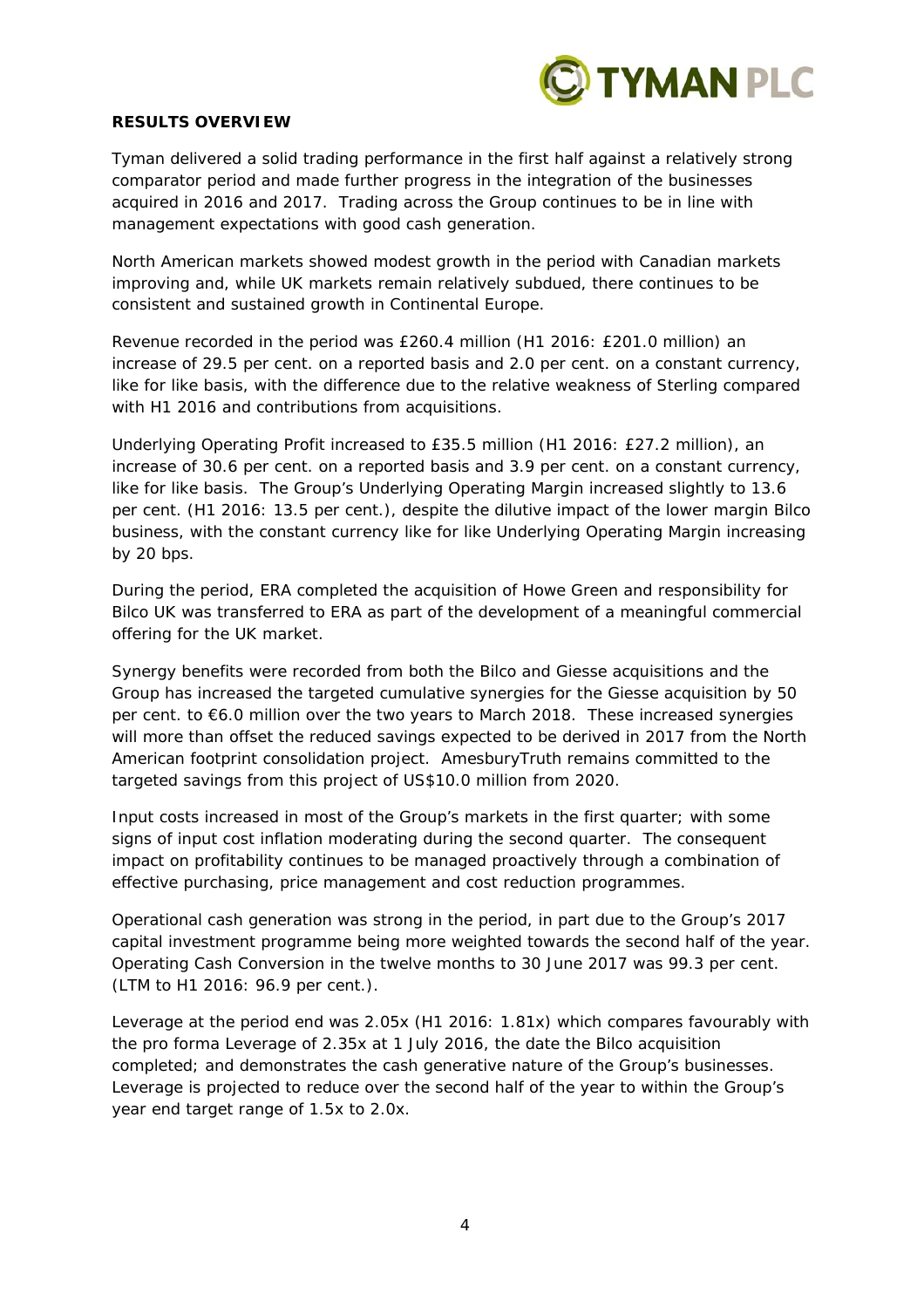## RESULTS OVERVIEW

Tyman delivered a solid trading performance in the first half against a relatively strong comparator period and made further progress in the integration of the businesses acquired in 2016 and 2017. Trading across the Group continues to be in line with management expectations with good cash generation.

North American markets showed modest growth in the period with Canadian markets improving and, while UK markets remain relatively subdued, there continues to be consistent and sustained growth in Continental Europe.

Revenue recorded in the period was £260.4 million (H1 2016: £201.0 million) an increase of 29.5 per cent. on a reported basis and 2.0 per cent. on a constant currency, like for like basis, with the difference due to the relative weakness of Sterling compared with H1 2016 and contributions from acquisitions.

Underlying Operating Profit increased to £35.5 million (H1 2016: £27.2 million), an increase of 30.6 per cent. on a reported basis and 3.9 per cent. on a constant currency, like for like basis. The Group's Underlying Operating Margin increased slightly to 13.6 per cent. (H1 2016: 13.5 per cent.), despite the dilutive impact of the lower margin Bilco business, with the constant currency like for like Underlying Operating Margin increasing by 20 bps.

During the period, ERA completed the acquisition of Howe Green and responsibility for Bilco UK was transferred to ERA as part of the development of a meaningful commercial offering for the UK market.

Synergy benefits were recorded from both the Bilco and Giesse acquisitions and the Group has increased the targeted cumulative synergies for the Giesse acquisition by 50 per cent. to €6.0 million over the two years to March 2018. These increased synergies will more than offset the reduced savings expected to be derived in 2017 from the North American footprint consolidation project. AmesburyTruth remains committed to the targeted savings from this project of US$10.0 million from 2020.

Input costs increased in most of the Group's markets in the first quarter; with some signs of input cost inflation moderating during the second quarter. The consequent impact on profitability continues to be managed proactively through a combination of effective purchasing, price management and cost reduction programmes.

Operational cash generation was strong in the period, in part due to the Group's 2017 capital investment programme being more weighted towards the second half of the year. Operating Cash Conversion in the twelve months to 30 June 2017 was 99.3 per cent. (LTM to H1 2016: 96.9 per cent.).

Leverage at the period end was 2.05x (H1 2016: 1.81x) which compares favourably with the pro forma Leverage of 2.35x at 1 July 2016, the date the Bilco acquisition completed; and demonstrates the cash generative nature of the Group's businesses. Leverage is projected to reduce over the second half of the year to within the Group's year end target range of 1.5x to 2.0x.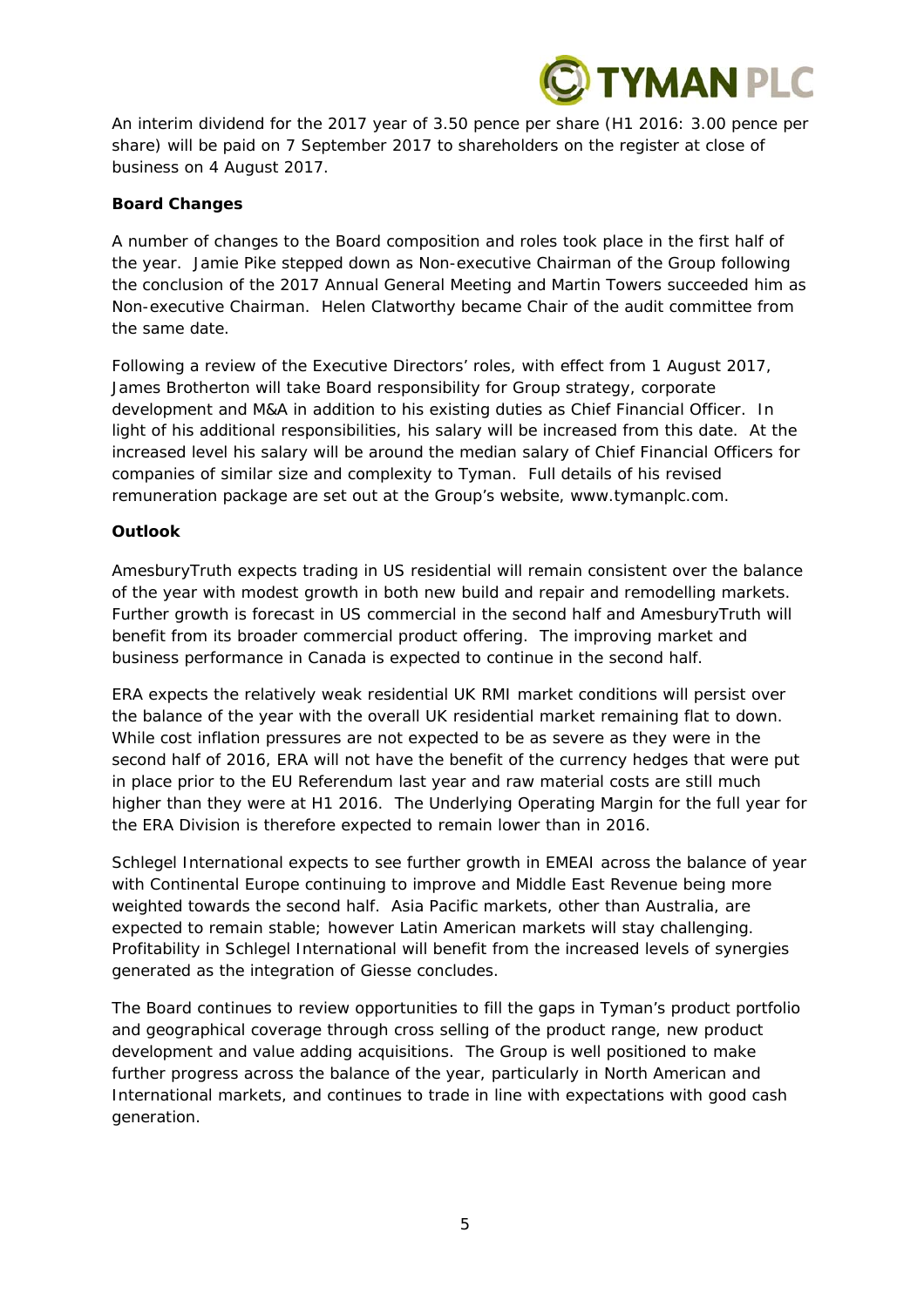An interim dividend for the 2017 year of 3.50 pence per share (H1 2016: 3.00 pence per share) will be paid on 7 September 2017 to shareholders on the register at close of business on 4 August 2017.

**Board Changes**

A number of changes to the Board composition and roles took place in the first half of the year. Jamie Pike stepped down as Non-executive Chairman of the Group following the conclusion of the 2017 Annual General Meeting and Martin Towers succeeded him as Non-executive Chairman. Helen Clatworthy became Chair of the audit committee from the same date.

Following a review of the Executive Directors' roles, with effect from 1 August 2017, James Brotherton will take Board responsibility for Group strategy, corporate development and M&A in addition to his existing duties as Chief Financial Officer. In light of his additional responsibilities, his salary will be increased from this date. At the increased level his salary will be around the median salary of Chief Financial Officers for companies of similar size and complexity to Tyman. Full details of his revised remuneration package are set out at the Group's website, www.tymanplc.com.

**Outlook**

AmesburyTruth expects trading in US residential will remain consistent over the balance of the year with modest growth in both new build and repair and remodelling markets. Further growth is forecast in US commercial in the second half and AmesburyTruth will benefit from its broader commercial product offering. The improving market and business performance in Canada is expected to continue in the second half.

ERA expects the relatively weak residential UK RMI market conditions will persist over the balance of the year with the overall UK residential market remaining flat to down. While cost inflation pressures are not expected to be as severe as they were in the second half of 2016, ERA will not have the benefit of the currency hedges that were put in place prior to the EU Referendum last year and raw material costs are still much higher than they were at H1 2016. The Underlying Operating Margin for the full year for the ERA Division is therefore expected to remain lower than in 2016.

Schlegel International expects to see further growth in EMEAI across the balance of year with Continental Europe continuing to improve and Middle East Revenue being more weighted towards the second half. Asia Pacific markets, other than Australia, are expected to remain stable; however Latin American markets will stay challenging. Profitability in Schlegel International will benefit from the increased levels of synergies generated as the integration of Giesse concludes.

The Board continues to review opportunities to fill the gaps in Tyman's product portfolio and geographical coverage through cross selling of the product range, new product development and value adding acquisitions. The Group is well positioned to make further progress across the balance of the year, particularly in North American and International markets, and continues to trade in line with expectations with good cash generation.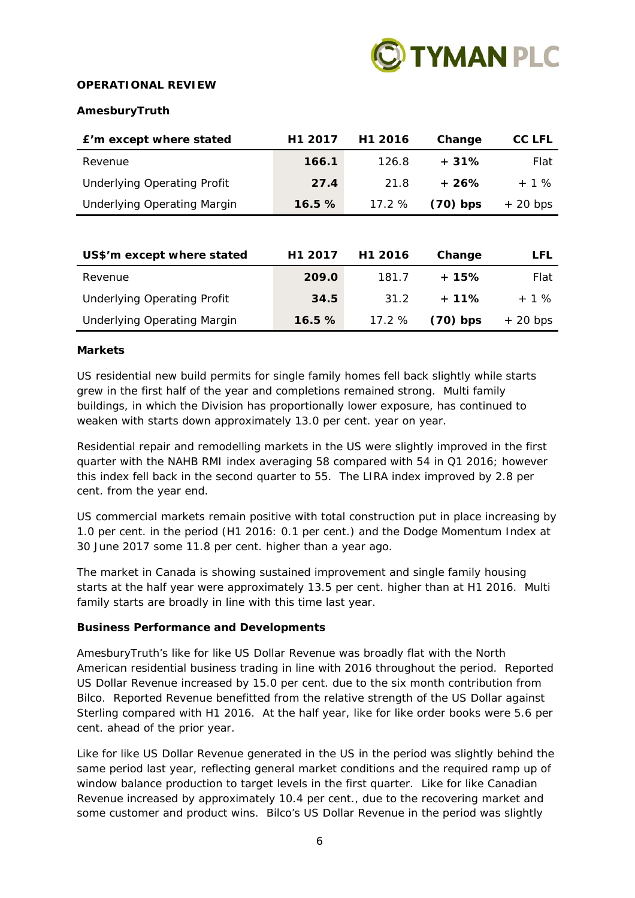**OPERATIONAL REVIEW**

**AmesburyTruth**

| £'m except where stated | H1 2017 | H1 2016 | Change | CC LFL |
|---|---|---|---|---|
| Revenue | **166.1** | 126.8 | **+ 31%** | Flat |
| Underlying Operating Profit | **27.4** | 21.8 | **+ 26%** | + 1 % |
| Underlying Operating Margin | **16.5 %** | 17.2 % | **(70) bps** | + 20 bps |

| US$'m except where stated | H1 2017 | H1 2016 | Change | LFL |
|---|---|---|---|---|
| Revenue | **209.0** | 181.7 | **+ 15%** | Flat |
| Underlying Operating Profit | **34.5** | 31.2 | **+ 11%** | + 1 % |
| Underlying Operating Margin | **16.5 %** | 17.2 % | **(70) bps** | + 20 bps |

**Markets**

US residential new build permits for single family homes fell back slightly while starts grew in the first half of the year and completions remained strong. Multi family buildings, in which the Division has proportionally lower exposure, has continued to weaken with starts down approximately 13.0 per cent. year on year.

Residential repair and remodelling markets in the US were slightly improved in the first quarter with the NAHB RMI index averaging 58 compared with 54 in Q1 2016; however this index fell back in the second quarter to 55. The LIRA index improved by 2.8 per cent. from the year end.

US commercial markets remain positive with total construction put in place increasing by 1.0 per cent. in the period (H1 2016: 0.1 per cent.) and the Dodge Momentum Index at 30 June 2017 some 11.8 per cent. higher than a year ago.

The market in Canada is showing sustained improvement and single family housing starts at the half year were approximately 13.5 per cent. higher than at H1 2016. Multi family starts are broadly in line with this time last year.

**Business Performance and Developments**

AmesburyTruth's like for like US Dollar Revenue was broadly flat with the North American residential business trading in line with 2016 throughout the period. Reported US Dollar Revenue increased by 15.0 per cent. due to the six month contribution from Bilco. Reported Revenue benefitted from the relative strength of the US Dollar against Sterling compared with H1 2016. At the half year, like for like order books were 5.6 per cent. ahead of the prior year.

Like for like US Dollar Revenue generated in the US in the period was slightly behind the same period last year, reflecting general market conditions and the required ramp up of window balance production to target levels in the first quarter. Like for like Canadian Revenue increased by approximately 10.4 per cent., due to the recovering market and some customer and product wins. Bilco's US Dollar Revenue in the period was slightly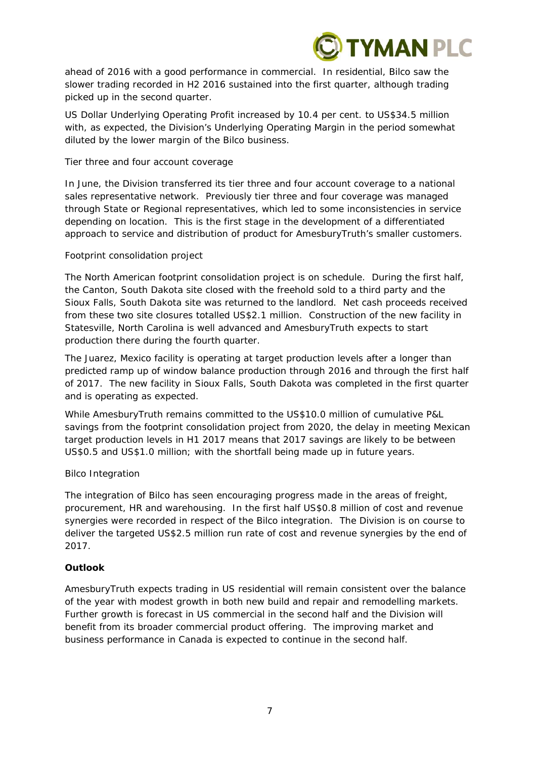ahead of 2016 with a good performance in commercial. In residential, Bilco saw the slower trading recorded in H2 2016 sustained into the first quarter, although trading picked up in the second quarter.

US Dollar Underlying Operating Profit increased by 10.4 per cent. to US$34.5 million with, as expected, the Division's Underlying Operating Margin in the period somewhat diluted by the lower margin of the Bilco business.

Tier three and four account coverage

In June, the Division transferred its tier three and four account coverage to a national sales representative network. Previously tier three and four coverage was managed through State or Regional representatives, which led to some inconsistencies in service depending on location. This is the first stage in the development of a differentiated approach to service and distribution of product for AmesburyTruth's smaller customers.

Footprint consolidation project

The North American footprint consolidation project is on schedule. During the first half, the Canton, South Dakota site closed with the freehold sold to a third party and the Sioux Falls, South Dakota site was returned to the landlord. Net cash proceeds received from these two site closures totalled US$2.1 million. Construction of the new facility in Statesville, North Carolina is well advanced and AmesburyTruth expects to start production there during the fourth quarter.

The Juarez, Mexico facility is operating at target production levels after a longer than predicted ramp up of window balance production through 2016 and through the first half of 2017. The new facility in Sioux Falls, South Dakota was completed in the first quarter and is operating as expected.

While AmesburyTruth remains committed to the US$10.0 million of cumulative P&L savings from the footprint consolidation project from 2020, the delay in meeting Mexican target production levels in H1 2017 means that 2017 savings are likely to be between US$0.5 and US$1.0 million; with the shortfall being made up in future years.

Bilco Integration

The integration of Bilco has seen encouraging progress made in the areas of freight, procurement, HR and warehousing. In the first half US$0.8 million of cost and revenue synergies were recorded in respect of the Bilco integration. The Division is on course to deliver the targeted US$2.5 million run rate of cost and revenue synergies by the end of 2017.

**Outlook**

AmesburyTruth expects trading in US residential will remain consistent over the balance of the year with modest growth in both new build and repair and remodelling markets. Further growth is forecast in US commercial in the second half and the Division will benefit from its broader commercial product offering. The improving market and business performance in Canada is expected to continue in the second half.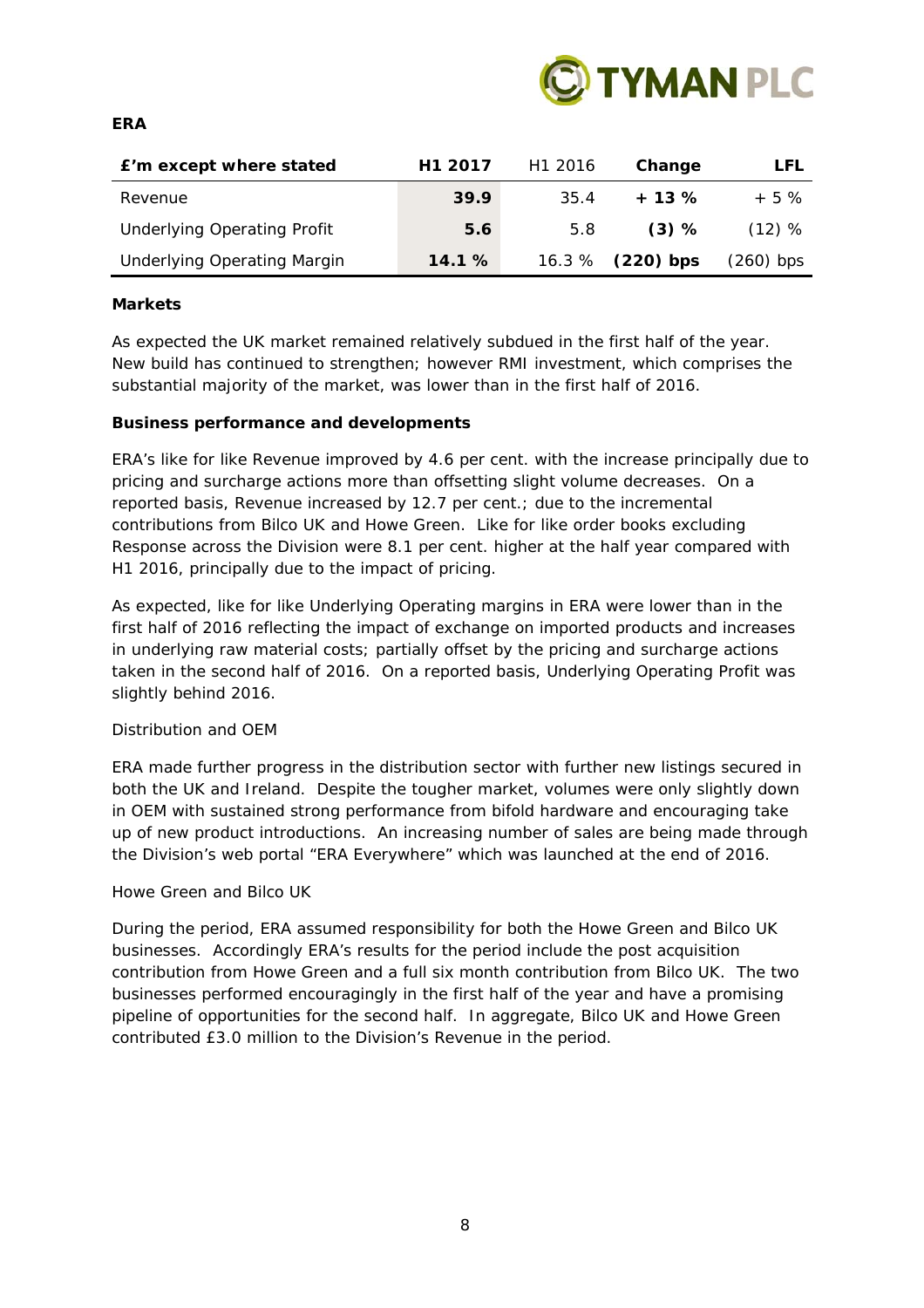**ERA**

| £'m except where stated | H1 2017 | H1 2016 | Change | LFL |
|---|---|---|---|---|
| Revenue | **39.9** | 35.4 | **+ 13 %** | + 5 % |
| Underlying Operating Profit | **5.6** | 5.8 | **(3) %** | (12) % |
| Underlying Operating Margin | **14.1 %** | 16.3 % | **(220) bps** | (260) bps |

**Markets**

As expected the UK market remained relatively subdued in the first half of the year. New build has continued to strengthen; however RMI investment, which comprises the substantial majority of the market, was lower than in the first half of 2016.

**Business performance and developments**

ERA's like for like Revenue improved by 4.6 per cent. with the increase principally due to pricing and surcharge actions more than offsetting slight volume decreases. On a reported basis, Revenue increased by 12.7 per cent.; due to the incremental contributions from Bilco UK and Howe Green. Like for like order books excluding Response across the Division were 8.1 per cent. higher at the half year compared with H1 2016, principally due to the impact of pricing.

As expected, like for like Underlying Operating margins in ERA were lower than in the first half of 2016 reflecting the impact of exchange on imported products and increases in underlying raw material costs; partially offset by the pricing and surcharge actions taken in the second half of 2016. On a reported basis, Underlying Operating Profit was slightly behind 2016.

Distribution and OEM

ERA made further progress in the distribution sector with further new listings secured in both the UK and Ireland. Despite the tougher market, volumes were only slightly down in OEM with sustained strong performance from bifold hardware and encouraging take up of new product introductions. An increasing number of sales are being made through the Division's web portal "ERA Everywhere" which was launched at the end of 2016.

Howe Green and Bilco UK

During the period, ERA assumed responsibility for both the Howe Green and Bilco UK businesses. Accordingly ERA's results for the period include the post acquisition contribution from Howe Green and a full six month contribution from Bilco UK. The two businesses performed encouragingly in the first half of the year and have a promising pipeline of opportunities for the second half. In aggregate, Bilco UK and Howe Green contributed £3.0 million to the Division's Revenue in the period.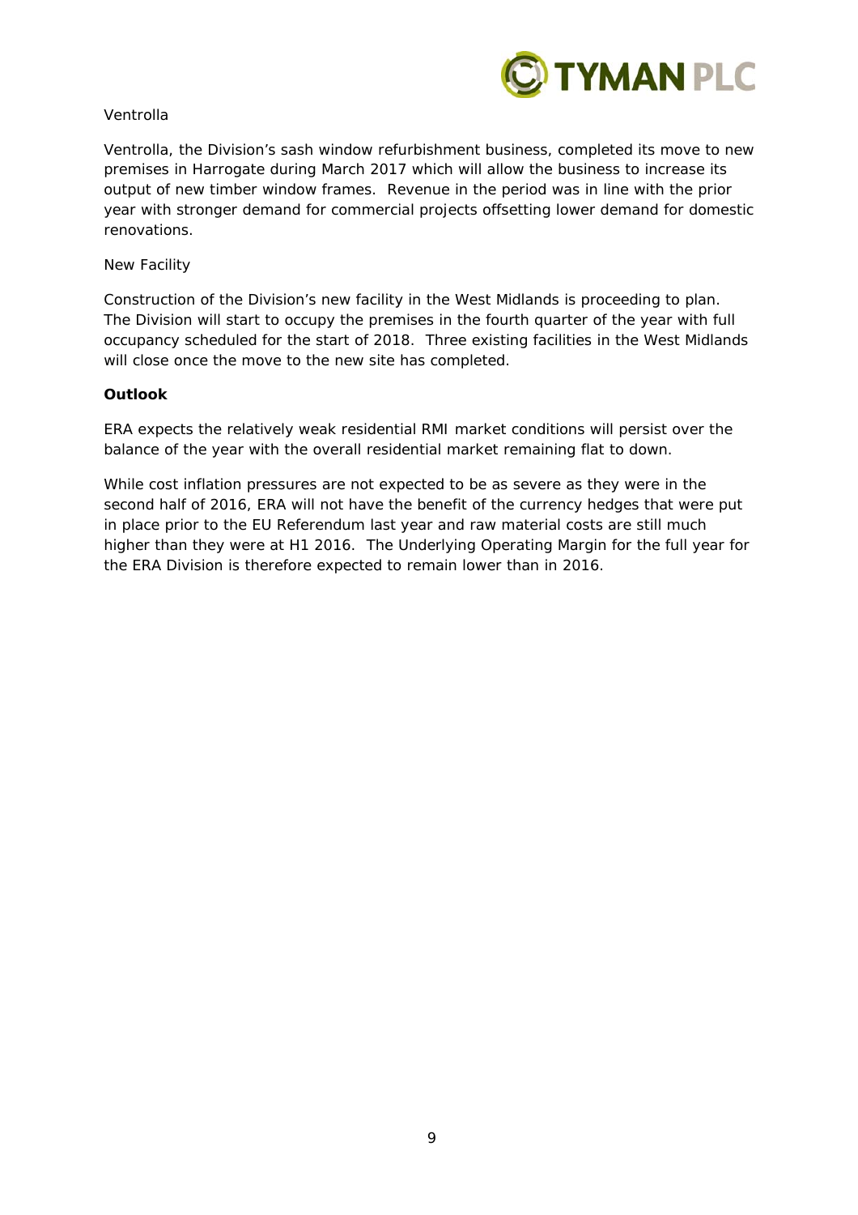Ventrolla

Ventrolla, the Division's sash window refurbishment business, completed its move to new premises in Harrogate during March 2017 which will allow the business to increase its output of new timber window frames. Revenue in the period was in line with the prior year with stronger demand for commercial projects offsetting lower demand for domestic renovations.

New Facility

Construction of the Division's new facility in the West Midlands is proceeding to plan. The Division will start to occupy the premises in the fourth quarter of the year with full occupancy scheduled for the start of 2018. Three existing facilities in the West Midlands will close once the move to the new site has completed.

**Outlook**

ERA expects the relatively weak residential RMI market conditions will persist over the balance of the year with the overall residential market remaining flat to down.

While cost inflation pressures are not expected to be as severe as they were in the second half of 2016, ERA will not have the benefit of the currency hedges that were put in place prior to the EU Referendum last year and raw material costs are still much higher than they were at H1 2016. The Underlying Operating Margin for the full year for the ERA Division is therefore expected to remain lower than in 2016.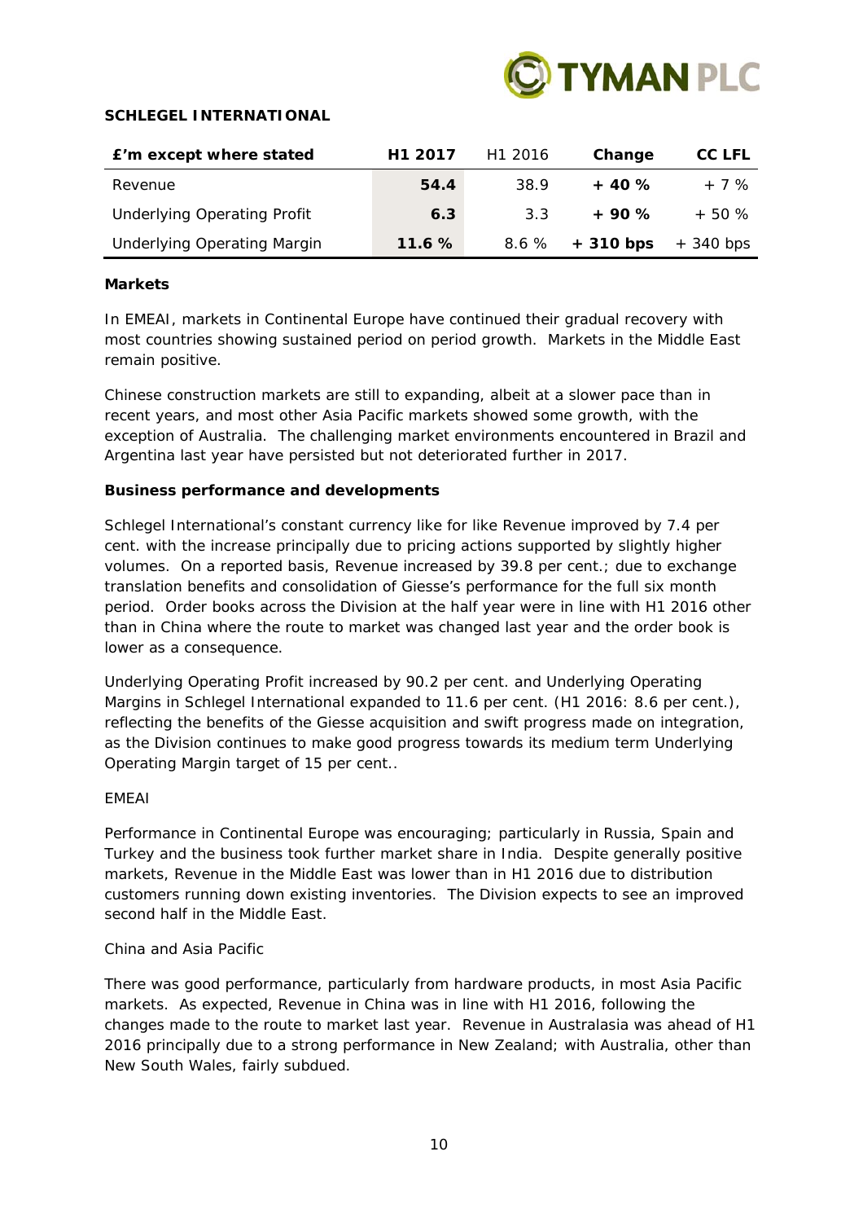## SCHLEGEL INTERNATIONAL

| £'m except where stated | H1 2017 | H1 2016 | Change | CC LFL |
|---|---|---|---|---|
| Revenue | **54.4** | 38.9 | **+ 40 %** | + 7 % |
| Underlying Operating Profit | **6.3** | 3.3 | **+ 90 %** | + 50 % |
| Underlying Operating Margin | **11.6 %** | 8.6 % | **+ 310 bps** | + 340 bps |

### Markets

In EMEAI, markets in Continental Europe have continued their gradual recovery with most countries showing sustained period on period growth. Markets in the Middle East remain positive.

Chinese construction markets are still to expanding, albeit at a slower pace than in recent years, and most other Asia Pacific markets showed some growth, with the exception of Australia. The challenging market environments encountered in Brazil and Argentina last year have persisted but not deteriorated further in 2017.

### Business performance and developments

Schlegel International's constant currency like for like Revenue improved by 7.4 per cent. with the increase principally due to pricing actions supported by slightly higher volumes. On a reported basis, Revenue increased by 39.8 per cent.; due to exchange translation benefits and consolidation of Giesse's performance for the full six month period. Order books across the Division at the half year were in line with H1 2016 other than in China where the route to market was changed last year and the order book is lower as a consequence.

Underlying Operating Profit increased by 90.2 per cent. and Underlying Operating Margins in Schlegel International expanded to 11.6 per cent. (H1 2016: 8.6 per cent.), reflecting the benefits of the Giesse acquisition and swift progress made on integration, as the Division continues to make good progress towards its medium term Underlying Operating Margin target of 15 per cent..

EMEAI

Performance in Continental Europe was encouraging; particularly in Russia, Spain and Turkey and the business took further market share in India. Despite generally positive markets, Revenue in the Middle East was lower than in H1 2016 due to distribution customers running down existing inventories. The Division expects to see an improved second half in the Middle East.

China and Asia Pacific

There was good performance, particularly from hardware products, in most Asia Pacific markets. As expected, Revenue in China was in line with H1 2016, following the changes made to the route to market last year. Revenue in Australasia was ahead of H1 2016 principally due to a strong performance in New Zealand; with Australia, other than New South Wales, fairly subdued.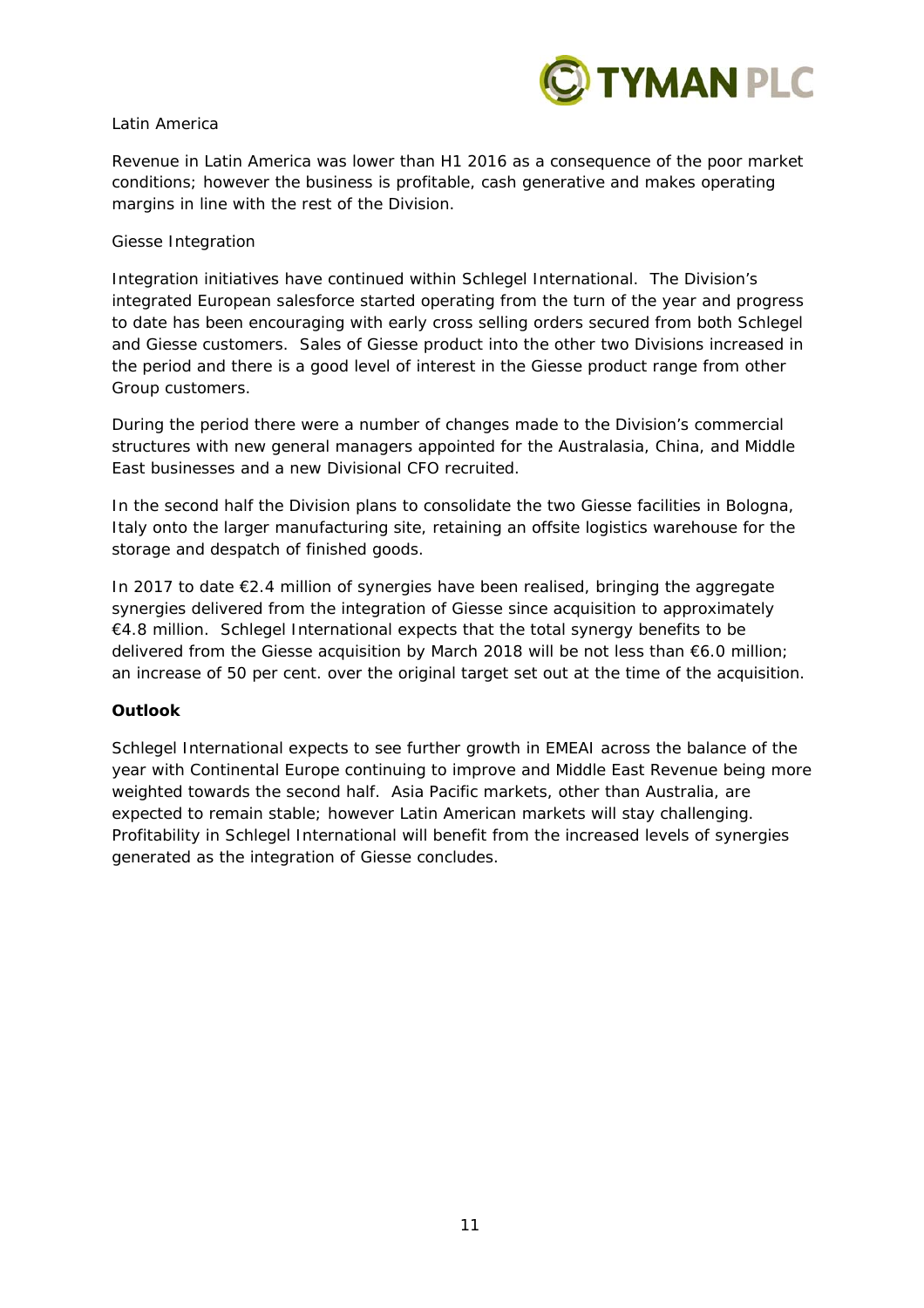Latin America

Revenue in Latin America was lower than H1 2016 as a consequence of the poor market conditions; however the business is profitable, cash generative and makes operating margins in line with the rest of the Division.

Giesse Integration

Integration initiatives have continued within Schlegel International. The Division's integrated European salesforce started operating from the turn of the year and progress to date has been encouraging with early cross selling orders secured from both Schlegel and Giesse customers. Sales of Giesse product into the other two Divisions increased in the period and there is a good level of interest in the Giesse product range from other Group customers.

During the period there were a number of changes made to the Division's commercial structures with new general managers appointed for the Australasia, China, and Middle East businesses and a new Divisional CFO recruited.

In the second half the Division plans to consolidate the two Giesse facilities in Bologna, Italy onto the larger manufacturing site, retaining an offsite logistics warehouse for the storage and despatch of finished goods.

In 2017 to date €2.4 million of synergies have been realised, bringing the aggregate synergies delivered from the integration of Giesse since acquisition to approximately €4.8 million. Schlegel International expects that the total synergy benefits to be delivered from the Giesse acquisition by March 2018 will be not less than €6.0 million; an increase of 50 per cent. over the original target set out at the time of the acquisition.

**Outlook**

Schlegel International expects to see further growth in EMEAI across the balance of the year with Continental Europe continuing to improve and Middle East Revenue being more weighted towards the second half. Asia Pacific markets, other than Australia, are expected to remain stable; however Latin American markets will stay challenging. Profitability in Schlegel International will benefit from the increased levels of synergies generated as the integration of Giesse concludes.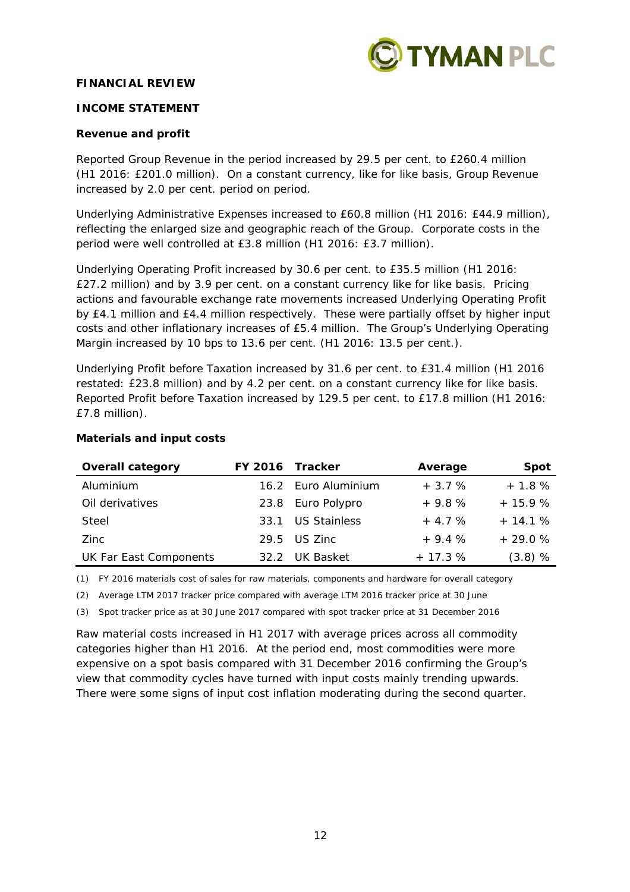**FINANCIAL REVIEW**

**INCOME STATEMENT**

**Revenue and profit**

Reported Group Revenue in the period increased by 29.5 per cent. to £260.4 million (H1 2016: £201.0 million). On a constant currency, like for like basis, Group Revenue increased by 2.0 per cent. period on period.

Underlying Administrative Expenses increased to £60.8 million (H1 2016: £44.9 million), reflecting the enlarged size and geographic reach of the Group. Corporate costs in the period were well controlled at £3.8 million (H1 2016: £3.7 million).

Underlying Operating Profit increased by 30.6 per cent. to £35.5 million (H1 2016: £27.2 million) and by 3.9 per cent. on a constant currency like for like basis. Pricing actions and favourable exchange rate movements increased Underlying Operating Profit by £4.1 million and £4.4 million respectively. These were partially offset by higher input costs and other inflationary increases of £5.4 million. The Group's Underlying Operating Margin increased by 10 bps to 13.6 per cent. (H1 2016: 13.5 per cent.).

Underlying Profit before Taxation increased by 31.6 per cent. to £31.4 million (H1 2016 restated: £23.8 million) and by 4.2 per cent. on a constant currency like for like basis. Reported Profit before Taxation increased by 129.5 per cent. to £17.8 million (H1 2016: £7.8 million).

**Materials and input costs**

| Overall category | FY 2016 | Tracker | Average | Spot |
|---|---|---|---|---|
| Aluminium | 16.2 | Euro Aluminium | + 3.7 % | + 1.8 % |
| Oil derivatives | 23.8 | Euro Polypro | + 9.8 % | + 15.9 % |
| Steel | 33.1 | US Stainless | + 4.7 % | + 14.1 % |
| Zinc | 29.5 | US Zinc | + 9.4 % | + 29.0 % |
| UK Far East Components | 32.2 | UK Basket | + 17.3 % | (3.8) % |

(1) FY 2016 materials cost of sales for raw materials, components and hardware for overall category

(2) Average LTM 2017 tracker price compared with average LTM 2016 tracker price at 30 June

(3) Spot tracker price as at 30 June 2017 compared with spot tracker price at 31 December 2016

Raw material costs increased in H1 2017 with average prices across all commodity categories higher than H1 2016. At the period end, most commodities were more expensive on a spot basis compared with 31 December 2016 confirming the Group's view that commodity cycles have turned with input costs mainly trending upwards. There were some signs of input cost inflation moderating during the second quarter.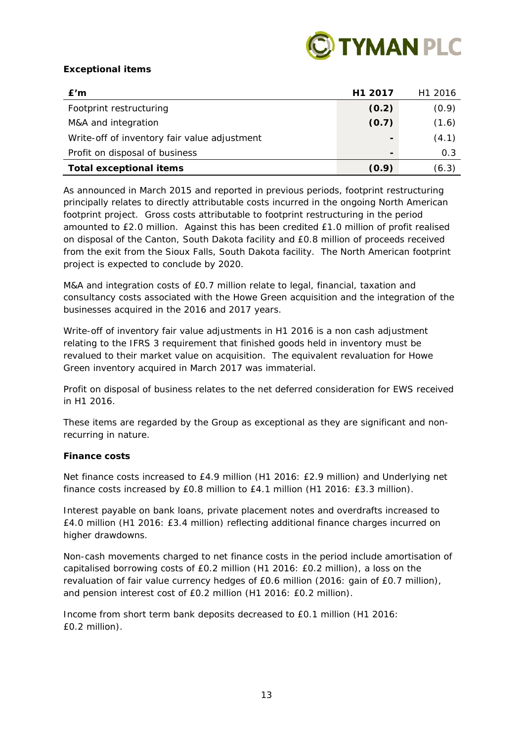**Exceptional items**

| £'m | H1 2017 | H1 2016 |
|---|---|---|
| Footprint restructuring | **(0.2)** | (0.9) |
| M&A and integration | **(0.7)** | (1.6) |
| Write-off of inventory fair value adjustment | **-** | (4.1) |
| Profit on disposal of business | **-** | 0.3 |
| **Total exceptional items** | **(0.9)** | (6.3) |

As announced in March 2015 and reported in previous periods, footprint restructuring principally relates to directly attributable costs incurred in the ongoing North American footprint project. Gross costs attributable to footprint restructuring in the period amounted to £2.0 million. Against this has been credited £1.0 million of profit realised on disposal of the Canton, South Dakota facility and £0.8 million of proceeds received from the exit from the Sioux Falls, South Dakota facility. The North American footprint project is expected to conclude by 2020.

M&A and integration costs of £0.7 million relate to legal, financial, taxation and consultancy costs associated with the Howe Green acquisition and the integration of the businesses acquired in the 2016 and 2017 years.

Write-off of inventory fair value adjustments in H1 2016 is a non cash adjustment relating to the IFRS 3 requirement that finished goods held in inventory must be revalued to their market value on acquisition. The equivalent revaluation for Howe Green inventory acquired in March 2017 was immaterial.

Profit on disposal of business relates to the net deferred consideration for EWS received in H1 2016.

These items are regarded by the Group as exceptional as they are significant and non-recurring in nature.

**Finance costs**

Net finance costs increased to £4.9 million (H1 2016: £2.9 million) and Underlying net finance costs increased by £0.8 million to £4.1 million (H1 2016: £3.3 million).

Interest payable on bank loans, private placement notes and overdrafts increased to £4.0 million (H1 2016: £3.4 million) reflecting additional finance charges incurred on higher drawdowns.

Non-cash movements charged to net finance costs in the period include amortisation of capitalised borrowing costs of £0.2 million (H1 2016: £0.2 million), a loss on the revaluation of fair value currency hedges of £0.6 million (2016: gain of £0.7 million), and pension interest cost of £0.2 million (H1 2016: £0.2 million).

Income from short term bank deposits decreased to £0.1 million (H1 2016: £0.2 million).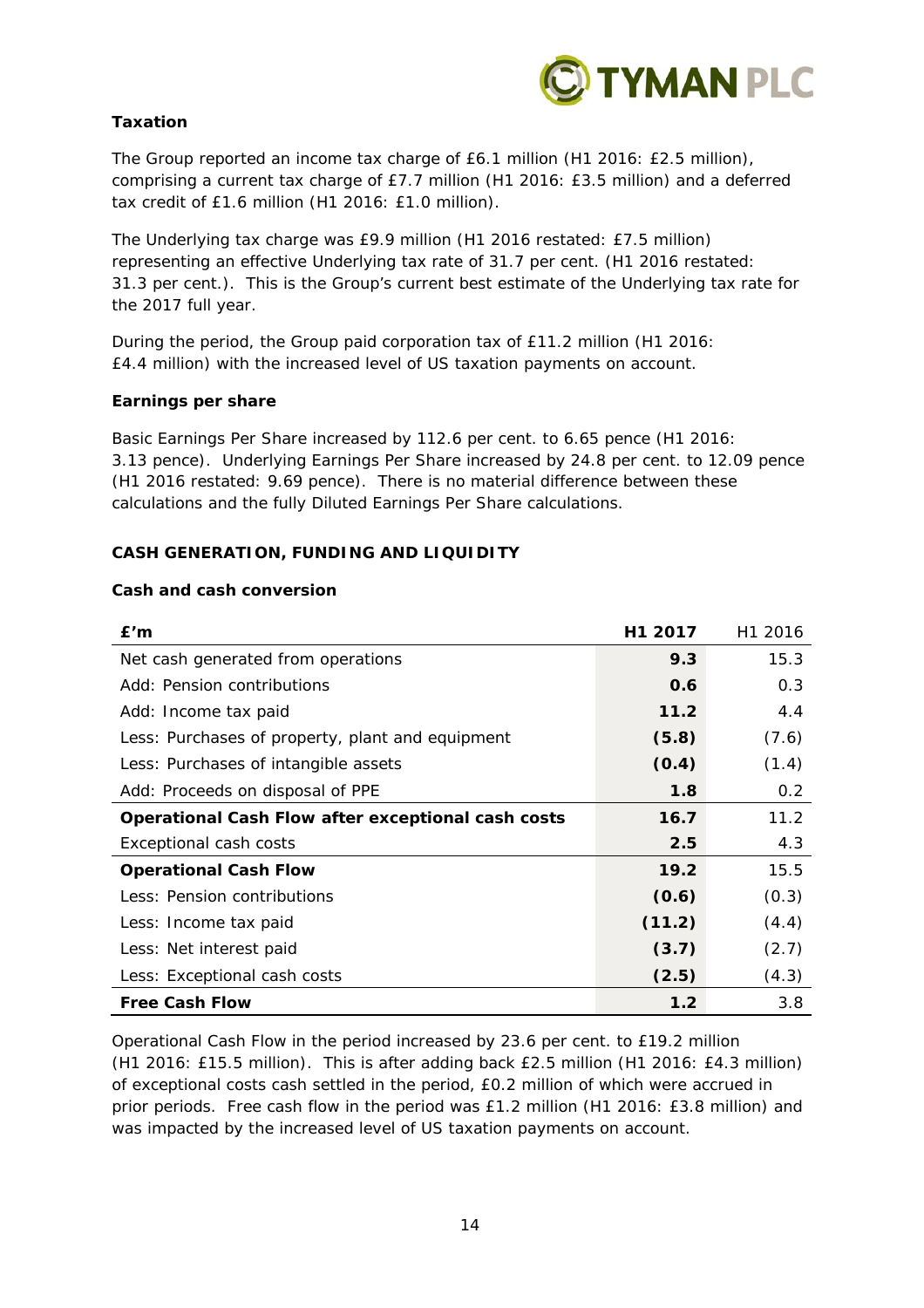### Taxation

The Group reported an income tax charge of £6.1 million (H1 2016: £2.5 million), comprising a current tax charge of £7.7 million (H1 2016: £3.5 million) and a deferred tax credit of £1.6 million (H1 2016: £1.0 million).

The Underlying tax charge was £9.9 million (H1 2016 restated: £7.5 million) representing an effective Underlying tax rate of 31.7 per cent. (H1 2016 restated: 31.3 per cent.). This is the Group's current best estimate of the Underlying tax rate for the 2017 full year.

During the period, the Group paid corporation tax of £11.2 million (H1 2016: £4.4 million) with the increased level of US taxation payments on account.

### Earnings per share

Basic Earnings Per Share increased by 112.6 per cent. to 6.65 pence (H1 2016: 3.13 pence). Underlying Earnings Per Share increased by 24.8 per cent. to 12.09 pence (H1 2016 restated: 9.69 pence). There is no material difference between these calculations and the fully Diluted Earnings Per Share calculations.

## CASH GENERATION, FUNDING AND LIQUIDITY

### Cash and cash conversion

| £'m | H1 2017 | H1 2016 |
|---|---|---|
| Net cash generated from operations | **9.3** | 15.3 |
| Add: Pension contributions | **0.6** | 0.3 |
| Add: Income tax paid | **11.2** | 4.4 |
| Less: Purchases of property, plant and equipment | **(5.8)** | (7.6) |
| Less: Purchases of intangible assets | **(0.4)** | (1.4) |
| Add: Proceeds on disposal of PPE | **1.8** | 0.2 |
| **Operational Cash Flow after exceptional cash costs** | **16.7** | 11.2 |
| Exceptional cash costs | **2.5** | 4.3 |
| **Operational Cash Flow** | **19.2** | 15.5 |
| Less: Pension contributions | **(0.6)** | (0.3) |
| Less: Income tax paid | **(11.2)** | (4.4) |
| Less: Net interest paid | **(3.7)** | (2.7) |
| Less: Exceptional cash costs | **(2.5)** | (4.3) |
| **Free Cash Flow** | **1.2** | 3.8 |

Operational Cash Flow in the period increased by 23.6 per cent. to £19.2 million (H1 2016: £15.5 million). This is after adding back £2.5 million (H1 2016: £4.3 million) of exceptional costs cash settled in the period, £0.2 million of which were accrued in prior periods. Free cash flow in the period was £1.2 million (H1 2016: £3.8 million) and was impacted by the increased level of US taxation payments on account.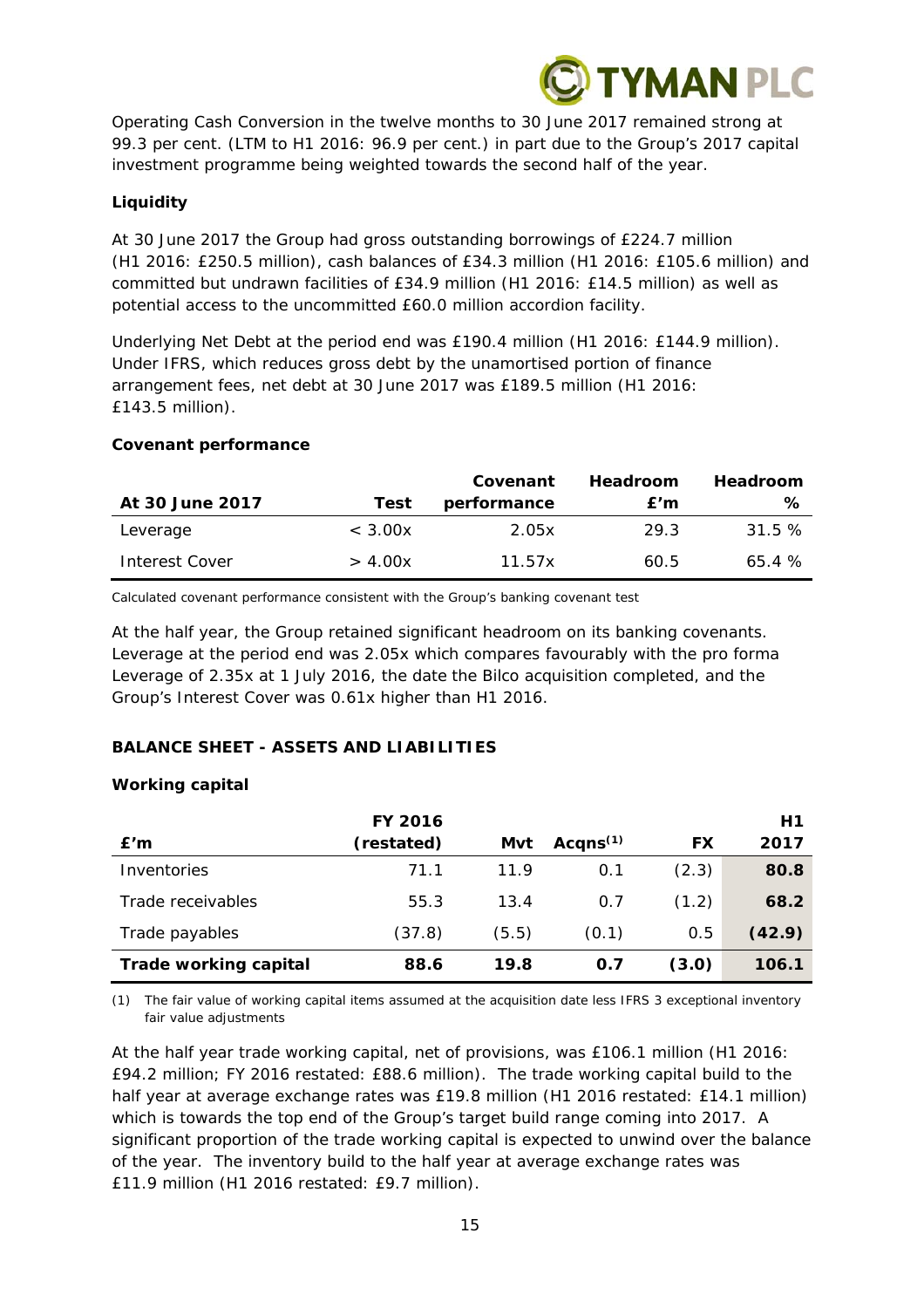Operating Cash Conversion in the twelve months to 30 June 2017 remained strong at 99.3 per cent. (LTM to H1 2016: 96.9 per cent.) in part due to the Group's 2017 capital investment programme being weighted towards the second half of the year.

**Liquidity**

At 30 June 2017 the Group had gross outstanding borrowings of £224.7 million (H1 2016: £250.5 million), cash balances of £34.3 million (H1 2016: £105.6 million) and committed but undrawn facilities of £34.9 million (H1 2016: £14.5 million) as well as potential access to the uncommitted £60.0 million accordion facility.

Underlying Net Debt at the period end was £190.4 million (H1 2016: £144.9 million). Under IFRS, which reduces gross debt by the unamortised portion of finance arrangement fees, net debt at 30 June 2017 was £189.5 million (H1 2016: £143.5 million).

**Covenant performance**

| At 30 June 2017 | Test | Covenant performance | Headroom £'m | Headroom % |
|---|---|---|---|---|
| Leverage | < 3.00x | 2.05x | 29.3 | 31.5 % |
| Interest Cover | > 4.00x | 11.57x | 60.5 | 65.4 % |

Calculated covenant performance consistent with the Group's banking covenant test

At the half year, the Group retained significant headroom on its banking covenants. Leverage at the period end was 2.05x which compares favourably with the pro forma Leverage of 2.35x at 1 July 2016, the date the Bilco acquisition completed, and the Group's Interest Cover was 0.61x higher than H1 2016.

**BALANCE SHEET - ASSETS AND LIABILITIES**

**Working capital**

| £'m | FY 2016 (restated) | Mvt | Acqns(1) | FX | H1 2017 |
|---|---|---|---|---|---|
| Inventories | 71.1 | 11.9 | 0.1 | (2.3) | **80.8** |
| Trade receivables | 55.3 | 13.4 | 0.7 | (1.2) | **68.2** |
| Trade payables | (37.8) | (5.5) | (0.1) | 0.5 | **(42.9)** |
| **Trade working capital** | **88.6** | **19.8** | **0.7** | **(3.0)** | **106.1** |

(1) The fair value of working capital items assumed at the acquisition date less IFRS 3 exceptional inventory fair value adjustments

At the half year trade working capital, net of provisions, was £106.1 million (H1 2016: £94.2 million; FY 2016 restated: £88.6 million). The trade working capital build to the half year at average exchange rates was £19.8 million (H1 2016 restated: £14.1 million) which is towards the top end of the Group's target build range coming into 2017. A significant proportion of the trade working capital is expected to unwind over the balance of the year. The inventory build to the half year at average exchange rates was £11.9 million (H1 2016 restated: £9.7 million).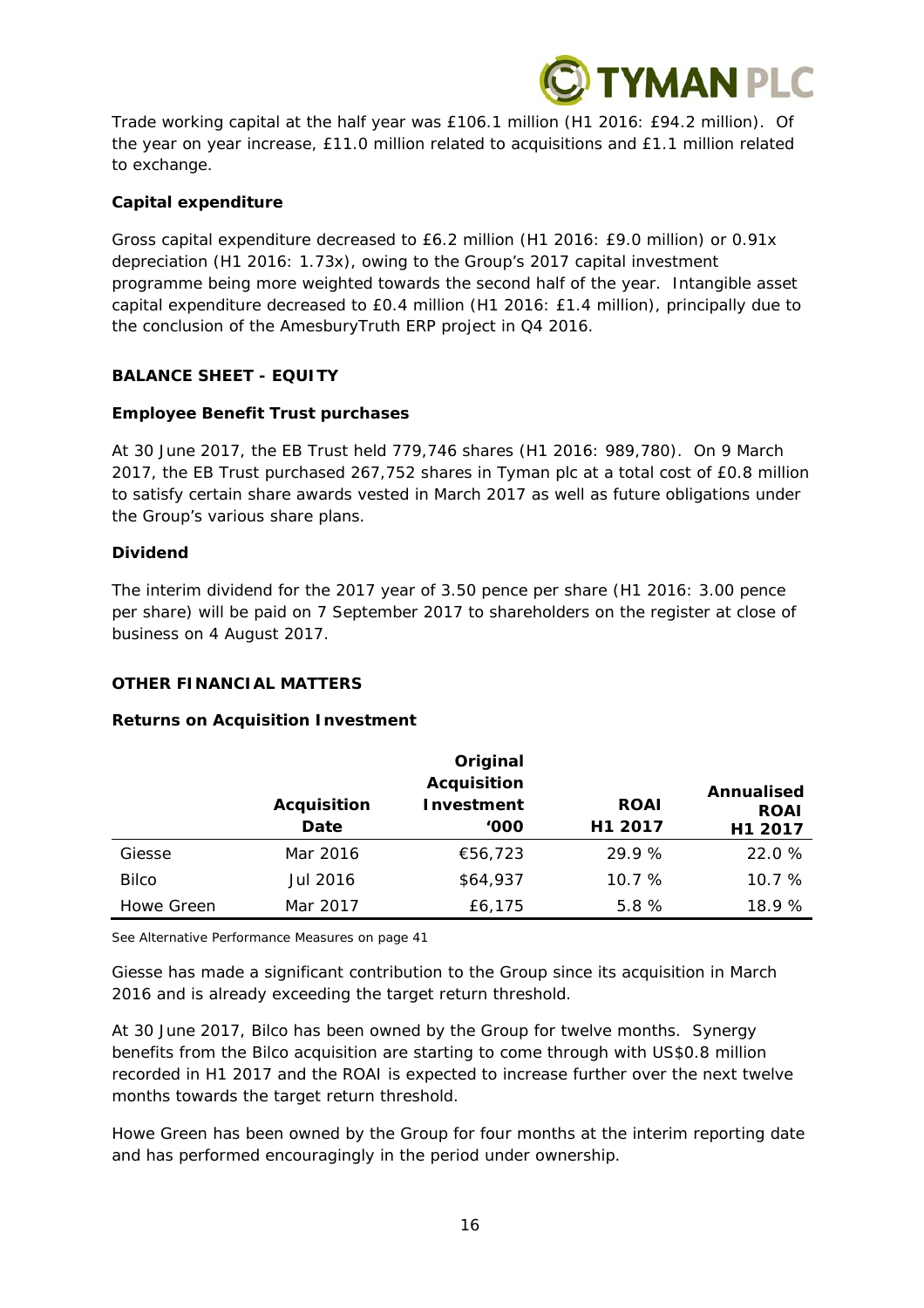Trade working capital at the half year was £106.1 million (H1 2016: £94.2 million). Of the year on year increase, £11.0 million related to acquisitions and £1.1 million related to exchange.

**Capital expenditure**

Gross capital expenditure decreased to £6.2 million (H1 2016: £9.0 million) or 0.91x depreciation (H1 2016: 1.73x), owing to the Group's 2017 capital investment programme being more weighted towards the second half of the year. Intangible asset capital expenditure decreased to £0.4 million (H1 2016: £1.4 million), principally due to the conclusion of the AmesburyTruth ERP project in Q4 2016.

**BALANCE SHEET - EQUITY**

**Employee Benefit Trust purchases**

At 30 June 2017, the EB Trust held 779,746 shares (H1 2016: 989,780). On 9 March 2017, the EB Trust purchased 267,752 shares in Tyman plc at a total cost of £0.8 million to satisfy certain share awards vested in March 2017 as well as future obligations under the Group's various share plans.

**Dividend**

The interim dividend for the 2017 year of 3.50 pence per share (H1 2016: 3.00 pence per share) will be paid on 7 September 2017 to shareholders on the register at close of business on 4 August 2017.

**OTHER FINANCIAL MATTERS**

**Returns on Acquisition Investment**

| | Acquisition Date | Original Acquisition Investment '000 | ROAI H1 2017 | Annualised ROAI H1 2017 |
|---|---|---|---|---|
| Giesse | Mar 2016 | €56,723 | 29.9 % | 22.0 % |
| Bilco | Jul 2016 | $64,937 | 10.7 % | 10.7 % |
| Howe Green | Mar 2017 | £6,175 | 5.8 % | 18.9 % |

See Alternative Performance Measures on page 41

Giesse has made a significant contribution to the Group since its acquisition in March 2016 and is already exceeding the target return threshold.

At 30 June 2017, Bilco has been owned by the Group for twelve months. Synergy benefits from the Bilco acquisition are starting to come through with US$0.8 million recorded in H1 2017 and the ROAI is expected to increase further over the next twelve months towards the target return threshold.

Howe Green has been owned by the Group for four months at the interim reporting date and has performed encouragingly in the period under ownership.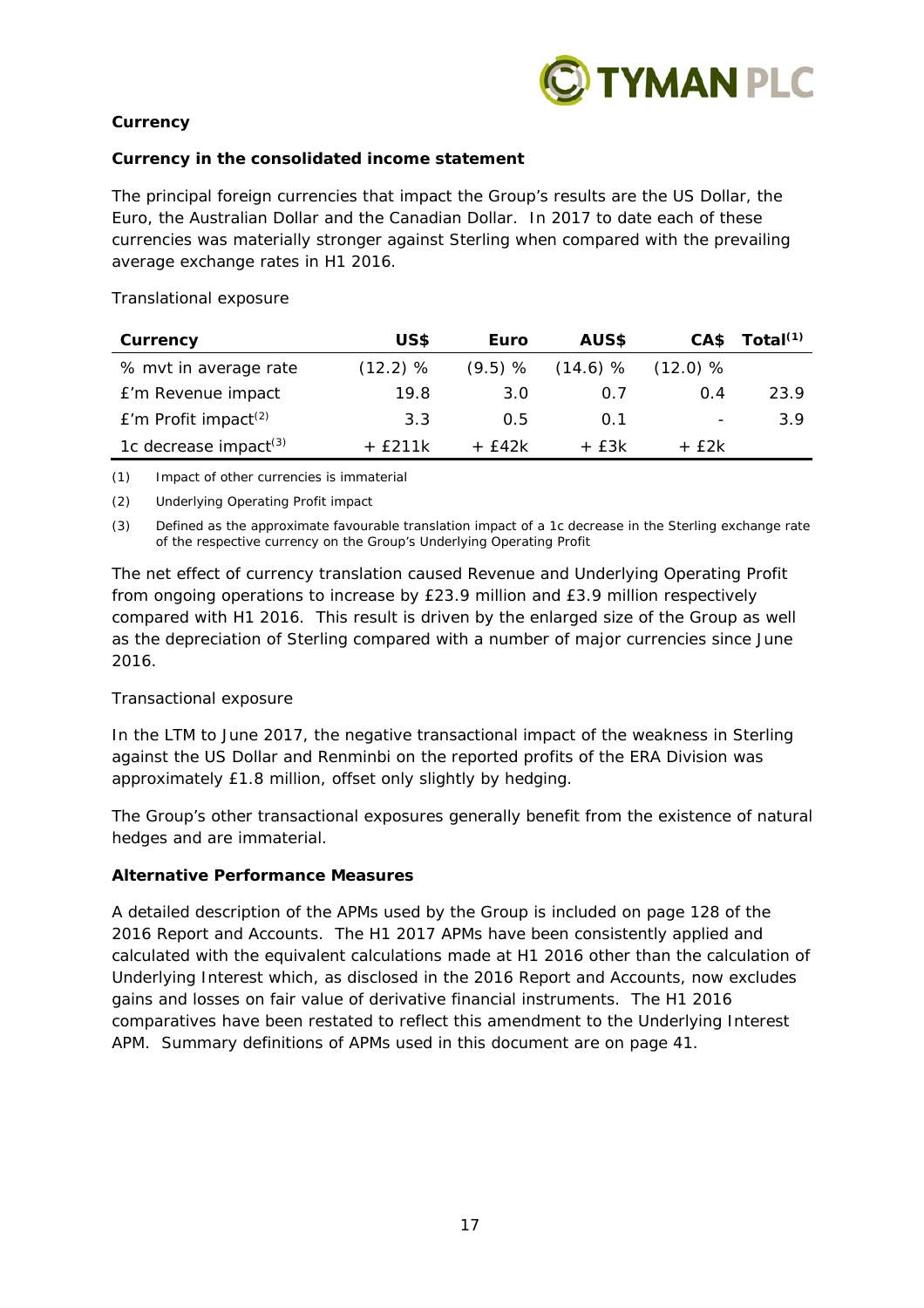**Currency**

**Currency in the consolidated income statement**

The principal foreign currencies that impact the Group's results are the US Dollar, the Euro, the Australian Dollar and the Canadian Dollar. In 2017 to date each of these currencies was materially stronger against Sterling when compared with the prevailing average exchange rates in H1 2016.

Translational exposure

| Currency | US$ | Euro | AUS$ | CA$ | Total[(1)] |
|---|---|---|---|---|---|
| % mvt in average rate | (12.2) % | (9.5) % | (14.6) % | (12.0) % | |
| £'m Revenue impact | 19.8 | 3.0 | 0.7 | 0.4 | 23.9 |
| £'m Profit impact[(2)] | 3.3 | 0.5 | 0.1 | - | 3.9 |
| 1c decrease impact[(3)] | + £211k | + £42k | + £3k | + £2k | |

(1) Impact of other currencies is immaterial

(2) Underlying Operating Profit impact

(3) Defined as the approximate favourable translation impact of a 1c decrease in the Sterling exchange rate of the respective currency on the Group's Underlying Operating Profit

The net effect of currency translation caused Revenue and Underlying Operating Profit from ongoing operations to increase by £23.9 million and £3.9 million respectively compared with H1 2016. This result is driven by the enlarged size of the Group as well as the depreciation of Sterling compared with a number of major currencies since June 2016.

Transactional exposure

In the LTM to June 2017, the negative transactional impact of the weakness in Sterling against the US Dollar and Renminbi on the reported profits of the ERA Division was approximately £1.8 million, offset only slightly by hedging.

The Group's other transactional exposures generally benefit from the existence of natural hedges and are immaterial.

**Alternative Performance Measures**

A detailed description of the APMs used by the Group is included on page 128 of the 2016 Report and Accounts. The H1 2017 APMs have been consistently applied and calculated with the equivalent calculations made at H1 2016 other than the calculation of Underlying Interest which, as disclosed in the 2016 Report and Accounts, now excludes gains and losses on fair value of derivative financial instruments. The H1 2016 comparatives have been restated to reflect this amendment to the Underlying Interest APM. Summary definitions of APMs used in this document are on page 41.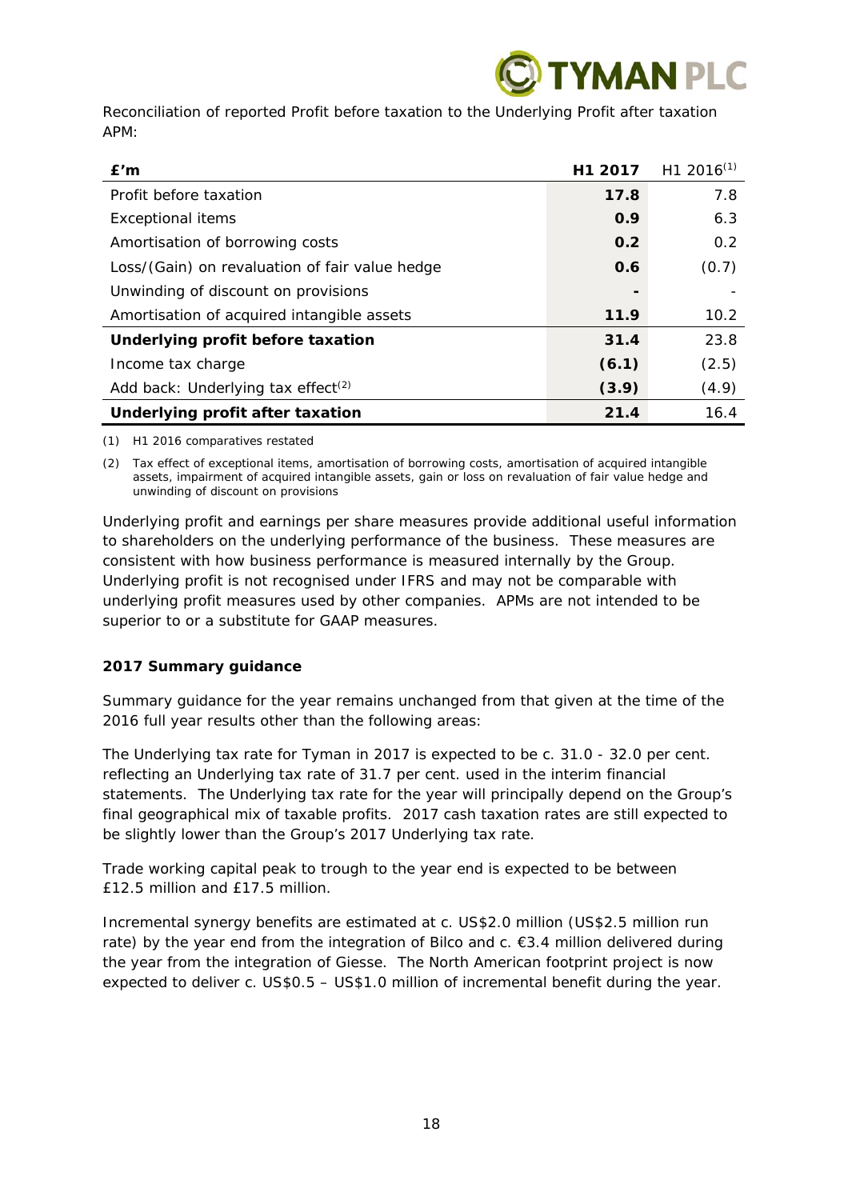Reconciliation of reported Profit before taxation to the Underlying Profit after taxation APM:

| £'m | H1 2017 | H1 2016[1] |
|---|---|---|
| Profit before taxation | **17.8** | 7.8 |
| Exceptional items | **0.9** | 6.3 |
| Amortisation of borrowing costs | **0.2** | 0.2 |
| Loss/(Gain) on revaluation of fair value hedge | **0.6** | (0.7) |
| Unwinding of discount on provisions | **-** | - |
| Amortisation of acquired intangible assets | **11.9** | 10.2 |
| **Underlying profit before taxation** | **31.4** | 23.8 |
| Income tax charge | **(6.1)** | (2.5) |
| Add back: Underlying tax effect[2] | **(3.9)** | (4.9) |
| **Underlying profit after taxation** | **21.4** | 16.4 |

(1) H1 2016 comparatives restated

(2) Tax effect of exceptional items, amortisation of borrowing costs, amortisation of acquired intangible assets, impairment of acquired intangible assets, gain or loss on revaluation of fair value hedge and unwinding of discount on provisions

Underlying profit and earnings per share measures provide additional useful information to shareholders on the underlying performance of the business. These measures are consistent with how business performance is measured internally by the Group. Underlying profit is not recognised under IFRS and may not be comparable with underlying profit measures used by other companies. APMs are not intended to be superior to or a substitute for GAAP measures.

**2017 Summary guidance**

Summary guidance for the year remains unchanged from that given at the time of the 2016 full year results other than the following areas:

The Underlying tax rate for Tyman in 2017 is expected to be c. 31.0 - 32.0 per cent. reflecting an Underlying tax rate of 31.7 per cent. used in the interim financial statements. The Underlying tax rate for the year will principally depend on the Group's final geographical mix of taxable profits. 2017 cash taxation rates are still expected to be slightly lower than the Group's 2017 Underlying tax rate.

Trade working capital peak to trough to the year end is expected to be between £12.5 million and £17.5 million.

Incremental synergy benefits are estimated at c. US$2.0 million (US$2.5 million run rate) by the year end from the integration of Bilco and c. €3.4 million delivered during the year from the integration of Giesse. The North American footprint project is now expected to deliver c. US$0.5 – US$1.0 million of incremental benefit during the year.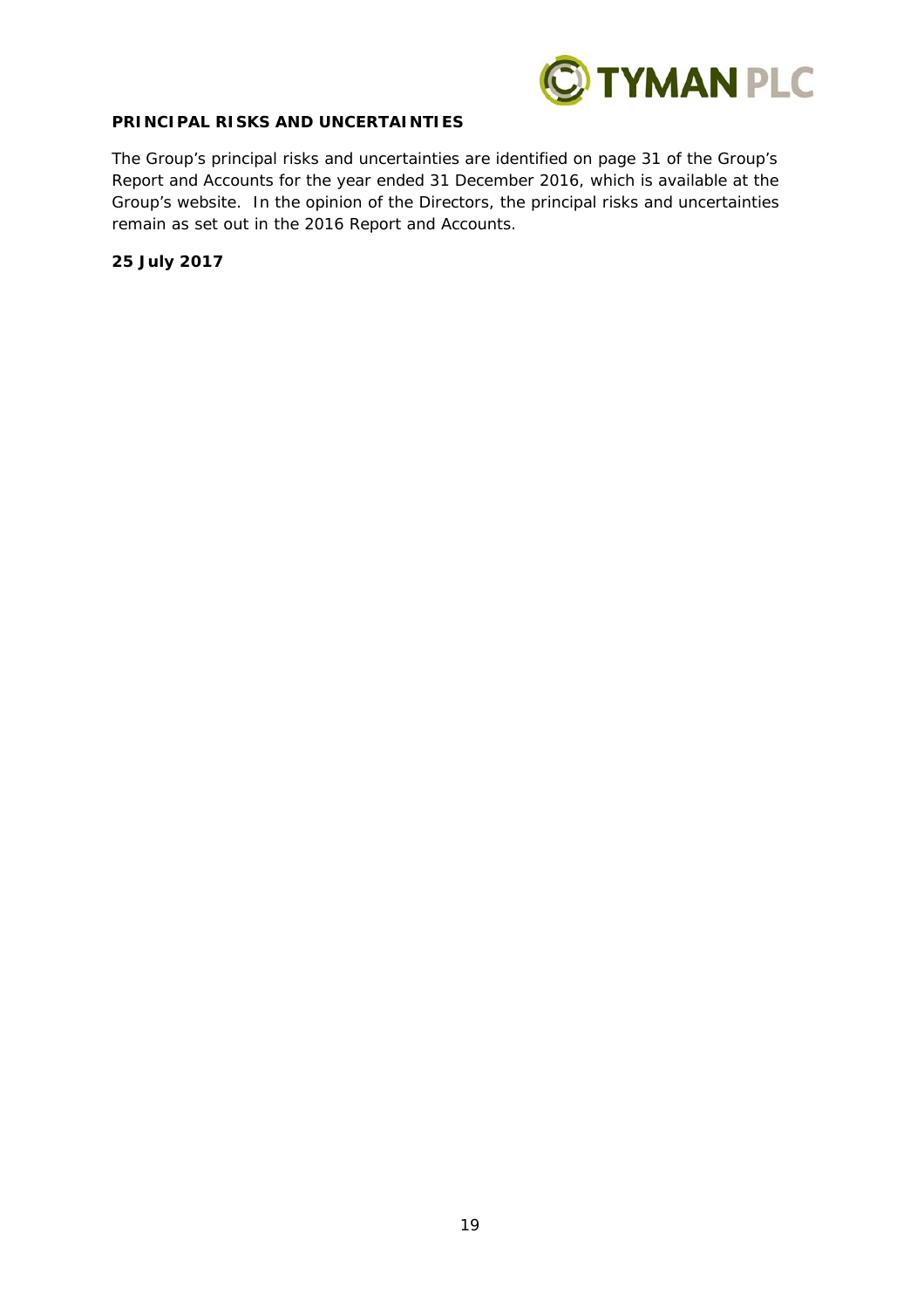**PRINCIPAL RISKS AND UNCERTAINTIES**

The Group's principal risks and uncertainties are identified on page 31 of the Group's Report and Accounts for the year ended 31 December 2016, which is available at the Group's website. In the opinion of the Directors, the principal risks and uncertainties remain as set out in the 2016 Report and Accounts.

**25 July 2017**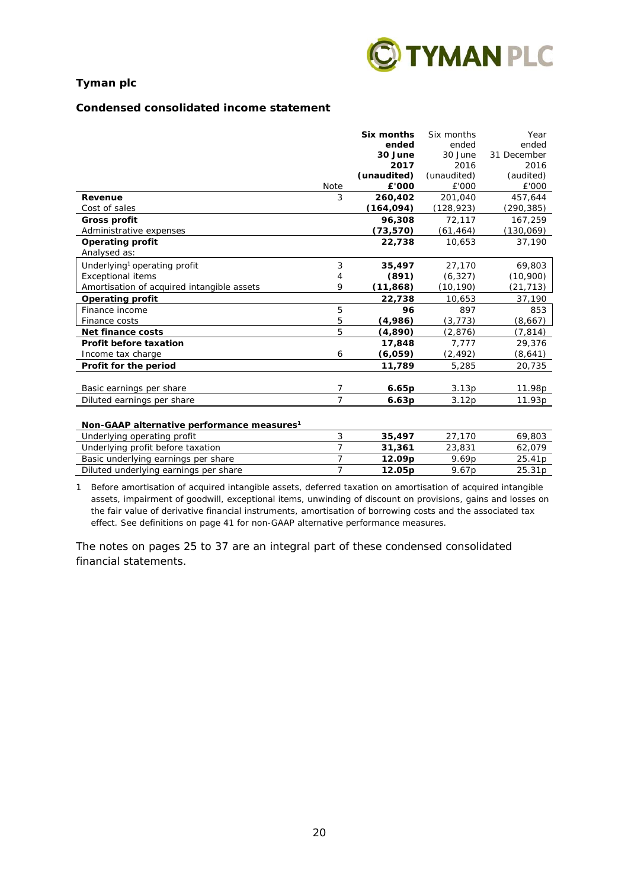**Tyman plc**

**Condensed consolidated income statement**

| | Note | **Six months ended 30 June 2017 (unaudited) £'000** | Six months ended 30 June 2016 (unaudited) £'000 | Year ended 31 December 2016 (audited) £'000 |
|---|---|---|---|---|
| **Revenue** | 3 | **260,402** | 201,040 | 457,644 |
| Cost of sales | | **(164,094)** | (128,923) | (290,385) |
| **Gross profit** | | **96,308** | 72,117 | 167,259 |
| Administrative expenses | | **(73,570)** | (61,464) | (130,069) |
| **Operating profit** | | **22,738** | 10,653 | 37,190 |
| Analysed as: | | | | |
| Underlying[1] operating profit | 3 | **35,497** | 27,170 | 69,803 |
| Exceptional items | 4 | **(891)** | (6,327) | (10,900) |
| Amortisation of acquired intangible assets | 9 | **(11,868)** | (10,190) | (21,713) |
| **Operating profit** | | **22,738** | 10,653 | 37,190 |
| Finance income | 5 | **96** | 897 | 853 |
| Finance costs | 5 | **(4,986)** | (3,773) | (8,667) |
| **Net finance costs** | 5 | **(4,890)** | (2,876) | (7,814) |
| **Profit before taxation** | | **17,848** | 7,777 | 29,376 |
| Income tax charge | 6 | **(6,059)** | (2,492) | (8,641) |
| **Profit for the period** | | **11,789** | 5,285 | 20,735 |
| | | | | |
| Basic earnings per share | 7 | **6.65p** | 3.13p | 11.98p |
| Diluted earnings per share | 7 | **6.63p** | 3.12p | 11.93p |

| **Non-GAAP alternative performance measures[1]** | | | | |
|---|---|---|---|---|
| Underlying operating profit | 3 | **35,497** | 27,170 | 69,803 |
| Underlying profit before taxation | 7 | **31,361** | 23,831 | 62,079 |
| Basic underlying earnings per share | 7 | **12.09p** | 9.69p | 25.41p |
| Diluted underlying earnings per share | 7 | **12.05p** | 9.67p | 25.31p |

1 Before amortisation of acquired intangible assets, deferred taxation on amortisation of acquired intangible assets, impairment of goodwill, exceptional items, unwinding of discount on provisions, gains and losses on the fair value of derivative financial instruments, amortisation of borrowing costs and the associated tax effect. See definitions on page 41 for non-GAAP alternative performance measures.

The notes on pages 25 to 37 are an integral part of these condensed consolidated financial statements.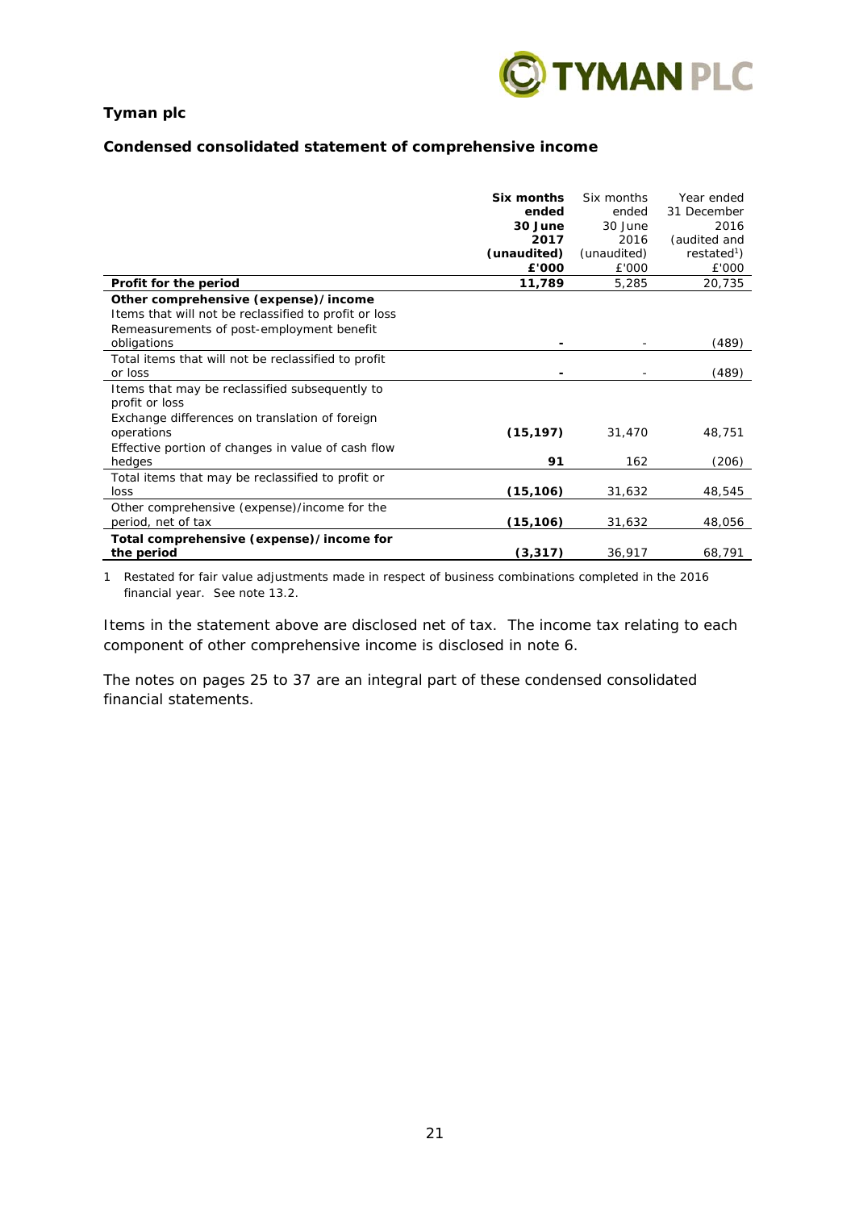**Tyman plc**

**Condensed consolidated statement of comprehensive income**

| | **Six months ended 30 June 2017 (unaudited) £'000** | Six months ended 30 June 2016 (unaudited) £'000 | Year ended 31 December 2016 (audited and restated[1]) £'000 |
|---|---|---|---|
| **Profit for the period** | **11,789** | 5,285 | 20,735 |
| **Other comprehensive (expense)/income** | | | |
| Items that will not be reclassified to profit or loss | | | |
| Remeasurements of post-employment benefit obligations | **-** | - | (489) |
| Total items that will not be reclassified to profit or loss | **-** | - | (489) |
| Items that may be reclassified subsequently to profit or loss | | | |
| Exchange differences on translation of foreign operations | **(15,197)** | 31,470 | 48,751 |
| Effective portion of changes in value of cash flow hedges | **91** | 162 | (206) |
| Total items that may be reclassified to profit or loss | **(15,106)** | 31,632 | 48,545 |
| Other comprehensive (expense)/income for the period, net of tax | **(15,106)** | 31,632 | 48,056 |
| **Total comprehensive (expense)/income for the period** | **(3,317)** | 36,917 | 68,791 |

1 Restated for fair value adjustments made in respect of business combinations completed in the 2016 financial year. See note 13.2.

Items in the statement above are disclosed net of tax. The income tax relating to each component of other comprehensive income is disclosed in note 6.

The notes on pages 25 to 37 are an integral part of these condensed consolidated financial statements.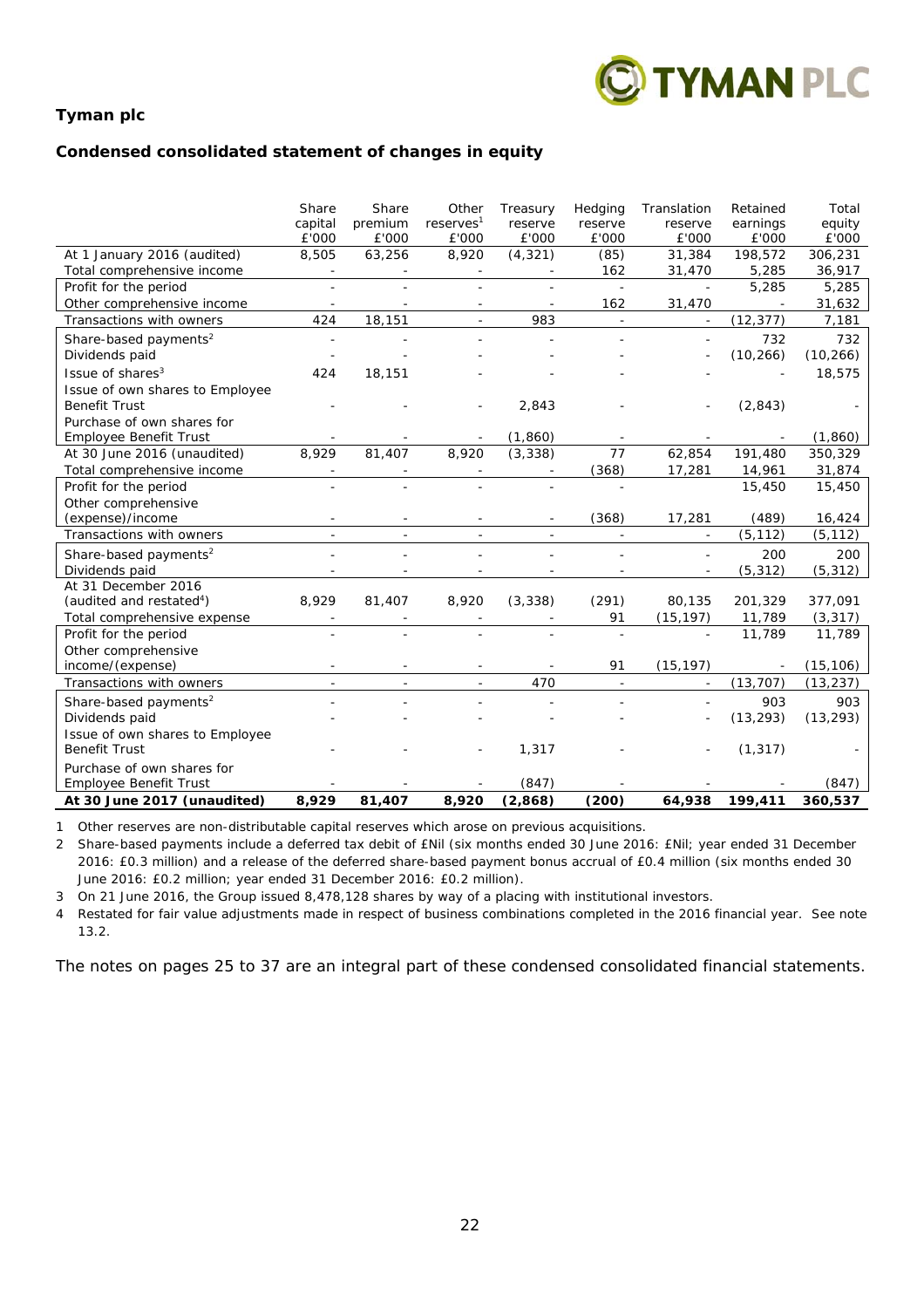**Tyman plc**

**Condensed consolidated statement of changes in equity**

| | Share capital £'000 | Share premium £'000 | Other reserves[1] £'000 | Treasury reserve £'000 | Hedging reserve £'000 | Translation reserve £'000 | Retained earnings £'000 | Total equity £'000 |
|---|---|---|---|---|---|---|---|---|
| At 1 January 2016 (audited) | 8,505 | 63,256 | 8,920 | (4,321) | (85) | 31,384 | 198,572 | 306,231 |
| Total comprehensive income | - | - | - | - | 162 | 31,470 | 5,285 | 36,917 |
| Profit for the period | - | - | - | - | - | - | 5,285 | 5,285 |
| Other comprehensive income | - | - | - | - | 162 | 31,470 | - | 31,632 |
| Transactions with owners | 424 | 18,151 | - | 983 | - | - | (12,377) | 7,181 |
| Share-based payments[2] | - | - | - | - | - | - | 732 | 732 |
| Dividends paid | - | - | - | - | - | - | (10,266) | (10,266) |
| Issue of shares[3] | 424 | 18,151 | - | - | - | - | - | 18,575 |
| Issue of own shares to Employee Benefit Trust | - | - | - | 2,843 | - | - | (2,843) | - |
| Purchase of own shares for Employee Benefit Trust | - | - | - | (1,860) | - | - | - | (1,860) |
| At 30 June 2016 (unaudited) | 8,929 | 81,407 | 8,920 | (3,338) | 77 | 62,854 | 191,480 | 350,329 |
| Total comprehensive income | - | - | - | - | (368) | 17,281 | 14,961 | 31,874 |
| Profit for the period | - | - | - | - | - | | 15,450 | 15,450 |
| Other comprehensive (expense)/income | - | - | - | - | (368) | 17,281 | (489) | 16,424 |
| Transactions with owners | - | - | - | - | - | - | (5,112) | (5,112) |
| Share-based payments[2] | - | - | - | - | - | - | 200 | 200 |
| Dividends paid | - | - | - | - | - | - | (5,312) | (5,312) |
| At 31 December 2016 (audited and restated[4]) | 8,929 | 81,407 | 8,920 | (3,338) | (291) | 80,135 | 201,329 | 377,091 |
| Total comprehensive expense | - | - | - | - | 91 | (15,197) | 11,789 | (3,317) |
| Profit for the period | - | - | - | - | - | - | 11,789 | 11,789 |
| Other comprehensive income/(expense) | - | - | - | - | 91 | (15,197) | - | (15,106) |
| Transactions with owners | - | - | - | 470 | - | - | (13,707) | (13,237) |
| Share-based payments[2] | - | - | - | - | - | - | 903 | 903 |
| Dividends paid | - | - | - | - | - | - | (13,293) | (13,293) |
| Issue of own shares to Employee Benefit Trust | - | - | - | 1,317 | - | - | (1,317) | - |
| Purchase of own shares for Employee Benefit Trust | - | - | - | (847) | - | - | - | (847) |
| **At 30 June 2017 (unaudited)** | **8,929** | **81,407** | **8,920** | **(2,868)** | **(200)** | **64,938** | **199,411** | **360,537** |

1 Other reserves are non-distributable capital reserves which arose on previous acquisitions.

2 Share-based payments include a deferred tax debit of £Nil (six months ended 30 June 2016: £Nil; year ended 31 December 2016: £0.3 million) and a release of the deferred share-based payment bonus accrual of £0.4 million (six months ended 30 June 2016: £0.2 million; year ended 31 December 2016: £0.2 million).

3 On 21 June 2016, the Group issued 8,478,128 shares by way of a placing with institutional investors.

4 Restated for fair value adjustments made in respect of business combinations completed in the 2016 financial year. See note 13.2.

The notes on pages 25 to 37 are an integral part of these condensed consolidated financial statements.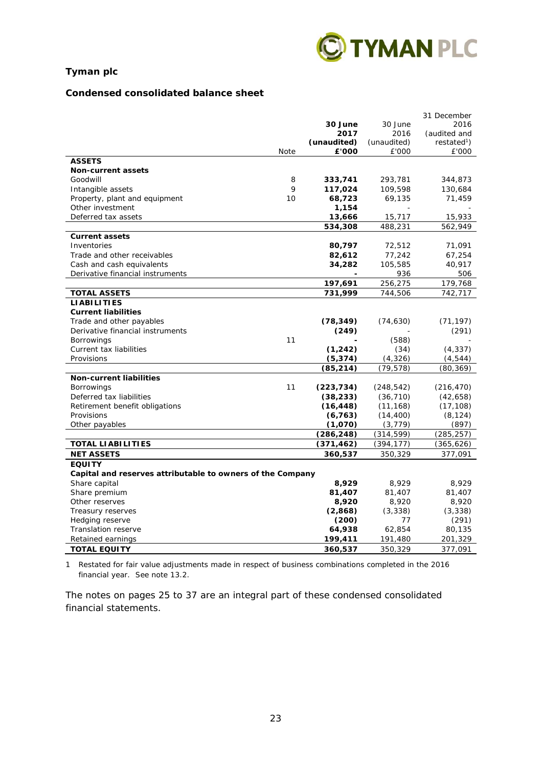**Tyman plc**

**Condensed consolidated balance sheet**

| | Note | **30 June 2017 (unaudited) £'000** | 30 June 2016 (unaudited) £'000 | 31 December 2016 (audited and restated[1]) £'000 |
|---|---|---|---|---|
| **ASSETS** | | | | |
| **Non-current assets** | | | | |
| Goodwill | 8 | **333,741** | 293,781 | 344,873 |
| Intangible assets | 9 | **117,024** | 109,598 | 130,684 |
| Property, plant and equipment | 10 | **68,723** | 69,135 | 71,459 |
| Other investment | | **1,154** | - | - |
| Deferred tax assets | | **13,666** | 15,717 | 15,933 |
| | | **534,308** | 488,231 | 562,949 |
| **Current assets** | | | | |
| Inventories | | **80,797** | 72,512 | 71,091 |
| Trade and other receivables | | **82,612** | 77,242 | 67,254 |
| Cash and cash equivalents | | **34,282** | 105,585 | 40,917 |
| Derivative financial instruments | | **-** | 936 | 506 |
| | | **197,691** | 256,275 | 179,768 |
| **TOTAL ASSETS** | | **731,999** | 744,506 | 742,717 |
| **LIABILITIES** | | | | |
| **Current liabilities** | | | | |
| Trade and other payables | | **(78,349)** | (74,630) | (71,197) |
| Derivative financial instruments | | **(249)** | - | (291) |
| Borrowings | 11 | **-** | (588) | - |
| Current tax liabilities | | **(1,242)** | (34) | (4,337) |
| Provisions | | **(5,374)** | (4,326) | (4,544) |
| | | **(85,214)** | (79,578) | (80,369) |
| **Non-current liabilities** | | | | |
| Borrowings | 11 | **(223,734)** | (248,542) | (216,470) |
| Deferred tax liabilities | | **(38,233)** | (36,710) | (42,658) |
| Retirement benefit obligations | | **(16,448)** | (11,168) | (17,108) |
| Provisions | | **(6,763)** | (14,400) | (8,124) |
| Other payables | | **(1,070)** | (3,779) | (897) |
| | | **(286,248)** | (314,599) | (285,257) |
| **TOTAL LIABILITIES** | | **(371,462)** | (394,177) | (365,626) |
| **NET ASSETS** | | **360,537** | 350,329 | 377,091 |
| **EQUITY** | | | | |
| **Capital and reserves attributable to owners of the Company** | | | | |
| Share capital | | **8,929** | 8,929 | 8,929 |
| Share premium | | **81,407** | 81,407 | 81,407 |
| Other reserves | | **8,920** | 8,920 | 8,920 |
| Treasury reserves | | **(2,868)** | (3,338) | (3,338) |
| Hedging reserve | | **(200)** | 77 | (291) |
| Translation reserve | | **64,938** | 62,854 | 80,135 |
| Retained earnings | | **199,411** | 191,480 | 201,329 |
| **TOTAL EQUITY** | | **360,537** | 350,329 | 377,091 |

1 Restated for fair value adjustments made in respect of business combinations completed in the 2016 financial year. See note 13.2.

The notes on pages 25 to 37 are an integral part of these condensed consolidated financial statements.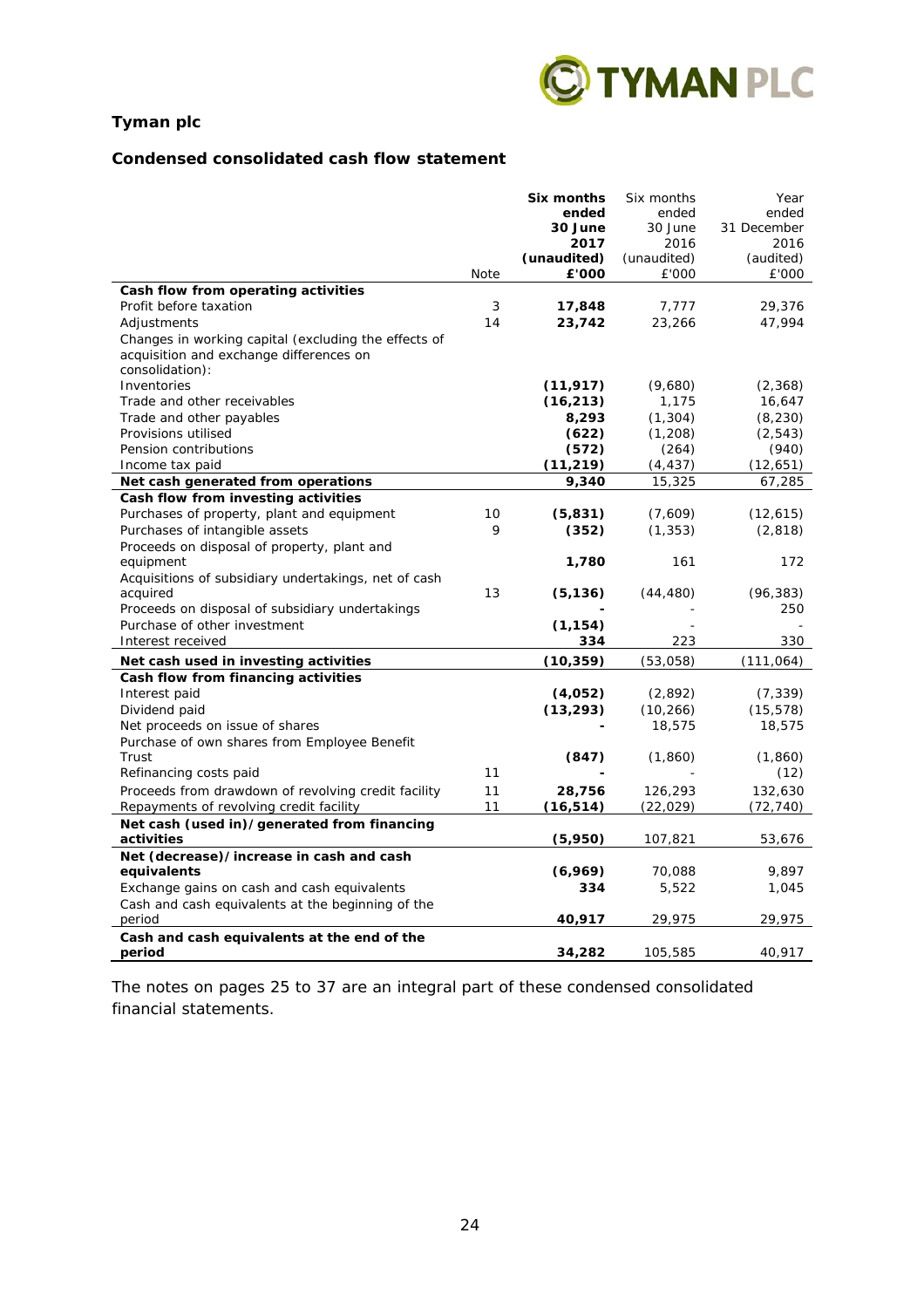# Tyman plc

## Condensed consolidated cash flow statement

| | Note | **Six months ended 30 June 2017 (unaudited) £'000** | Six months ended 30 June 2016 (unaudited) £'000 | Year ended 31 December 2016 (audited) £'000 |
|---|---|---|---|---|
| **Cash flow from operating activities** | | | | |
| Profit before taxation | 3 | **17,848** | 7,777 | 29,376 |
| Adjustments | 14 | **23,742** | 23,266 | 47,994 |
| Changes in working capital (excluding the effects of acquisition and exchange differences on consolidation): | | | | |
| Inventories | | **(11,917)** | (9,680) | (2,368) |
| Trade and other receivables | | **(16,213)** | 1,175 | 16,647 |
| Trade and other payables | | **8,293** | (1,304) | (8,230) |
| Provisions utilised | | **(622)** | (1,208) | (2,543) |
| Pension contributions | | **(572)** | (264) | (940) |
| Income tax paid | | **(11,219)** | (4,437) | (12,651) |
| **Net cash generated from operations** | | **9,340** | 15,325 | 67,285 |
| **Cash flow from investing activities** | | | | |
| Purchases of property, plant and equipment | 10 | **(5,831)** | (7,609) | (12,615) |
| Purchases of intangible assets | 9 | **(352)** | (1,353) | (2,818) |
| Proceeds on disposal of property, plant and equipment | | **1,780** | 161 | 172 |
| Acquisitions of subsidiary undertakings, net of cash acquired | 13 | **(5,136)** | (44,480) | (96,383) |
| Proceeds on disposal of subsidiary undertakings | | **-** | - | 250 |
| Purchase of other investment | | **(1,154)** | - | - |
| Interest received | | **334** | 223 | 330 |
| **Net cash used in investing activities** | | **(10,359)** | (53,058) | (111,064) |
| **Cash flow from financing activities** | | | | |
| Interest paid | | **(4,052)** | (2,892) | (7,339) |
| Dividend paid | | **(13,293)** | (10,266) | (15,578) |
| Net proceeds on issue of shares | | **-** | 18,575 | 18,575 |
| Purchase of own shares from Employee Benefit Trust | | **(847)** | (1,860) | (1,860) |
| Refinancing costs paid | 11 | **-** | - | (12) |
| Proceeds from drawdown of revolving credit facility | 11 | **28,756** | 126,293 | 132,630 |
| Repayments of revolving credit facility | 11 | **(16,514)** | (22,029) | (72,740) |
| **Net cash (used in)/generated from financing activities** | | **(5,950)** | 107,821 | 53,676 |
| **Net (decrease)/increase in cash and cash equivalents** | | **(6,969)** | 70,088 | 9,897 |
| Exchange gains on cash and cash equivalents | | **334** | 5,522 | 1,045 |
| Cash and cash equivalents at the beginning of the period | | **40,917** | 29,975 | 29,975 |
| **Cash and cash equivalents at the end of the period** | | **34,282** | 105,585 | 40,917 |

The notes on pages 25 to 37 are an integral part of these condensed consolidated financial statements.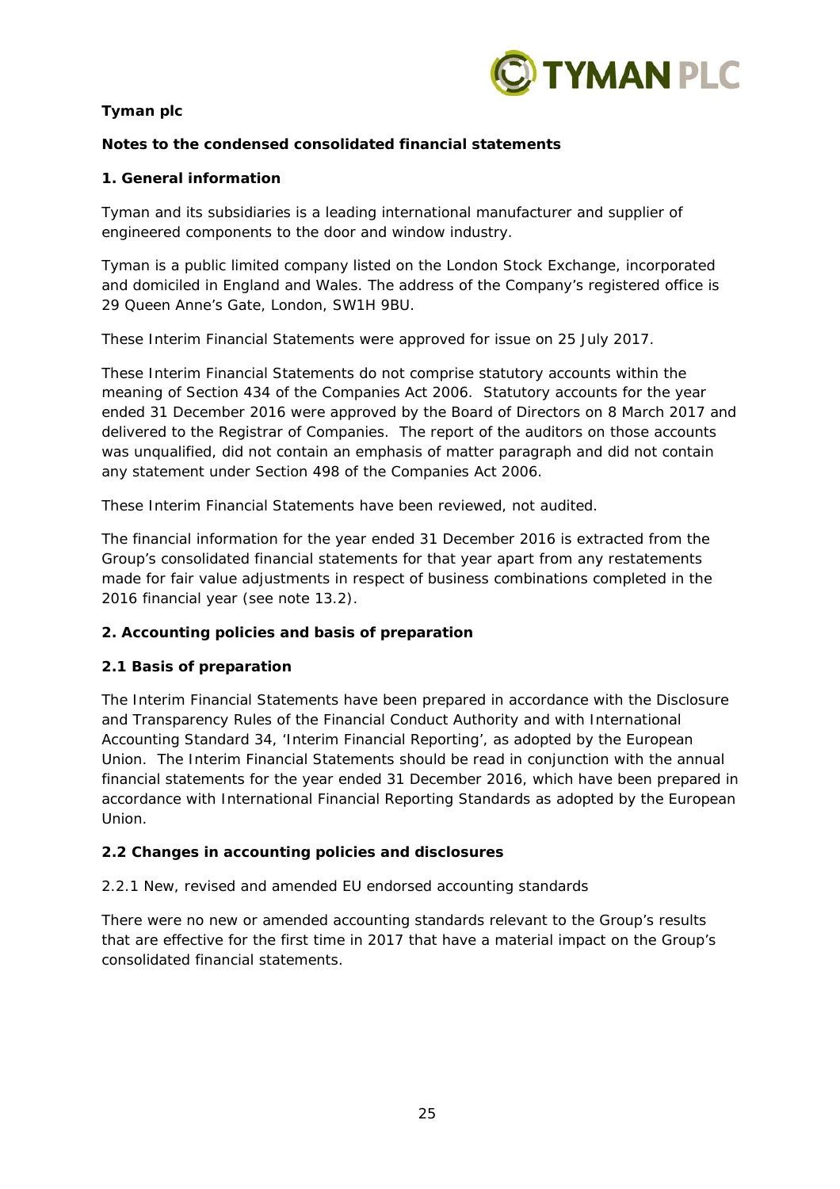**Tyman plc**

**Notes to the condensed consolidated financial statements**

## 1. General information

Tyman and its subsidiaries is a leading international manufacturer and supplier of engineered components to the door and window industry.

Tyman is a public limited company listed on the London Stock Exchange, incorporated and domiciled in England and Wales. The address of the Company's registered office is 29 Queen Anne's Gate, London, SW1H 9BU.

These Interim Financial Statements were approved for issue on 25 July 2017.

These Interim Financial Statements do not comprise statutory accounts within the meaning of Section 434 of the Companies Act 2006. Statutory accounts for the year ended 31 December 2016 were approved by the Board of Directors on 8 March 2017 and delivered to the Registrar of Companies. The report of the auditors on those accounts was unqualified, did not contain an emphasis of matter paragraph and did not contain any statement under Section 498 of the Companies Act 2006.

These Interim Financial Statements have been reviewed, not audited.

The financial information for the year ended 31 December 2016 is extracted from the Group's consolidated financial statements for that year apart from any restatements made for fair value adjustments in respect of business combinations completed in the 2016 financial year (see note 13.2).

## 2. Accounting policies and basis of preparation

### 2.1 Basis of preparation

The Interim Financial Statements have been prepared in accordance with the Disclosure and Transparency Rules of the Financial Conduct Authority and with International Accounting Standard 34, 'Interim Financial Reporting', as adopted by the European Union. The Interim Financial Statements should be read in conjunction with the annual financial statements for the year ended 31 December 2016, which have been prepared in accordance with International Financial Reporting Standards as adopted by the European Union.

### 2.2 Changes in accounting policies and disclosures

2.2.1 New, revised and amended EU endorsed accounting standards

There were no new or amended accounting standards relevant to the Group's results that are effective for the first time in 2017 that have a material impact on the Group's consolidated financial statements.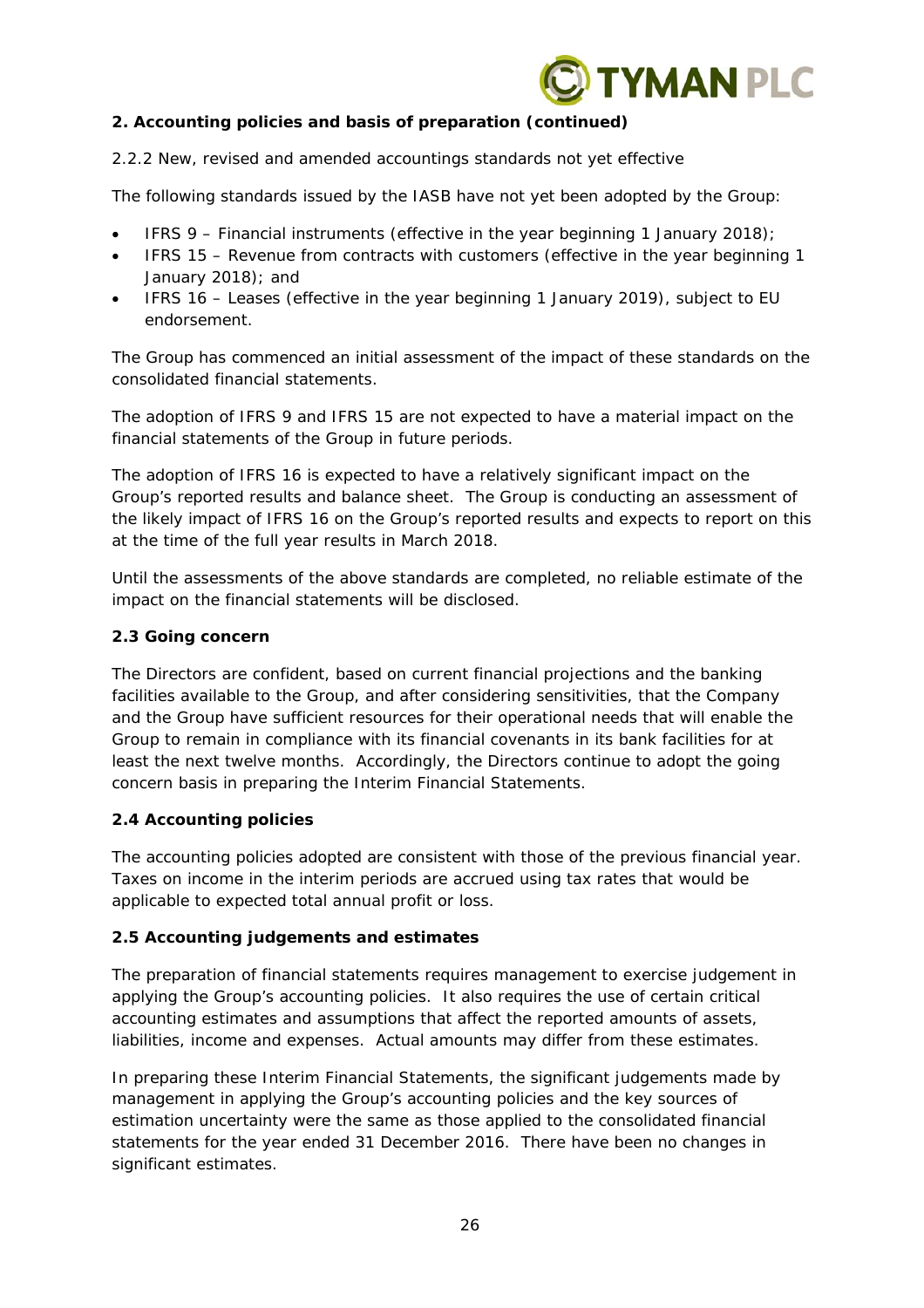**2. Accounting policies and basis of preparation (continued)**

2.2.2 New, revised and amended accountings standards not yet effective

The following standards issued by the IASB have not yet been adopted by the Group:

- IFRS 9 – Financial instruments (effective in the year beginning 1 January 2018);
- IFRS 15 – Revenue from contracts with customers (effective in the year beginning 1 January 2018); and
- IFRS 16 – Leases (effective in the year beginning 1 January 2019), subject to EU endorsement.

The Group has commenced an initial assessment of the impact of these standards on the consolidated financial statements.

The adoption of IFRS 9 and IFRS 15 are not expected to have a material impact on the financial statements of the Group in future periods.

The adoption of IFRS 16 is expected to have a relatively significant impact on the Group's reported results and balance sheet. The Group is conducting an assessment of the likely impact of IFRS 16 on the Group's reported results and expects to report on this at the time of the full year results in March 2018.

Until the assessments of the above standards are completed, no reliable estimate of the impact on the financial statements will be disclosed.

**2.3 Going concern**

The Directors are confident, based on current financial projections and the banking facilities available to the Group, and after considering sensitivities, that the Company and the Group have sufficient resources for their operational needs that will enable the Group to remain in compliance with its financial covenants in its bank facilities for at least the next twelve months. Accordingly, the Directors continue to adopt the going concern basis in preparing the Interim Financial Statements.

**2.4 Accounting policies**

The accounting policies adopted are consistent with those of the previous financial year. Taxes on income in the interim periods are accrued using tax rates that would be applicable to expected total annual profit or loss.

**2.5 Accounting judgements and estimates**

The preparation of financial statements requires management to exercise judgement in applying the Group's accounting policies. It also requires the use of certain critical accounting estimates and assumptions that affect the reported amounts of assets, liabilities, income and expenses. Actual amounts may differ from these estimates.

In preparing these Interim Financial Statements, the significant judgements made by management in applying the Group's accounting policies and the key sources of estimation uncertainty were the same as those applied to the consolidated financial statements for the year ended 31 December 2016. There have been no changes in significant estimates.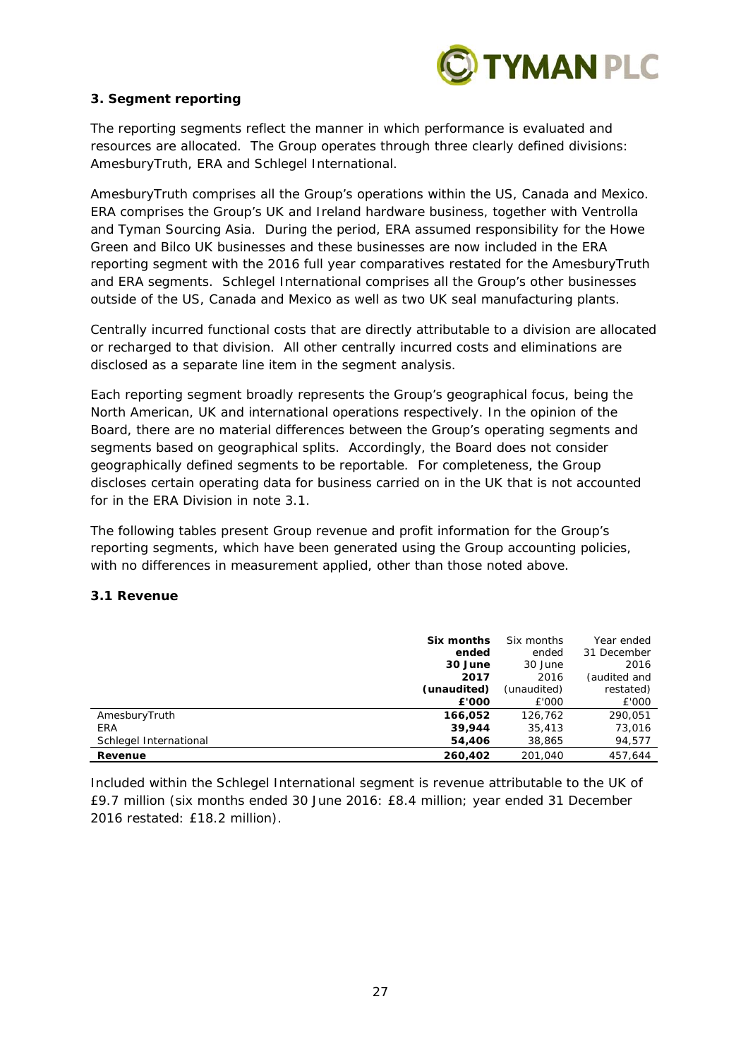### 3. Segment reporting

The reporting segments reflect the manner in which performance is evaluated and resources are allocated. The Group operates through three clearly defined divisions: AmesburyTruth, ERA and Schlegel International.

AmesburyTruth comprises all the Group's operations within the US, Canada and Mexico. ERA comprises the Group's UK and Ireland hardware business, together with Ventrolla and Tyman Sourcing Asia. During the period, ERA assumed responsibility for the Howe Green and Bilco UK businesses and these businesses are now included in the ERA reporting segment with the 2016 full year comparatives restated for the AmesburyTruth and ERA segments. Schlegel International comprises all the Group's other businesses outside of the US, Canada and Mexico as well as two UK seal manufacturing plants.

Centrally incurred functional costs that are directly attributable to a division are allocated or recharged to that division. All other centrally incurred costs and eliminations are disclosed as a separate line item in the segment analysis.

Each reporting segment broadly represents the Group's geographical focus, being the North American, UK and international operations respectively. In the opinion of the Board, there are no material differences between the Group's operating segments and segments based on geographical splits. Accordingly, the Board does not consider geographically defined segments to be reportable. For completeness, the Group discloses certain operating data for business carried on in the UK that is not accounted for in the ERA Division in note 3.1.

The following tables present Group revenue and profit information for the Group's reporting segments, which have been generated using the Group accounting policies, with no differences in measurement applied, other than those noted above.

### 3.1 Revenue

| | **Six months ended 30 June 2017 (unaudited) £'000** | Six months ended 30 June 2016 (unaudited) £'000 | Year ended 31 December 2016 (audited and restated) £'000 |
|---|---|---|---|
| AmesburyTruth | **166,052** | 126,762 | 290,051 |
| ERA | **39,944** | 35,413 | 73,016 |
| Schlegel International | **54,406** | 38,865 | 94,577 |
| **Revenue** | **260,402** | 201,040 | 457,644 |

Included within the Schlegel International segment is revenue attributable to the UK of £9.7 million (six months ended 30 June 2016: £8.4 million; year ended 31 December 2016 restated: £18.2 million).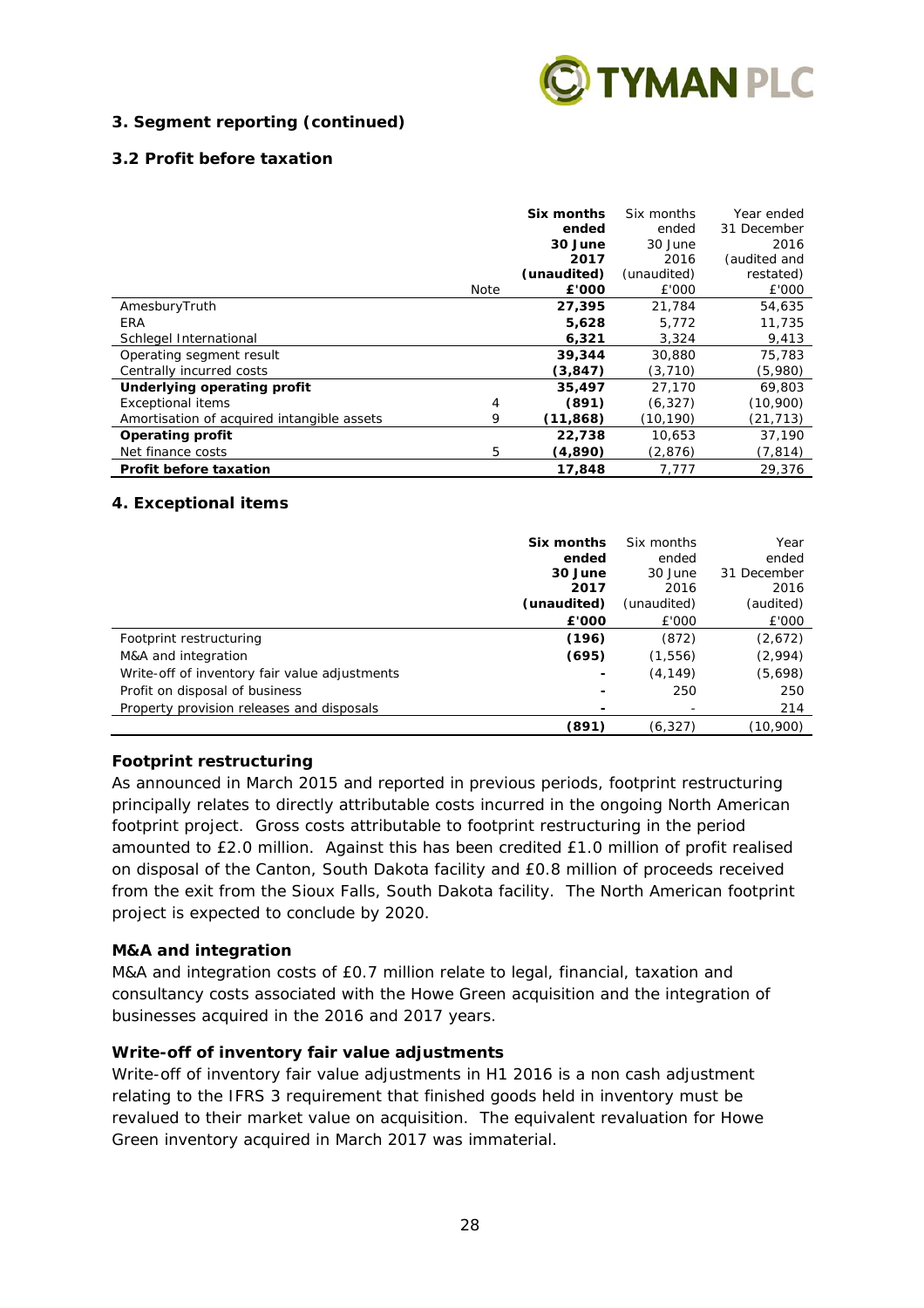### 3. Segment reporting (continued)

### 3.2 Profit before taxation

| | Note | **Six months ended 30 June 2017 (unaudited) £'000** | Six months ended 30 June 2016 (unaudited) £'000 | Year ended 31 December 2016 (audited and restated) £'000 |
|---|---|---|---|---|
| AmesburyTruth | | **27,395** | 21,784 | 54,635 |
| ERA | | **5,628** | 5,772 | 11,735 |
| Schlegel International | | **6,321** | 3,324 | 9,413 |
| Operating segment result | | **39,344** | 30,880 | 75,783 |
| Centrally incurred costs | | **(3,847)** | (3,710) | (5,980) |
| **Underlying operating profit** | | **35,497** | 27,170 | 69,803 |
| Exceptional items | 4 | **(891)** | (6,327) | (10,900) |
| Amortisation of acquired intangible assets | 9 | **(11,868)** | (10,190) | (21,713) |
| **Operating profit** | | **22,738** | 10,653 | 37,190 |
| Net finance costs | 5 | **(4,890)** | (2,876) | (7,814) |
| **Profit before taxation** | | **17,848** | 7,777 | 29,376 |

### 4. Exceptional items

| | **Six months ended 30 June 2017 (unaudited) £'000** | Six months ended 30 June 2016 (unaudited) £'000 | Year ended 31 December 2016 (audited) £'000 |
|---|---|---|---|
| Footprint restructuring | **(196)** | (872) | (2,672) |
| M&A and integration | **(695)** | (1,556) | (2,994) |
| Write-off of inventory fair value adjustments | **-** | (4,149) | (5,698) |
| Profit on disposal of business | **-** | 250 | 250 |
| Property provision releases and disposals | **-** | - | 214 |
| | **(891)** | (6,327) | (10,900) |

**Footprint restructuring**

As announced in March 2015 and reported in previous periods, footprint restructuring principally relates to directly attributable costs incurred in the ongoing North American footprint project. Gross costs attributable to footprint restructuring in the period amounted to £2.0 million. Against this has been credited £1.0 million of profit realised on disposal of the Canton, South Dakota facility and £0.8 million of proceeds received from the exit from the Sioux Falls, South Dakota facility. The North American footprint project is expected to conclude by 2020.

**M&A and integration**

M&A and integration costs of £0.7 million relate to legal, financial, taxation and consultancy costs associated with the Howe Green acquisition and the integration of businesses acquired in the 2016 and 2017 years.

**Write-off of inventory fair value adjustments**

Write-off of inventory fair value adjustments in H1 2016 is a non cash adjustment relating to the IFRS 3 requirement that finished goods held in inventory must be revalued to their market value on acquisition. The equivalent revaluation for Howe Green inventory acquired in March 2017 was immaterial.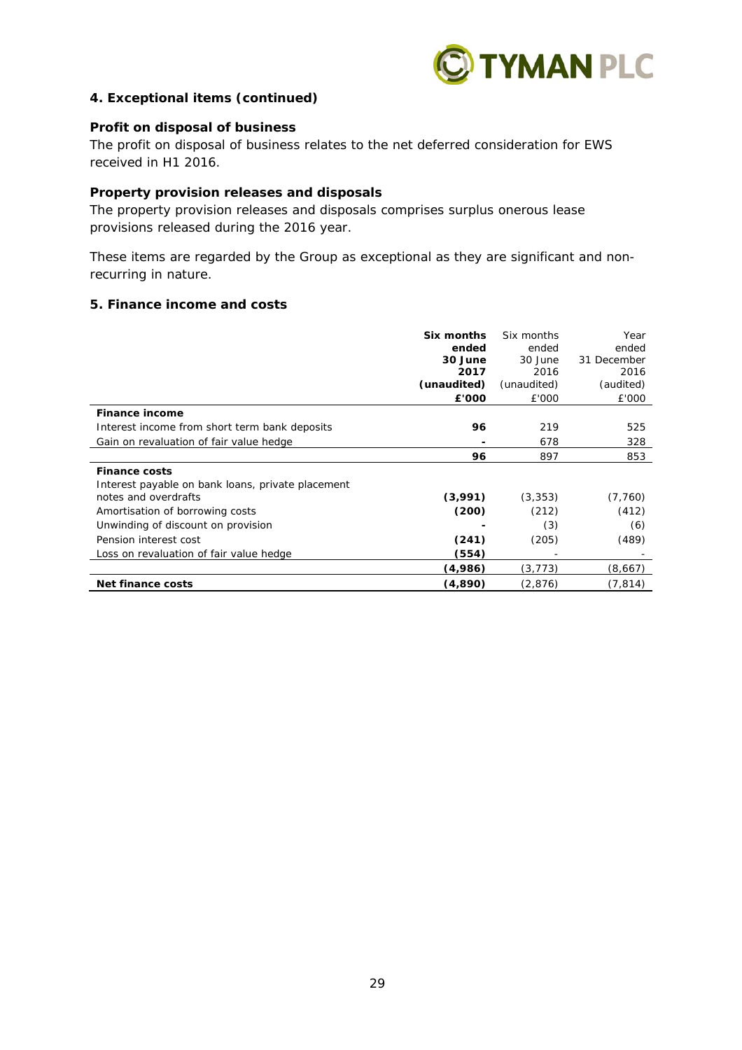### 4. Exceptional items (continued)

**Profit on disposal of business**

The profit on disposal of business relates to the net deferred consideration for EWS received in H1 2016.

**Property provision releases and disposals**

The property provision releases and disposals comprises surplus onerous lease provisions released during the 2016 year.

These items are regarded by the Group as exceptional as they are significant and non-recurring in nature.

### 5. Finance income and costs

| | **Six months ended 30 June 2017 (unaudited) £'000** | Six months ended 30 June 2016 (unaudited) £'000 | Year ended 31 December 2016 (audited) £'000 |
|---|---|---|---|
| **Finance income** | | | |
| Interest income from short term bank deposits | **96** | 219 | 525 |
| Gain on revaluation of fair value hedge | **-** | 678 | 328 |
| | **96** | 897 | 853 |
| **Finance costs** | | | |
| Interest payable on bank loans, private placement notes and overdrafts | **(3,991)** | (3,353) | (7,760) |
| Amortisation of borrowing costs | **(200)** | (212) | (412) |
| Unwinding of discount on provision | **-** | (3) | (6) |
| Pension interest cost | **(241)** | (205) | (489) |
| Loss on revaluation of fair value hedge | **(554)** | - | - |
| | **(4,986)** | (3,773) | (8,667) |
| **Net finance costs** | **(4,890)** | (2,876) | (7,814) |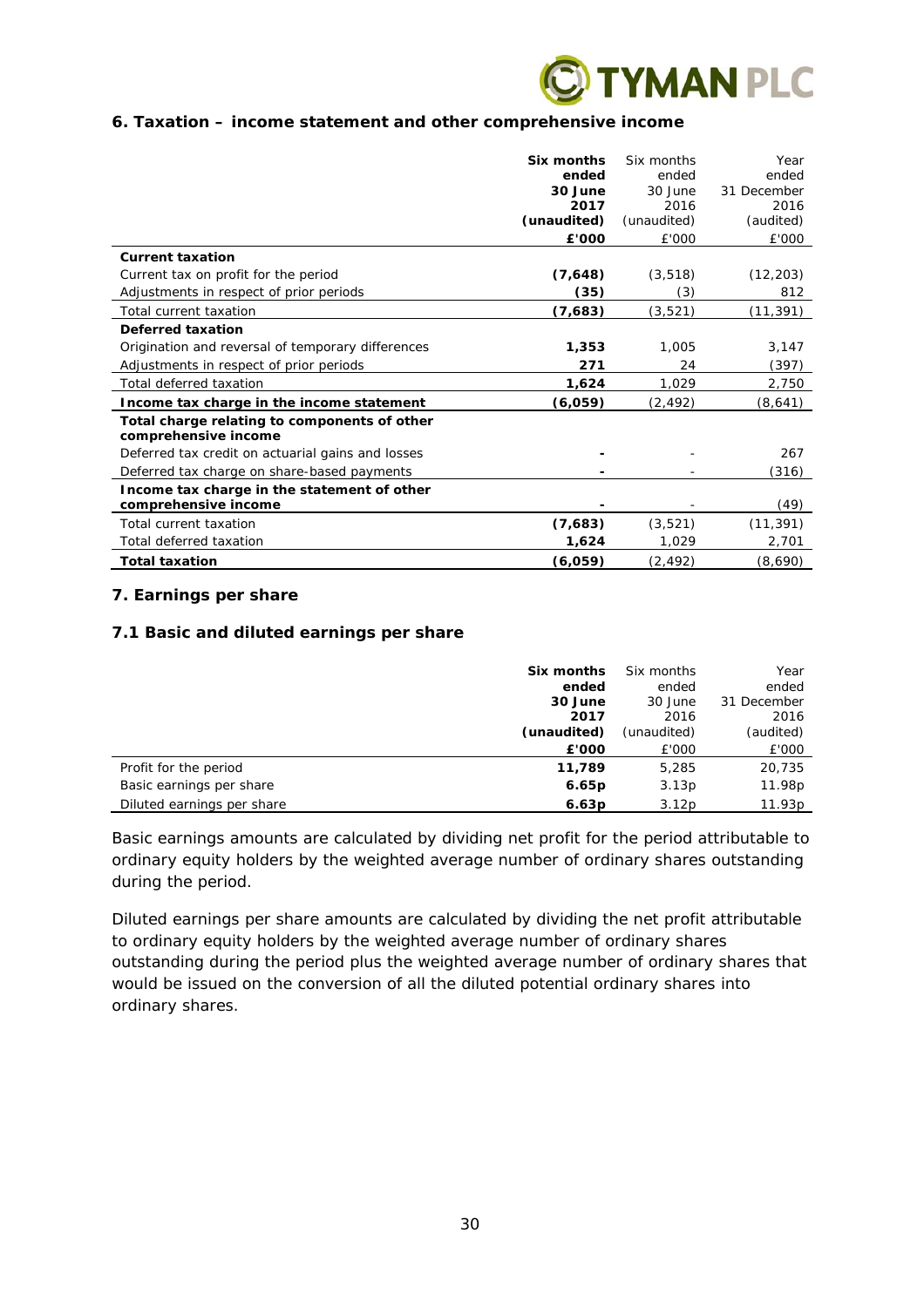## 6. Taxation – income statement and other comprehensive income

| | **Six months ended 30 June 2017 (unaudited)** | Six months ended 30 June 2016 (unaudited) | Year ended 31 December 2016 (audited) |
|---|---|---|---|
| | **£'000** | £'000 | £'000 |
| **Current taxation** | | | |
| Current tax on profit for the period | **(7,648)** | (3,518) | (12,203) |
| Adjustments in respect of prior periods | **(35)** | (3) | 812 |
| Total current taxation | **(7,683)** | (3,521) | (11,391) |
| **Deferred taxation** | | | |
| Origination and reversal of temporary differences | **1,353** | 1,005 | 3,147 |
| Adjustments in respect of prior periods | **271** | 24 | (397) |
| Total deferred taxation | **1,624** | 1,029 | 2,750 |
| **Income tax charge in the income statement** | **(6,059)** | (2,492) | (8,641) |
| **Total charge relating to components of other comprehensive income** | | | |
| Deferred tax credit on actuarial gains and losses | **-** | - | 267 |
| Deferred tax charge on share-based payments | **-** | - | (316) |
| **Income tax charge in the statement of other comprehensive income** | **-** | - | (49) |
| Total current taxation | **(7,683)** | (3,521) | (11,391) |
| Total deferred taxation | **1,624** | 1,029 | 2,701 |
| **Total taxation** | **(6,059)** | (2,492) | (8,690) |

## 7. Earnings per share

### 7.1 Basic and diluted earnings per share

| | **Six months ended 30 June 2017 (unaudited)** | Six months ended 30 June 2016 (unaudited) | Year ended 31 December 2016 (audited) |
|---|---|---|---|
| | **£'000** | £'000 | £'000 |
| Profit for the period | **11,789** | 5,285 | 20,735 |
| Basic earnings per share | **6.65p** | 3.13p | 11.98p |
| Diluted earnings per share | **6.63p** | 3.12p | 11.93p |

Basic earnings amounts are calculated by dividing net profit for the period attributable to ordinary equity holders by the weighted average number of ordinary shares outstanding during the period.

Diluted earnings per share amounts are calculated by dividing the net profit attributable to ordinary equity holders by the weighted average number of ordinary shares outstanding during the period plus the weighted average number of ordinary shares that would be issued on the conversion of all the diluted potential ordinary shares into ordinary shares.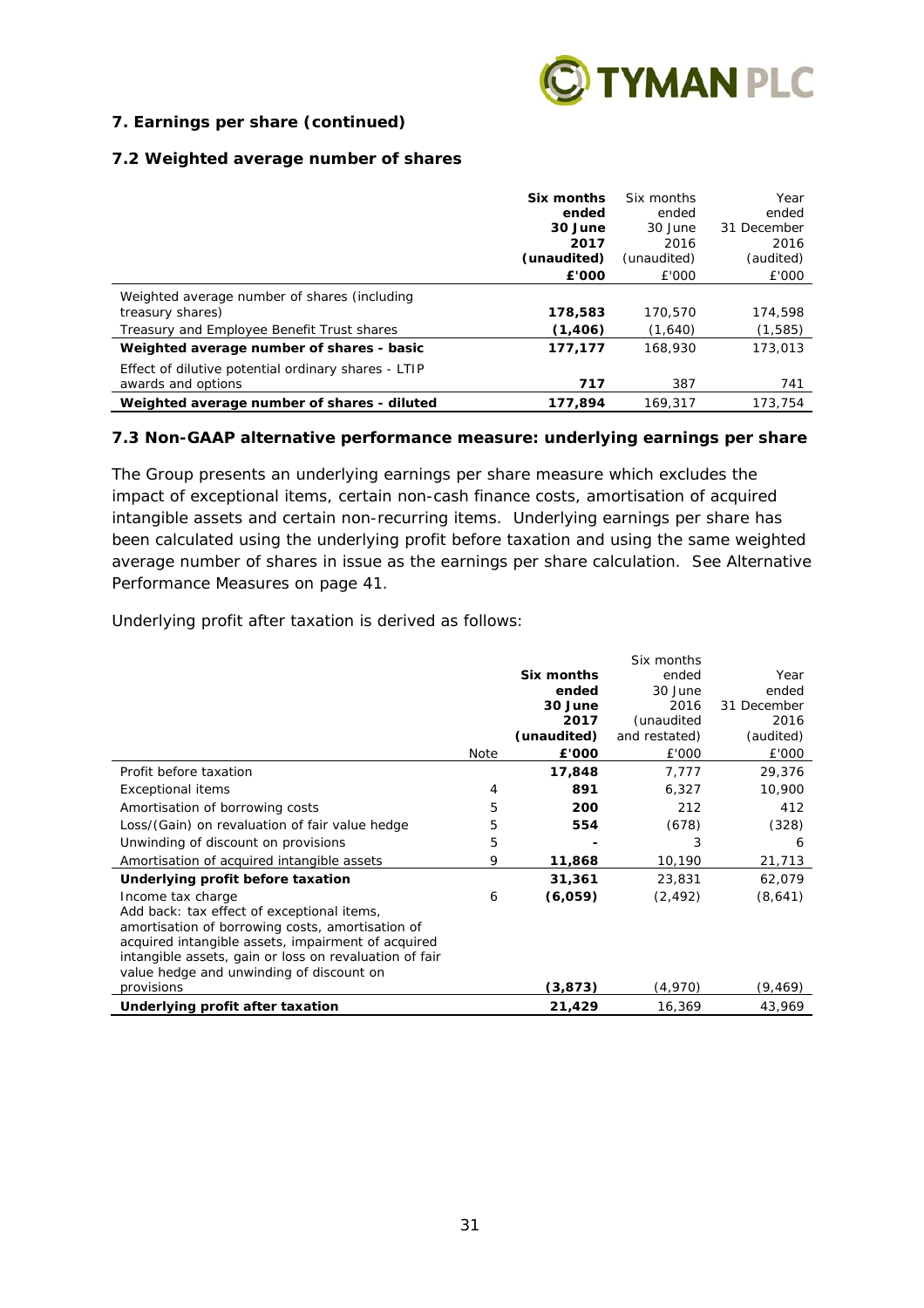### 7. Earnings per share (continued)

### 7.2 Weighted average number of shares

| | **Six months ended 30 June 2017 (unaudited) £'000** | Six months ended 30 June 2016 (unaudited) £'000 | Year ended 31 December 2016 (audited) £'000 |
|---|---|---|---|
| Weighted average number of shares (including treasury shares) | **178,583** | 170,570 | 174,598 |
| Treasury and Employee Benefit Trust shares | **(1,406)** | (1,640) | (1,585) |
| **Weighted average number of shares - basic** | **177,177** | 168,930 | 173,013 |
| Effect of dilutive potential ordinary shares - LTIP awards and options | **717** | 387 | 741 |
| **Weighted average number of shares - diluted** | **177,894** | 169,317 | 173,754 |

### 7.3 Non-GAAP alternative performance measure: underlying earnings per share

The Group presents an underlying earnings per share measure which excludes the impact of exceptional items, certain non-cash finance costs, amortisation of acquired intangible assets and certain non-recurring items. Underlying earnings per share has been calculated using the underlying profit before taxation and using the same weighted average number of shares in issue as the earnings per share calculation. See Alternative Performance Measures on page 41.

Underlying profit after taxation is derived as follows:

| | Note | **Six months ended 30 June 2017 (unaudited) £'000** | Six months ended 30 June 2016 (unaudited and restated) £'000 | Year ended 31 December 2016 (audited) £'000 |
|---|---|---|---|---|
| Profit before taxation | | **17,848** | 7,777 | 29,376 |
| Exceptional items | 4 | **891** | 6,327 | 10,900 |
| Amortisation of borrowing costs | 5 | **200** | 212 | 412 |
| Loss/(Gain) on revaluation of fair value hedge | 5 | **554** | (678) | (328) |
| Unwinding of discount on provisions | 5 | **-** | 3 | 6 |
| Amortisation of acquired intangible assets | 9 | **11,868** | 10,190 | 21,713 |
| **Underlying profit before taxation** | | **31,361** | 23,831 | 62,079 |
| Income tax charge | 6 | **(6,059)** | (2,492) | (8,641) |
| Add back: tax effect of exceptional items, amortisation of borrowing costs, amortisation of acquired intangible assets, impairment of acquired intangible assets, gain or loss on revaluation of fair value hedge and unwinding of discount on provisions | | **(3,873)** | (4,970) | (9,469) |
| **Underlying profit after taxation** | | **21,429** | 16,369 | 43,969 |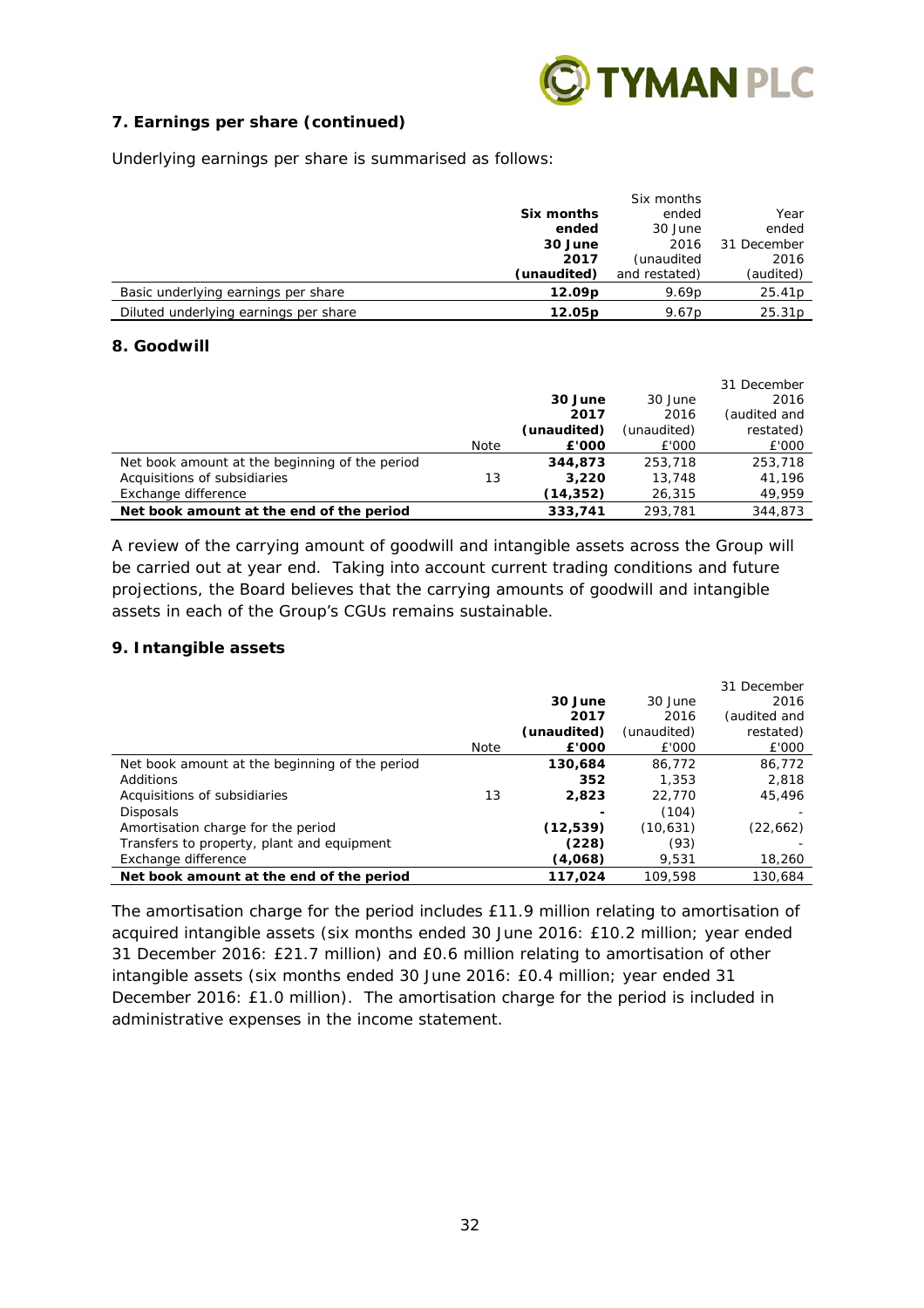### 7. Earnings per share (continued)

Underlying earnings per share is summarised as follows:

| | **Six months ended 30 June 2017 (unaudited)** | Six months ended 30 June 2016 (unaudited and restated) | Year ended 31 December 2016 (audited) |
|---|---|---|---|
| Basic underlying earnings per share | **12.09p** | 9.69p | 25.41p |
| Diluted underlying earnings per share | **12.05p** | 9.67p | 25.31p |

### 8. Goodwill

| | Note | **30 June 2017 (unaudited) £'000** | 30 June 2016 (unaudited) £'000 | 31 December 2016 (audited and restated) £'000 |
|---|---|---|---|---|
| Net book amount at the beginning of the period | | **344,873** | 253,718 | 253,718 |
| Acquisitions of subsidiaries | 13 | **3,220** | 13,748 | 41,196 |
| Exchange difference | | **(14,352)** | 26,315 | 49,959 |
| **Net book amount at the end of the period** | | **333,741** | 293,781 | 344,873 |

A review of the carrying amount of goodwill and intangible assets across the Group will be carried out at year end. Taking into account current trading conditions and future projections, the Board believes that the carrying amounts of goodwill and intangible assets in each of the Group's CGUs remains sustainable.

### 9. Intangible assets

| | Note | **30 June 2017 (unaudited) £'000** | 30 June 2016 (unaudited) £'000 | 31 December 2016 (audited and restated) £'000 |
|---|---|---|---|---|
| Net book amount at the beginning of the period | | **130,684** | 86,772 | 86,772 |
| Additions | | **352** | 1,353 | 2,818 |
| Acquisitions of subsidiaries | 13 | **2,823** | 22,770 | 45,496 |
| Disposals | | **-** | (104) | - |
| Amortisation charge for the period | | **(12,539)** | (10,631) | (22,662) |
| Transfers to property, plant and equipment | | **(228)** | (93) | - |
| Exchange difference | | **(4,068)** | 9,531 | 18,260 |
| **Net book amount at the end of the period** | | **117,024** | 109,598 | 130,684 |

The amortisation charge for the period includes £11.9 million relating to amortisation of acquired intangible assets (six months ended 30 June 2016: £10.2 million; year ended 31 December 2016: £21.7 million) and £0.6 million relating to amortisation of other intangible assets (six months ended 30 June 2016: £0.4 million; year ended 31 December 2016: £1.0 million). The amortisation charge for the period is included in administrative expenses in the income statement.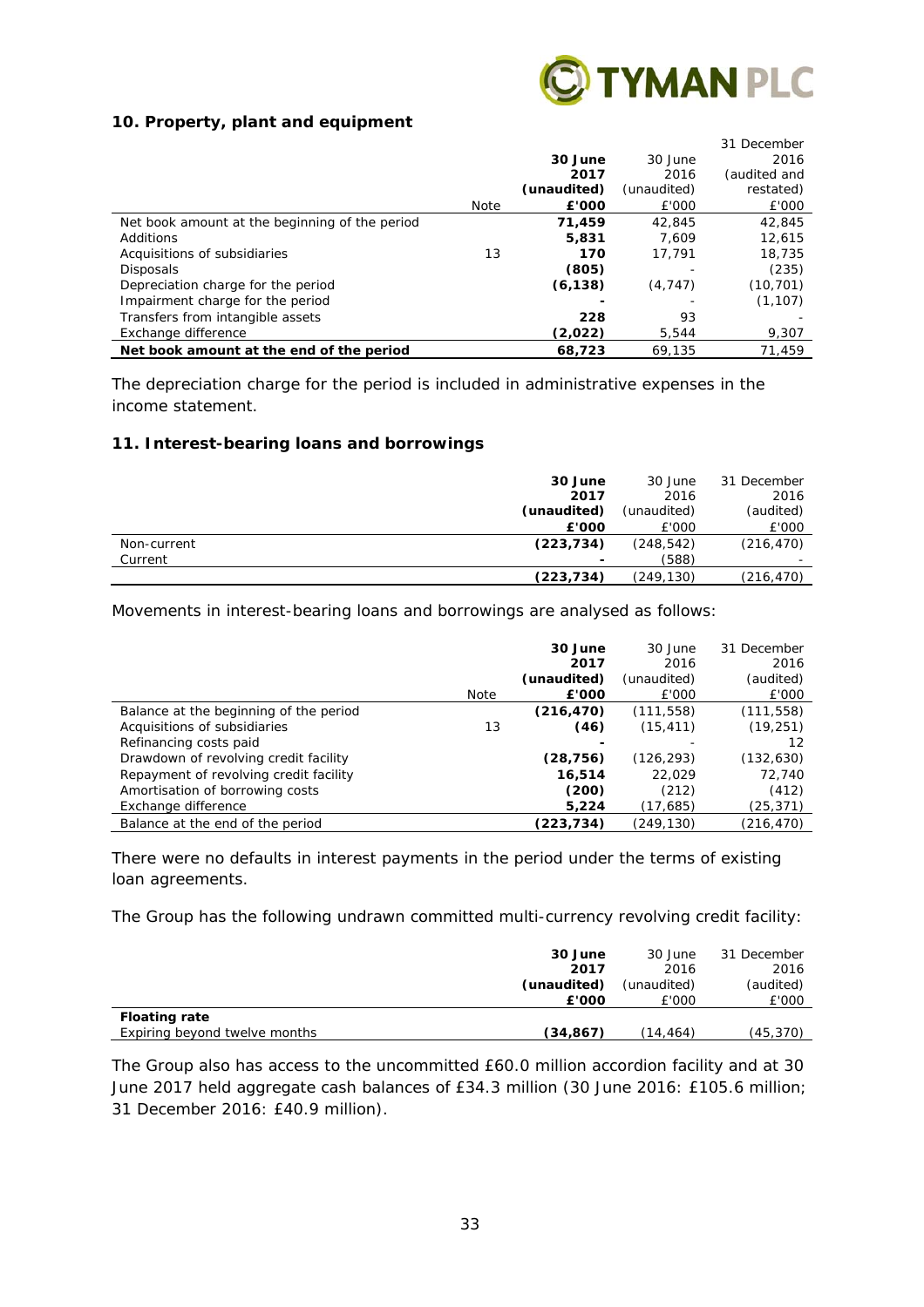## 10. Property, plant and equipment

| | Note | 30 June 2017 (unaudited) £'000 | 30 June 2016 (unaudited) £'000 | 31 December 2016 (audited and restated) £'000 |
|---|---|---|---|---|
| Net book amount at the beginning of the period | | **71,459** | 42,845 | 42,845 |
| Additions | | **5,831** | 7,609 | 12,615 |
| Acquisitions of subsidiaries | 13 | **170** | 17,791 | 18,735 |
| Disposals | | **(805)** | - | (235) |
| Depreciation charge for the period | | **(6,138)** | (4,747) | (10,701) |
| Impairment charge for the period | | **-** | - | (1,107) |
| Transfers from intangible assets | | **228** | 93 | - |
| Exchange difference | | **(2,022)** | 5,544 | 9,307 |
| **Net book amount at the end of the period** | | **68,723** | 69,135 | 71,459 |

The depreciation charge for the period is included in administrative expenses in the income statement.

## 11. Interest-bearing loans and borrowings

| | 30 June 2017 (unaudited) £'000 | 30 June 2016 (unaudited) £'000 | 31 December 2016 (audited) £'000 |
|---|---|---|---|
| Non-current | **(223,734)** | (248,542) | (216,470) |
| Current | **-** | (588) | - |
| | **(223,734)** | (249,130) | (216,470) |

Movements in interest-bearing loans and borrowings are analysed as follows:

| | Note | 30 June 2017 (unaudited) £'000 | 30 June 2016 (unaudited) £'000 | 31 December 2016 (audited) £'000 |
|---|---|---|---|---|
| Balance at the beginning of the period | | **(216,470)** | (111,558) | (111,558) |
| Acquisitions of subsidiaries | 13 | **(46)** | (15,411) | (19,251) |
| Refinancing costs paid | | **-** | - | 12 |
| Drawdown of revolving credit facility | | **(28,756)** | (126,293) | (132,630) |
| Repayment of revolving credit facility | | **16,514** | 22,029 | 72,740 |
| Amortisation of borrowing costs | | **(200)** | (212) | (412) |
| Exchange difference | | **5,224** | (17,685) | (25,371) |
| Balance at the end of the period | | **(223,734)** | (249,130) | (216,470) |

There were no defaults in interest payments in the period under the terms of existing loan agreements.

The Group has the following undrawn committed multi-currency revolving credit facility:

| | 30 June 2017 (unaudited) £'000 | 30 June 2016 (unaudited) £'000 | 31 December 2016 (audited) £'000 |
|---|---|---|---|
| **Floating rate** | | | |
| Expiring beyond twelve months | **(34,867)** | (14,464) | (45,370) |

The Group also has access to the uncommitted £60.0 million accordion facility and at 30 June 2017 held aggregate cash balances of £34.3 million (30 June 2016: £105.6 million; 31 December 2016: £40.9 million).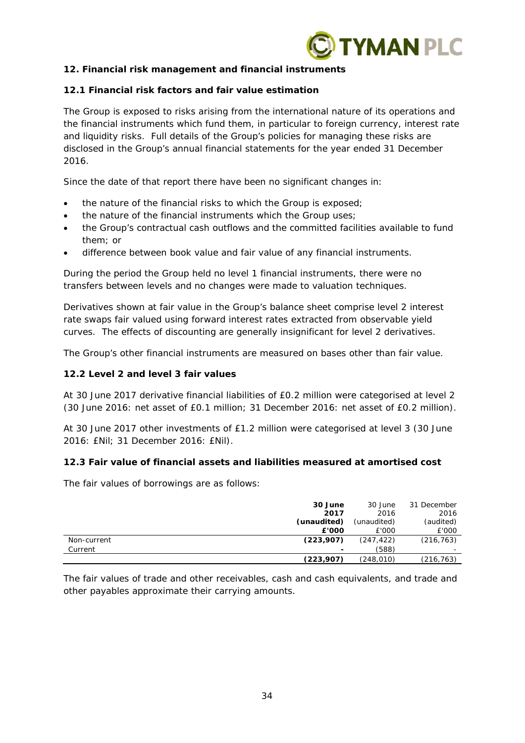## 12. Financial risk management and financial instruments

### 12.1 Financial risk factors and fair value estimation

The Group is exposed to risks arising from the international nature of its operations and the financial instruments which fund them, in particular to foreign currency, interest rate and liquidity risks. Full details of the Group's policies for managing these risks are disclosed in the Group's annual financial statements for the year ended 31 December 2016.

Since the date of that report there have been no significant changes in:

- the nature of the financial risks to which the Group is exposed;
- the nature of the financial instruments which the Group uses;
- the Group's contractual cash outflows and the committed facilities available to fund them; or
- difference between book value and fair value of any financial instruments.

During the period the Group held no level 1 financial instruments, there were no transfers between levels and no changes were made to valuation techniques.

Derivatives shown at fair value in the Group's balance sheet comprise level 2 interest rate swaps fair valued using forward interest rates extracted from observable yield curves. The effects of discounting are generally insignificant for level 2 derivatives.

The Group's other financial instruments are measured on bases other than fair value.

### 12.2 Level 2 and level 3 fair values

At 30 June 2017 derivative financial liabilities of £0.2 million were categorised at level 2 (30 June 2016: net asset of £0.1 million; 31 December 2016: net asset of £0.2 million).

At 30 June 2017 other investments of £1.2 million were categorised at level 3 (30 June 2016: £Nil; 31 December 2016: £Nil).

### 12.3 Fair value of financial assets and liabilities measured at amortised cost

The fair values of borrowings are as follows:

| | **30 June 2017 (unaudited) £'000** | 30 June 2016 (unaudited) £'000 | 31 December 2016 (audited) £'000 |
|---|---|---|---|
| Non-current | **(223,907)** | (247,422) | (216,763) |
| Current | **-** | (588) | - |
| | **(223,907)** | (248,010) | (216,763) |

The fair values of trade and other receivables, cash and cash equivalents, and trade and other payables approximate their carrying amounts.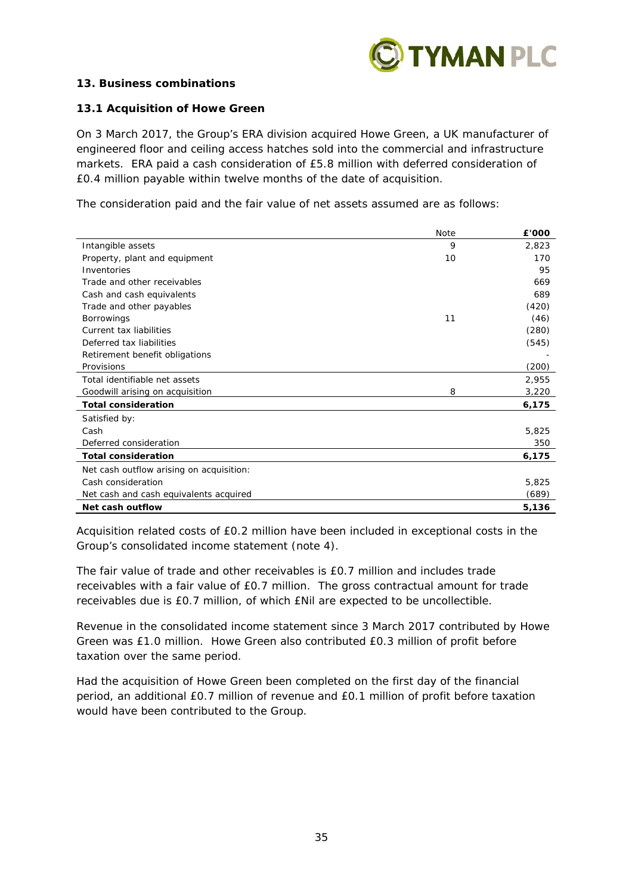## 13. Business combinations

### 13.1 Acquisition of Howe Green

On 3 March 2017, the Group's ERA division acquired Howe Green, a UK manufacturer of engineered floor and ceiling access hatches sold into the commercial and infrastructure markets. ERA paid a cash consideration of £5.8 million with deferred consideration of £0.4 million payable within twelve months of the date of acquisition.

The consideration paid and the fair value of net assets assumed are as follows:

| | Note | £'000 |
|---|---|---|
| Intangible assets | 9 | 2,823 |
| Property, plant and equipment | 10 | 170 |
| Inventories | | 95 |
| Trade and other receivables | | 669 |
| Cash and cash equivalents | | 689 |
| Trade and other payables | | (420) |
| Borrowings | 11 | (46) |
| Current tax liabilities | | (280) |
| Deferred tax liabilities | | (545) |
| Retirement benefit obligations | | - |
| Provisions | | (200) |
| Total identifiable net assets | | 2,955 |
| Goodwill arising on acquisition | 8 | 3,220 |
| **Total consideration** | | **6,175** |
| Satisfied by: | | |
| Cash | | 5,825 |
| Deferred consideration | | 350 |
| **Total consideration** | | **6,175** |
| Net cash outflow arising on acquisition: | | |
| Cash consideration | | 5,825 |
| Net cash and cash equivalents acquired | | (689) |
| **Net cash outflow** | | **5,136** |

Acquisition related costs of £0.2 million have been included in exceptional costs in the Group's consolidated income statement (note 4).

The fair value of trade and other receivables is £0.7 million and includes trade receivables with a fair value of £0.7 million. The gross contractual amount for trade receivables due is £0.7 million, of which £Nil are expected to be uncollectible.

Revenue in the consolidated income statement since 3 March 2017 contributed by Howe Green was £1.0 million. Howe Green also contributed £0.3 million of profit before taxation over the same period.

Had the acquisition of Howe Green been completed on the first day of the financial period, an additional £0.7 million of revenue and £0.1 million of profit before taxation would have been contributed to the Group.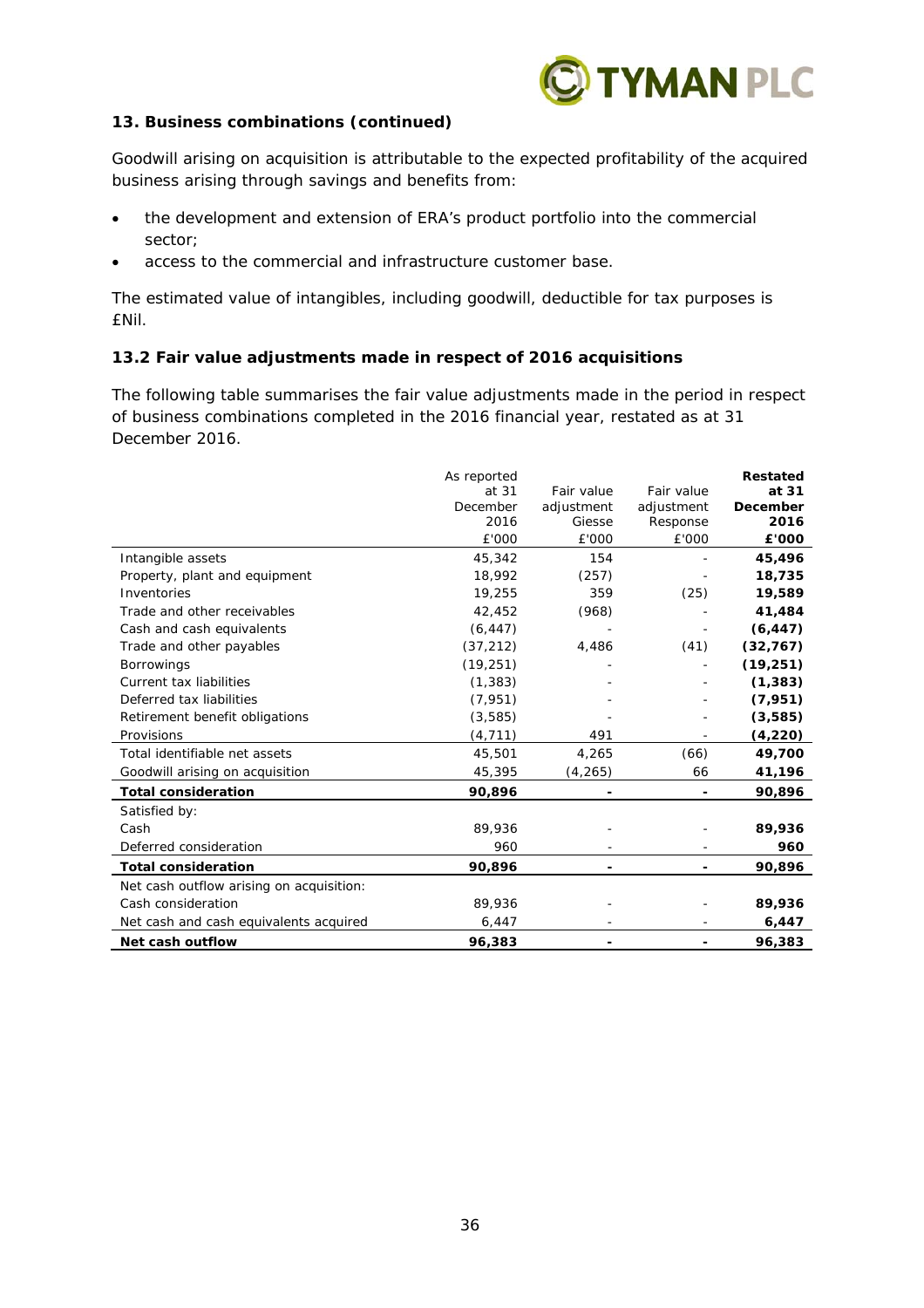### 13. Business combinations (continued)

Goodwill arising on acquisition is attributable to the expected profitability of the acquired business arising through savings and benefits from:

- the development and extension of ERA's product portfolio into the commercial sector;
- access to the commercial and infrastructure customer base.

The estimated value of intangibles, including goodwill, deductible for tax purposes is £Nil.

### 13.2 Fair value adjustments made in respect of 2016 acquisitions

The following table summarises the fair value adjustments made in the period in respect of business combinations completed in the 2016 financial year, restated as at 31 December 2016.

| | As reported at 31 December 2016 £'000 | Fair value adjustment Giesse £'000 | Fair value adjustment Response £'000 | **Restated at 31 December 2016 £'000** |
|---|---|---|---|---|
| Intangible assets | 45,342 | 154 | - | **45,496** |
| Property, plant and equipment | 18,992 | (257) | - | **18,735** |
| Inventories | 19,255 | 359 | (25) | **19,589** |
| Trade and other receivables | 42,452 | (968) | - | **41,484** |
| Cash and cash equivalents | (6,447) | - | - | **(6,447)** |
| Trade and other payables | (37,212) | 4,486 | (41) | **(32,767)** |
| Borrowings | (19,251) | - | - | **(19,251)** |
| Current tax liabilities | (1,383) | - | - | **(1,383)** |
| Deferred tax liabilities | (7,951) | - | - | **(7,951)** |
| Retirement benefit obligations | (3,585) | - | - | **(3,585)** |
| Provisions | (4,711) | 491 | - | **(4,220)** |
| Total identifiable net assets | 45,501 | 4,265 | (66) | **49,700** |
| Goodwill arising on acquisition | 45,395 | (4,265) | 66 | **41,196** |
| **Total consideration** | **90,896** | **-** | **-** | **90,896** |
| Satisfied by: | | | | |
| Cash | 89,936 | - | - | **89,936** |
| Deferred consideration | 960 | - | - | **960** |
| **Total consideration** | **90,896** | **-** | **-** | **90,896** |
| Net cash outflow arising on acquisition: | | | | |
| Cash consideration | 89,936 | - | - | **89,936** |
| Net cash and cash equivalents acquired | 6,447 | - | - | **6,447** |
| **Net cash outflow** | **96,383** | **-** | **-** | **96,383** |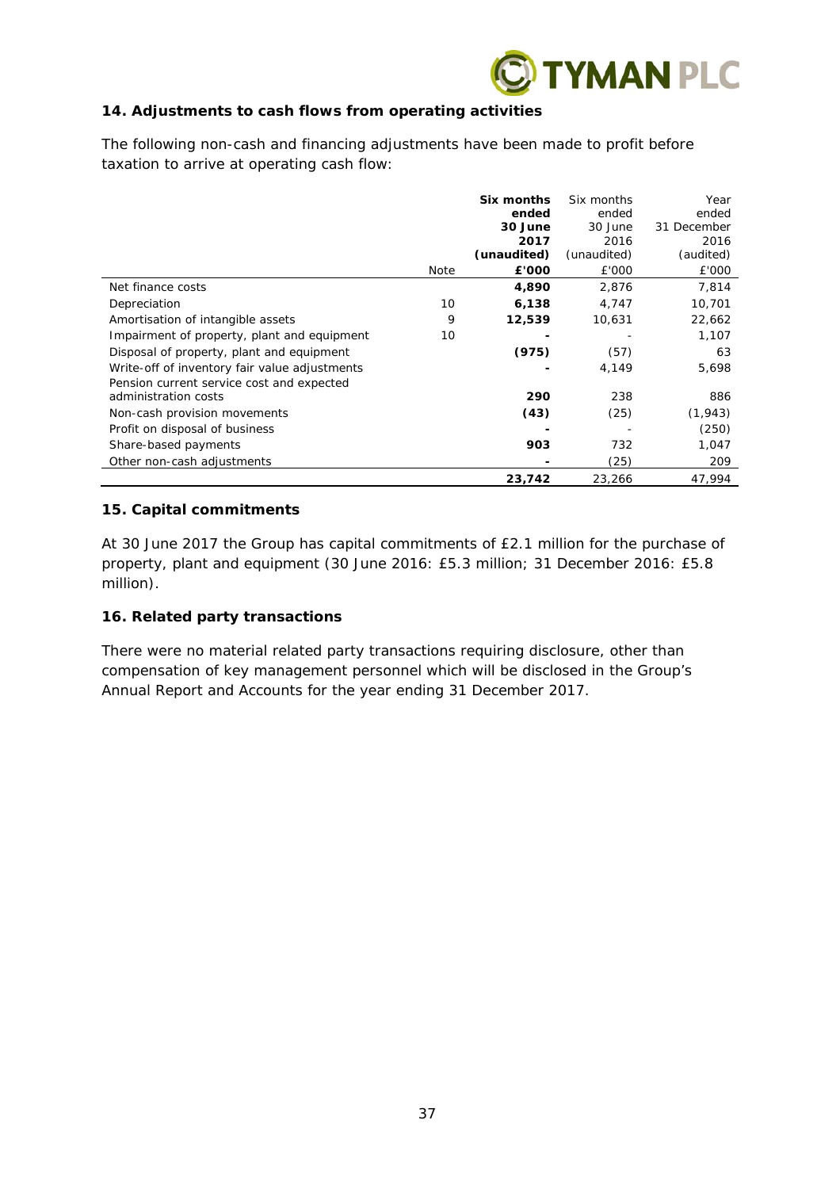## 14. Adjustments to cash flows from operating activities

The following non-cash and financing adjustments have been made to profit before taxation to arrive at operating cash flow:

| | Note | **Six months ended 30 June 2017 (unaudited) £'000** | Six months ended 30 June 2016 (unaudited) £'000 | Year ended 31 December 2016 (audited) £'000 |
|---|---|---|---|---|
| Net finance costs | | **4,890** | 2,876 | 7,814 |
| Depreciation | 10 | **6,138** | 4,747 | 10,701 |
| Amortisation of intangible assets | 9 | **12,539** | 10,631 | 22,662 |
| Impairment of property, plant and equipment | 10 | **-** | - | 1,107 |
| Disposal of property, plant and equipment | | **(975)** | (57) | 63 |
| Write-off of inventory fair value adjustments | | **-** | 4,149 | 5,698 |
| Pension current service cost and expected administration costs | | **290** | 238 | 886 |
| Non-cash provision movements | | **(43)** | (25) | (1,943) |
| Profit on disposal of business | | **-** | - | (250) |
| Share-based payments | | **903** | 732 | 1,047 |
| Other non-cash adjustments | | **-** | (25) | 209 |
| | | **23,742** | 23,266 | 47,994 |

## 15. Capital commitments

At 30 June 2017 the Group has capital commitments of £2.1 million for the purchase of property, plant and equipment (30 June 2016: £5.3 million; 31 December 2016: £5.8 million).

## 16. Related party transactions

There were no material related party transactions requiring disclosure, other than compensation of key management personnel which will be disclosed in the Group's Annual Report and Accounts for the year ending 31 December 2017.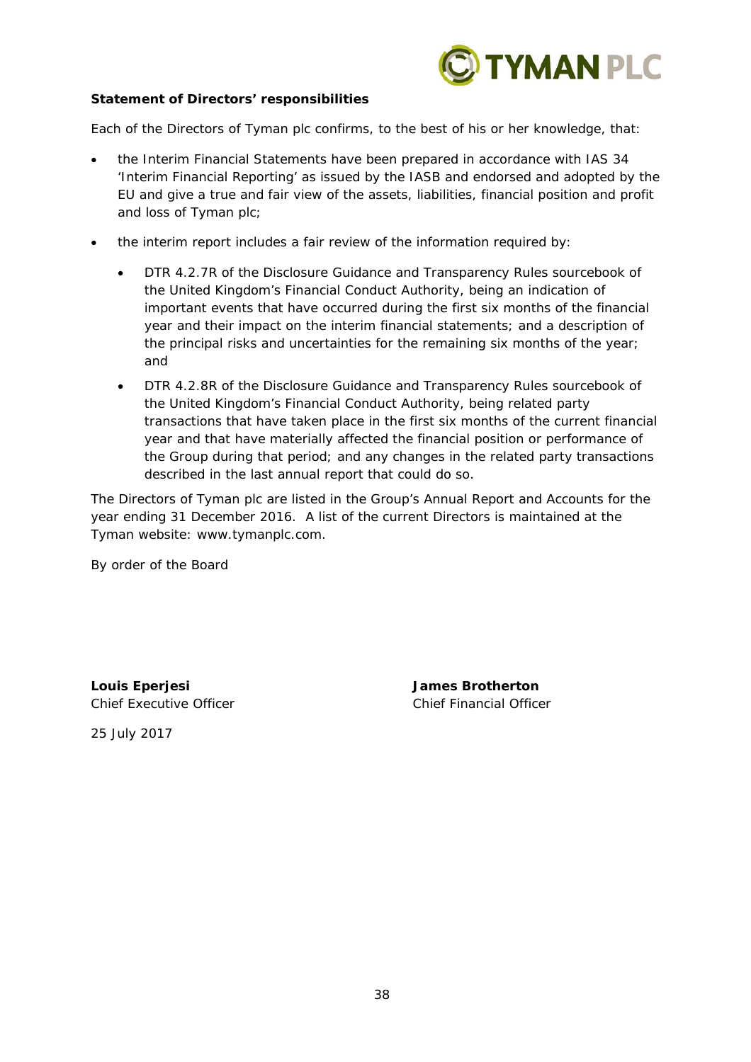**Statement of Directors' responsibilities**

Each of the Directors of Tyman plc confirms, to the best of his or her knowledge, that:

- the Interim Financial Statements have been prepared in accordance with IAS 34 'Interim Financial Reporting' as issued by the IASB and endorsed and adopted by the EU and give a true and fair view of the assets, liabilities, financial position and profit and loss of Tyman plc;
- the interim report includes a fair review of the information required by:
  - DTR 4.2.7R of the Disclosure Guidance and Transparency Rules sourcebook of the United Kingdom's Financial Conduct Authority, being an indication of important events that have occurred during the first six months of the financial year and their impact on the interim financial statements; and a description of the principal risks and uncertainties for the remaining six months of the year; and
  - DTR 4.2.8R of the Disclosure Guidance and Transparency Rules sourcebook of the United Kingdom's Financial Conduct Authority, being related party transactions that have taken place in the first six months of the current financial year and that have materially affected the financial position or performance of the Group during that period; and any changes in the related party transactions described in the last annual report that could do so.

The Directors of Tyman plc are listed in the Group's Annual Report and Accounts for the year ending 31 December 2016. A list of the current Directors is maintained at the Tyman website: www.tymanplc.com.

By order of the Board

**Louis Eperjesi**
Chief Executive Officer

**James Brotherton**
Chief Financial Officer

25 July 2017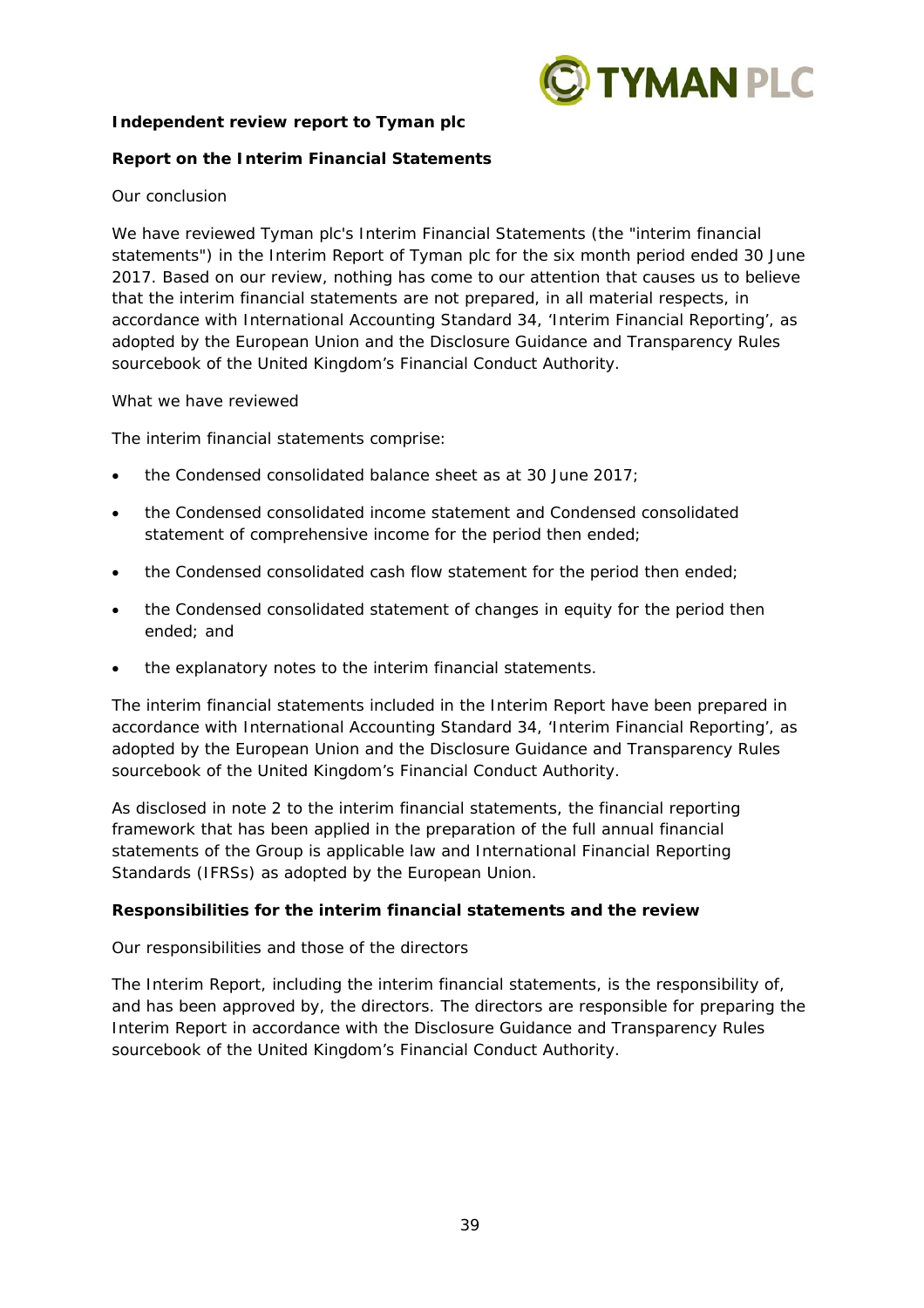**Independent review report to Tyman plc**

**Report on the Interim Financial Statements**

Our conclusion

We have reviewed Tyman plc's Interim Financial Statements (the "interim financial statements") in the Interim Report of Tyman plc for the six month period ended 30 June 2017. Based on our review, nothing has come to our attention that causes us to believe that the interim financial statements are not prepared, in all material respects, in accordance with International Accounting Standard 34, 'Interim Financial Reporting', as adopted by the European Union and the Disclosure Guidance and Transparency Rules sourcebook of the United Kingdom's Financial Conduct Authority.

What we have reviewed

The interim financial statements comprise:

- the Condensed consolidated balance sheet as at 30 June 2017;
- the Condensed consolidated income statement and Condensed consolidated statement of comprehensive income for the period then ended;
- the Condensed consolidated cash flow statement for the period then ended;
- the Condensed consolidated statement of changes in equity for the period then ended; and
- the explanatory notes to the interim financial statements.

The interim financial statements included in the Interim Report have been prepared in accordance with International Accounting Standard 34, 'Interim Financial Reporting', as adopted by the European Union and the Disclosure Guidance and Transparency Rules sourcebook of the United Kingdom's Financial Conduct Authority.

As disclosed in note 2 to the interim financial statements, the financial reporting framework that has been applied in the preparation of the full annual financial statements of the Group is applicable law and International Financial Reporting Standards (IFRSs) as adopted by the European Union.

**Responsibilities for the interim financial statements and the review**

Our responsibilities and those of the directors

The Interim Report, including the interim financial statements, is the responsibility of, and has been approved by, the directors. The directors are responsible for preparing the Interim Report in accordance with the Disclosure Guidance and Transparency Rules sourcebook of the United Kingdom's Financial Conduct Authority.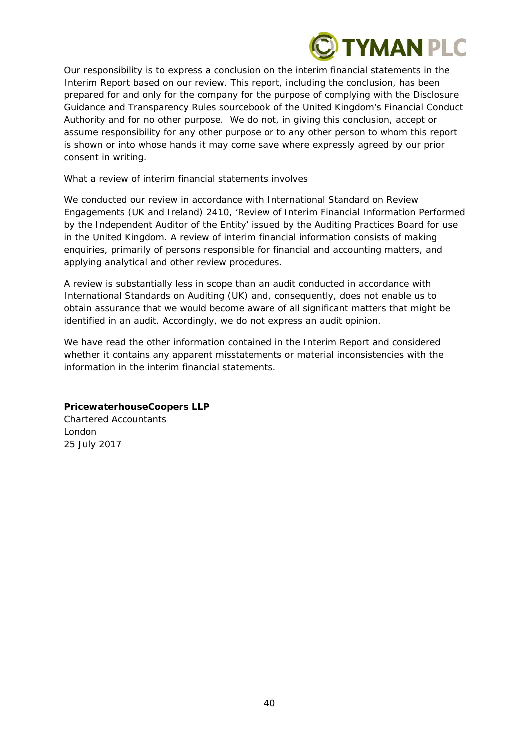Our responsibility is to express a conclusion on the interim financial statements in the Interim Report based on our review. This report, including the conclusion, has been prepared for and only for the company for the purpose of complying with the Disclosure Guidance and Transparency Rules sourcebook of the United Kingdom's Financial Conduct Authority and for no other purpose. We do not, in giving this conclusion, accept or assume responsibility for any other purpose or to any other person to whom this report is shown or into whose hands it may come save where expressly agreed by our prior consent in writing.

What a review of interim financial statements involves

We conducted our review in accordance with International Standard on Review Engagements (UK and Ireland) 2410, 'Review of Interim Financial Information Performed by the Independent Auditor of the Entity' issued by the Auditing Practices Board for use in the United Kingdom. A review of interim financial information consists of making enquiries, primarily of persons responsible for financial and accounting matters, and applying analytical and other review procedures.

A review is substantially less in scope than an audit conducted in accordance with International Standards on Auditing (UK) and, consequently, does not enable us to obtain assurance that we would become aware of all significant matters that might be identified in an audit. Accordingly, we do not express an audit opinion.

We have read the other information contained in the Interim Report and considered whether it contains any apparent misstatements or material inconsistencies with the information in the interim financial statements.

**PricewaterhouseCoopers LLP**
Chartered Accountants
London
25 July 2017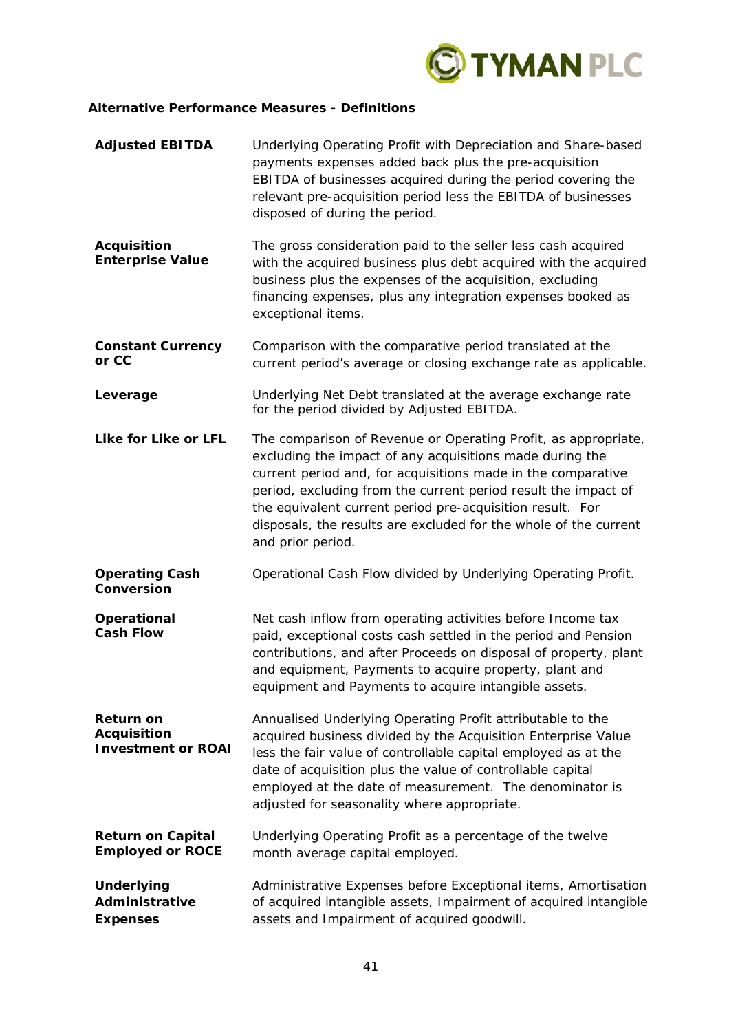## Alternative Performance Measures - Definitions

| | |
|---|---|
| **Adjusted EBITDA** | Underlying Operating Profit with Depreciation and Share-based payments expenses added back plus the pre-acquisition EBITDA of businesses acquired during the period covering the relevant pre-acquisition period less the EBITDA of businesses disposed of during the period. |
| **Acquisition Enterprise Value** | The gross consideration paid to the seller less cash acquired with the acquired business plus debt acquired with the acquired business plus the expenses of the acquisition, excluding financing expenses, plus any integration expenses booked as exceptional items. |
| **Constant Currency or CC** | Comparison with the comparative period translated at the current period's average or closing exchange rate as applicable. |
| **Leverage** | Underlying Net Debt translated at the average exchange rate for the period divided by Adjusted EBITDA. |
| **Like for Like or LFL** | The comparison of Revenue or Operating Profit, as appropriate, excluding the impact of any acquisitions made during the current period and, for acquisitions made in the comparative period, excluding from the current period result the impact of the equivalent current period pre-acquisition result. For disposals, the results are excluded for the whole of the current and prior period. |
| **Operating Cash Conversion** | Operational Cash Flow divided by Underlying Operating Profit. |
| **Operational Cash Flow** | Net cash inflow from operating activities before Income tax paid, exceptional costs cash settled in the period and Pension contributions, and after Proceeds on disposal of property, plant and equipment, Payments to acquire property, plant and equipment and Payments to acquire intangible assets. |
| **Return on Acquisition Investment or ROAI** | Annualised Underlying Operating Profit attributable to the acquired business divided by the Acquisition Enterprise Value less the fair value of controllable capital employed as at the date of acquisition plus the value of controllable capital employed at the date of measurement. The denominator is adjusted for seasonality where appropriate. |
| **Return on Capital Employed or ROCE** | Underlying Operating Profit as a percentage of the twelve month average capital employed. |
| **Underlying Administrative Expenses** | Administrative Expenses before Exceptional items, Amortisation of acquired intangible assets, Impairment of acquired intangible assets and Impairment of acquired goodwill. |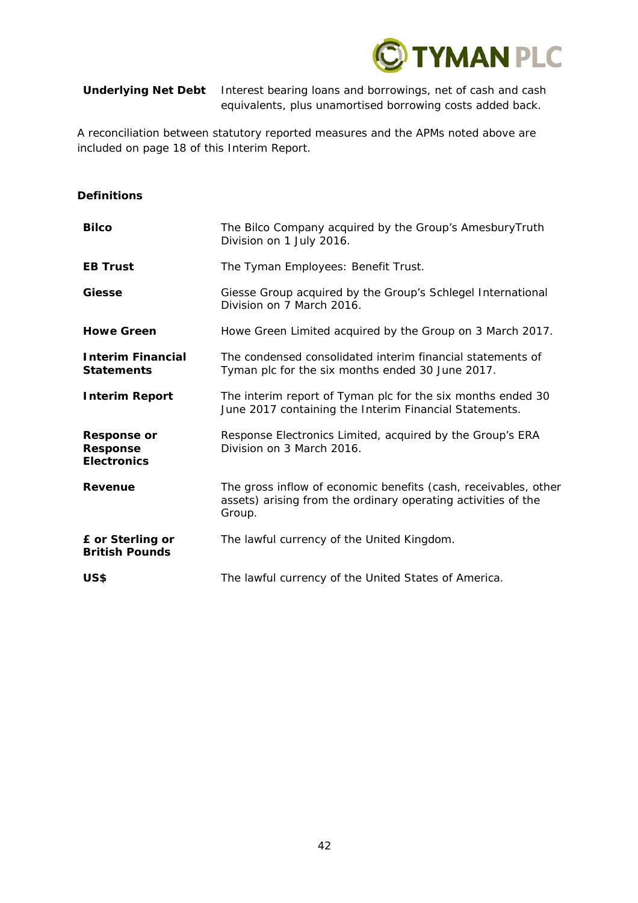| | |
|---|---|
| **Underlying Net Debt** | Interest bearing loans and borrowings, net of cash and cash equivalents, plus unamortised borrowing costs added back. |

A reconciliation between statutory reported measures and the APMs noted above are included on page 18 of this Interim Report.

## Definitions

| | |
|---|---|
| **Bilco** | The Bilco Company acquired by the Group's AmesburyTruth Division on 1 July 2016. |
| **EB Trust** | The Tyman Employees: Benefit Trust. |
| **Giesse** | Giesse Group acquired by the Group's Schlegel International Division on 7 March 2016. |
| **Howe Green** | Howe Green Limited acquired by the Group on 3 March 2017. |
| **Interim Financial Statements** | The condensed consolidated interim financial statements of Tyman plc for the six months ended 30 June 2017. |
| **Interim Report** | The interim report of Tyman plc for the six months ended 30 June 2017 containing the Interim Financial Statements. |
| **Response or Response Electronics** | Response Electronics Limited, acquired by the Group's ERA Division on 3 March 2016. |
| **Revenue** | The gross inflow of economic benefits (cash, receivables, other assets) arising from the ordinary operating activities of the Group. |
| **£ or Sterling or British Pounds** | The lawful currency of the United Kingdom. |
| **US$** | The lawful currency of the United States of America. |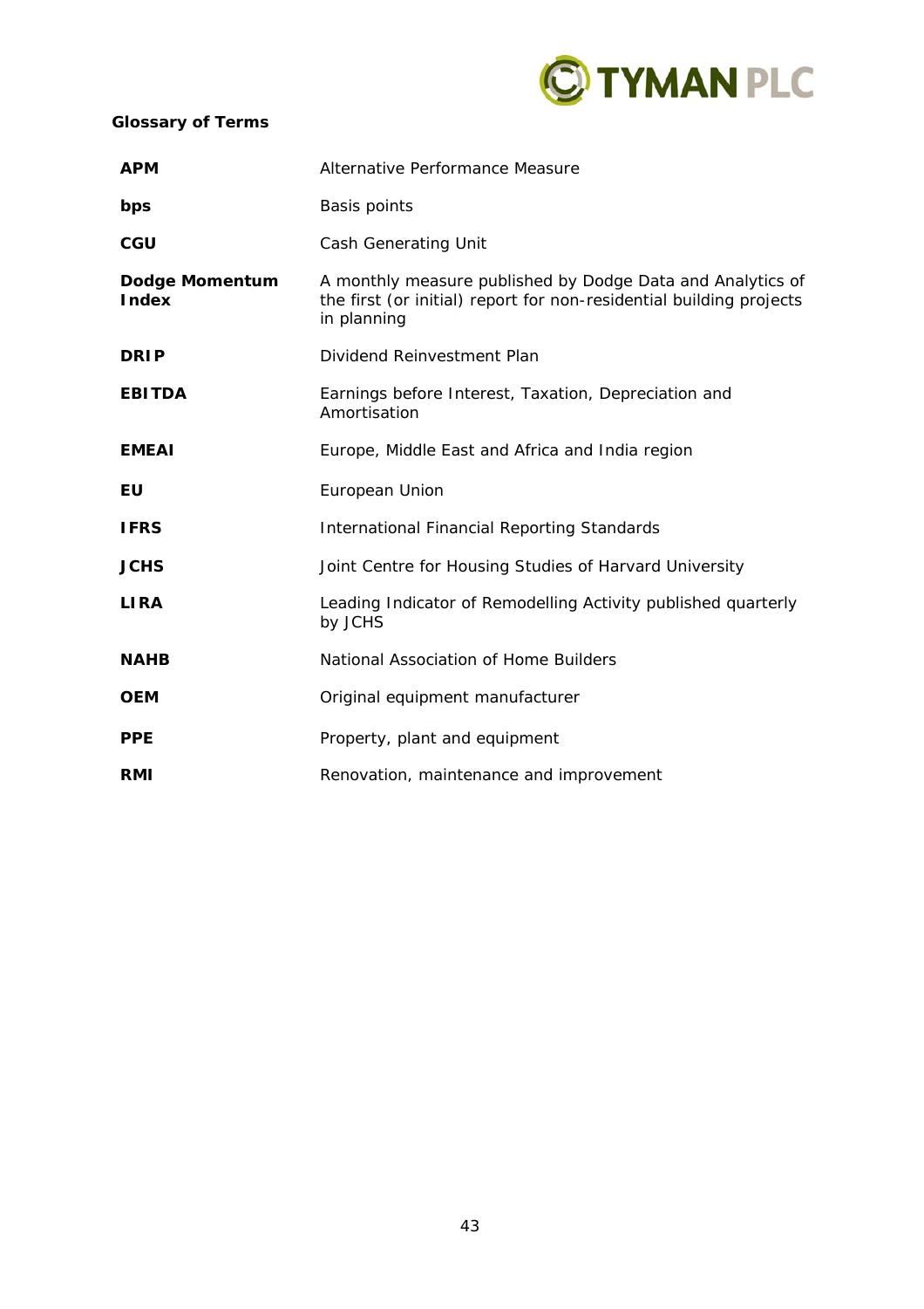## Glossary of Terms

| | |
|---|---|
| **APM** | Alternative Performance Measure |
| **bps** | Basis points |
| **CGU** | Cash Generating Unit |
| **Dodge Momentum Index** | A monthly measure published by Dodge Data and Analytics of the first (or initial) report for non-residential building projects in planning |
| **DRIP** | Dividend Reinvestment Plan |
| **EBITDA** | Earnings before Interest, Taxation, Depreciation and Amortisation |
| **EMEAI** | Europe, Middle East and Africa and India region |
| **EU** | European Union |
| **IFRS** | International Financial Reporting Standards |
| **JCHS** | Joint Centre for Housing Studies of Harvard University |
| **LIRA** | Leading Indicator of Remodelling Activity published quarterly by JCHS |
| **NAHB** | National Association of Home Builders |
| **OEM** | Original equipment manufacturer |
| **PPE** | Property, plant and equipment |
| **RMI** | Renovation, maintenance and improvement |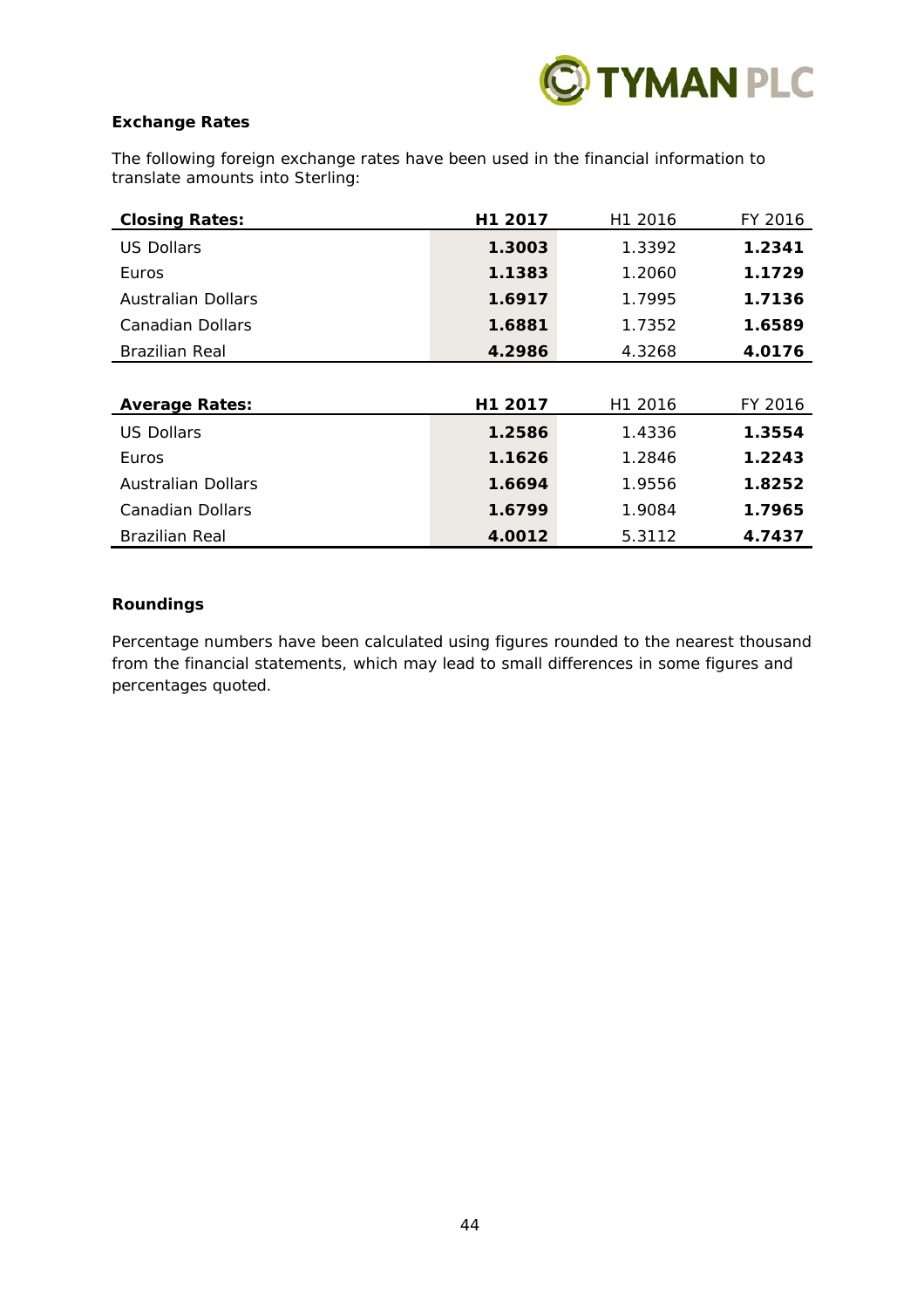**Exchange Rates**

The following foreign exchange rates have been used in the financial information to translate amounts into Sterling:

| **Closing Rates:** | **H1 2017** | H1 2016 | FY 2016 |
|---|---|---|---|
| US Dollars | **1.3003** | 1.3392 | **1.2341** |
| Euros | **1.1383** | 1.2060 | **1.1729** |
| Australian Dollars | **1.6917** | 1.7995 | **1.7136** |
| Canadian Dollars | **1.6881** | 1.7352 | **1.6589** |
| Brazilian Real | **4.2986** | 4.3268 | **4.0176** |

| **Average Rates:** | **H1 2017** | H1 2016 | FY 2016 |
|---|---|---|---|
| US Dollars | **1.2586** | 1.4336 | **1.3554** |
| Euros | **1.1626** | 1.2846 | **1.2243** |
| Australian Dollars | **1.6694** | 1.9556 | **1.8252** |
| Canadian Dollars | **1.6799** | 1.9084 | **1.7965** |
| Brazilian Real | **4.0012** | 5.3112 | **4.7437** |

**Roundings**

Percentage numbers have been calculated using figures rounded to the nearest thousand from the financial statements, which may lead to small differences in some figures and percentages quoted.